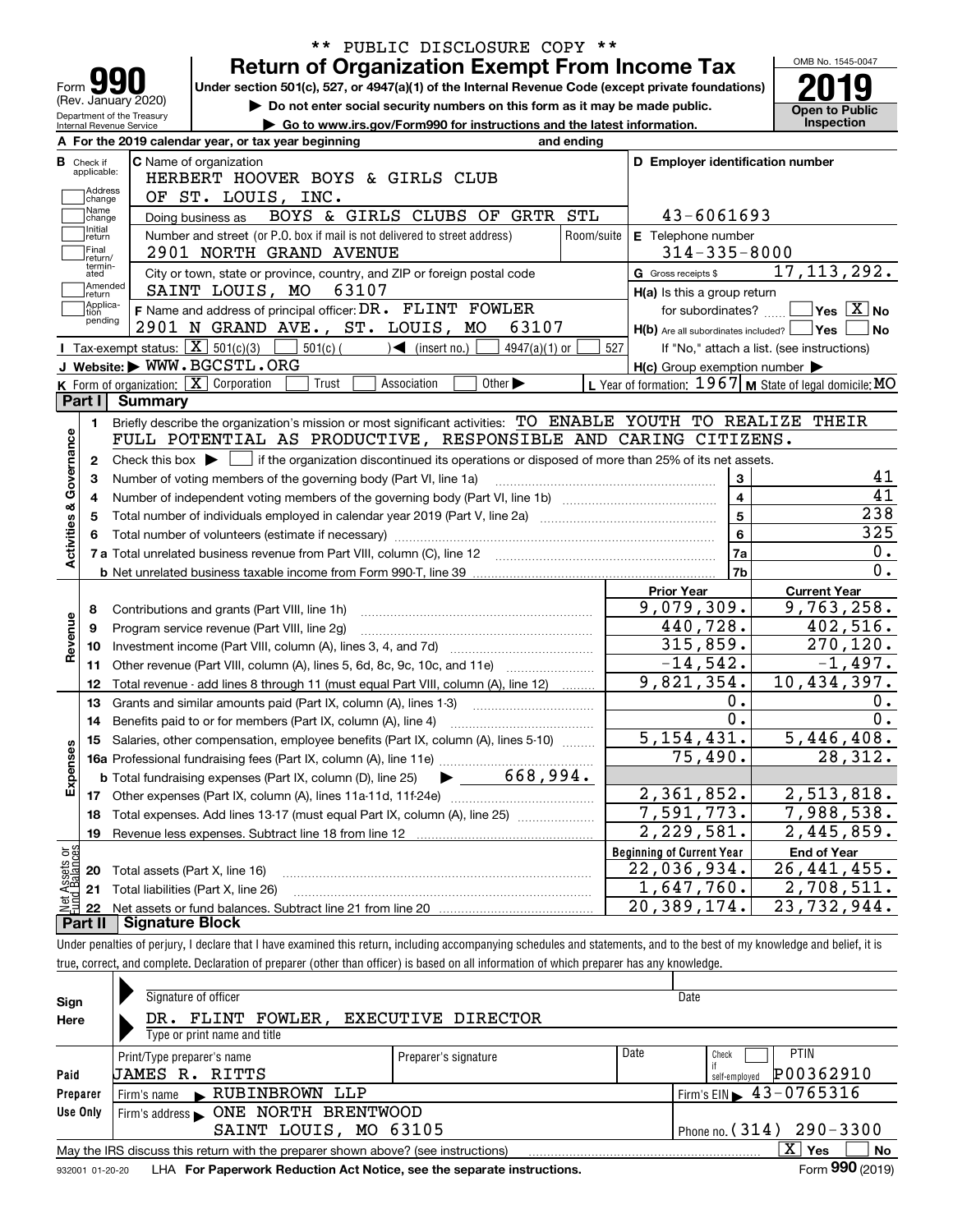** PUBLIC DISCLOSURE COPY **

# Form 990 — Return of Organization Exempt From Income Tax (2019)

Form **990** (Rev. January 2020)
Department of the Treasury
Internal Revenue Service

Under section 501(c), 527, or 4947(a)(1) of the Internal Revenue Code (except private foundations)

▶ Do not enter social security numbers on this form as it may be made public.

▶ Go to www.irs.gov/Form990 for instructions and the latest information.

OMB No. 1545-0047

**2019**

**Open to Public Inspection**

**A** For the 2019 calendar year, or tax year beginning and ending

**B** Check if applicable: Address change, Name change, Initial return, Final return/terminated, Amended return, Application pending

**C** Name of organization: HERBERT HOOVER BOYS & GIRLS CLUB OF ST. LOUIS, INC.

Doing business as: BOYS & GIRLS CLUBS OF GRTR STL

Number and street (or P.O. box if mail is not delivered to street address): 2901 NORTH GRAND AVENUE

Room/suite:

City or town, state or province, country, and ZIP or foreign postal code: SAINT LOUIS, MO 63107

**D** Employer identification number: 43-6061693

**E** Telephone number: 314-335-8000

**G** Gross receipts $ 17,113,292.

**F** Name and address of principal officer: DR. FLINT FOWLER, 2901 N GRAND AVE., ST. LOUIS, MO 63107

**H(a)** Is this a group return for subordinates? Yes [ ] No [X]

**H(b)** Are all subordinates included? Yes [ ] No [ ]

If "No," attach a list. (see instructions)

**H(c)** Group exemption number ▶

**I** Tax-exempt status: [X] 501(c)(3) [ ] 501(c) ( ) ◀ (insert no.) [ ] 4947(a)(1) or [ ] 527

**J** Website: ▶ WWW.BGCSTL.ORG

**K** Form of organization: [X] Corporation [ ] Trust [ ] Association [ ] Other ▶

**L** Year of formation: 1967 **M** State of legal domicile: MO

## Part I Summary

**Activities & Governance**

1. Briefly describe the organization's mission or most significant activities: TO ENABLE YOUTH TO REALIZE THEIR FULL POTENTIAL AS PRODUCTIVE, RESPONSIBLE AND CARING CITIZENS.
2. Check this box ▶ [ ] if the organization discontinued its operations or disposed of more than 25% of its net assets.

| Line | Description | No. | Value |
|---|---|---|---|
| 3 | Number of voting members of the governing body (Part VI, line 1a) | 3 | 41 |
| 4 | Number of independent voting members of the governing body (Part VI, line 1b) | 4 | 41 |
| 5 | Total number of individuals employed in calendar year 2019 (Part V, line 2a) | 5 | 238 |
| 6 | Total number of volunteers (estimate if necessary) | 6 | 325 |
| 7a | Total unrelated business revenue from Part VIII, column (C), line 12 | 7a | 0. |
| 7b | Net unrelated business taxable income from Form 990-T, line 39 | 7b | 0. |

| | Line | Description | Prior Year | Current Year |
|---|---|---|---|---|
| Revenue | 8 | Contributions and grants (Part VIII, line 1h) | 9,079,309. | 9,763,258. |
| | 9 | Program service revenue (Part VIII, line 2g) | 440,728. | 402,516. |
| | 10 | Investment income (Part VIII, column (A), lines 3, 4, and 7d) | 315,859. | 270,120. |
| | 11 | Other revenue (Part VIII, column (A), lines 5, 6d, 8c, 9c, 10c, and 11e) | -14,542. | -1,497. |
| | 12 | Total revenue - add lines 8 through 11 (must equal Part VIII, column (A), line 12) | 9,821,354. | 10,434,397. |
| Expenses | 13 | Grants and similar amounts paid (Part IX, column (A), lines 1-3) | 0. | 0. |
| | 14 | Benefits paid to or for members (Part IX, column (A), line 4) | 0. | 0. |
| | 15 | Salaries, other compensation, employee benefits (Part IX, column (A), lines 5-10) | 5,154,431. | 5,446,408. |
| | 16a | Professional fundraising fees (Part IX, column (A), line 11e) | 75,490. | 28,312. |
| | b | Total fundraising expenses (Part IX, column (D), line 25) ▶ 668,994. | | |
| | 17 | Other expenses (Part IX, column (A), lines 11a-11d, 11f-24e) | 2,361,852. | 2,513,818. |
| | 18 | Total expenses. Add lines 13-17 (must equal Part IX, column (A), line 25) | 7,591,773. | 7,988,538. |
| | 19 | Revenue less expenses. Subtract line 18 from line 12 | 2,229,581. | 2,445,859. |

| | Line | Description | Beginning of Current Year | End of Year |
|---|---|---|---|---|
| Net Assets or Fund Balances | 20 | Total assets (Part X, line 16) | 22,036,934. | 26,441,455. |
| | 21 | Total liabilities (Part X, line 26) | 1,647,760. | 2,708,511. |
| | 22 | Net assets or fund balances. Subtract line 21 from line 20 | 20,389,174. | 23,732,944. |

## Part II Signature Block

Under penalties of perjury, I declare that I have examined this return, including accompanying schedules and statements, and to the best of my knowledge and belief, it is true, correct, and complete. Declaration of preparer (other than officer) is based on all information of which preparer has any knowledge.

**Sign Here**

Signature of officer — Date

DR. FLINT FOWLER, EXECUTIVE DIRECTOR
Type or print name and title

**Paid Preparer Use Only**

| Print/Type preparer's name | Preparer's signature | Date | Check if self-employed | PTIN |
|---|---|---|---|---|
| JAMES R. RITTS | | | [ ] | P00362910 |

Firm's name ▶ RUBINBROWN LLP — Firm's EIN ▶ 43-0765316

Firm's address ▶ ONE NORTH BRENTWOOD, SAINT LOUIS, MO 63105 — Phone no. (314) 290-3300

May the IRS discuss this return with the preparer shown above? (see instructions) [X] Yes [ ] No

932001 01-20-20 LHA For Paperwork Reduction Act Notice, see the separate instructions. Form **990** (2019)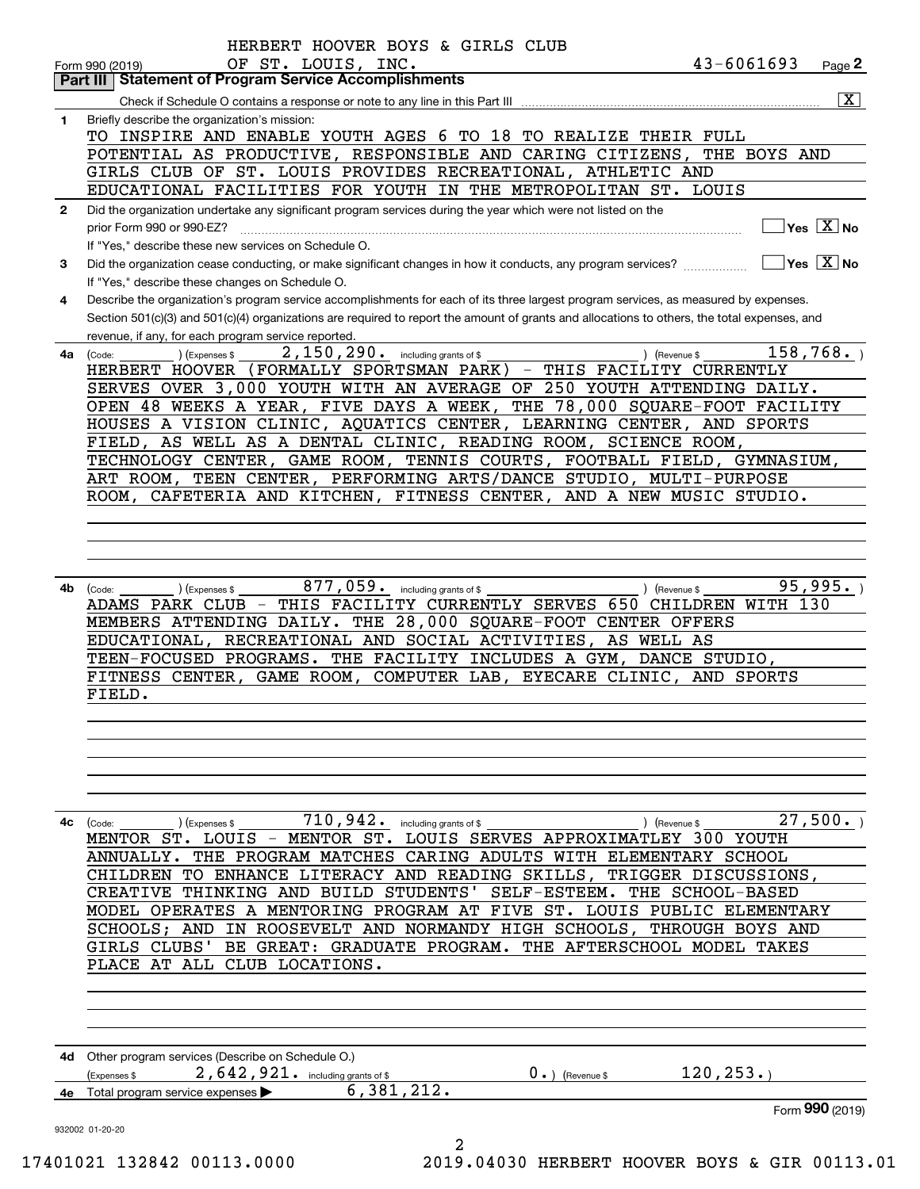HERBERT HOOVER BOYS & GIRLS CLUB

Form 990 (2019) OF ST. LOUIS, INC. 43-6061693 Page 2

**Part III Statement of Program Service Accomplishments**

Check if Schedule O contains a response or note to any line in this Part III [X]

**1** Briefly describe the organization's mission:

TO INSPIRE AND ENABLE YOUTH AGES 6 TO 18 TO REALIZE THEIR FULL POTENTIAL AS PRODUCTIVE, RESPONSIBLE AND CARING CITIZENS, THE BOYS AND GIRLS CLUB OF ST. LOUIS PROVIDES RECREATIONAL, ATHLETIC AND EDUCATIONAL FACILITIES FOR YOUTH IN THE METROPOLITAN ST. LOUIS

**2** Did the organization undertake any significant program services during the year which were not listed on the prior Form 990 or 990-EZ? Yes [ ] No [X]

If "Yes," describe these new services on Schedule O.

**3** Did the organization cease conducting, or make significant changes in how it conducts, any program services? Yes [ ] No [X]

If "Yes," describe these changes on Schedule O.

**4** Describe the organization's program service accomplishments for each of its three largest program services, as measured by expenses. Section 501(c)(3) and 501(c)(4) organizations are required to report the amount of grants and allocations to others, the total expenses, and revenue, if any, for each program service reported.

**4a** (Code: ) (Expenses $ 2,150,290. including grants of $ ) (Revenue $ 158,768. )

HERBERT HOOVER (FORMALLY SPORTSMAN PARK) - THIS FACILITY CURRENTLY SERVES OVER 3,000 YOUTH WITH AN AVERAGE OF 250 YOUTH ATTENDING DAILY. OPEN 48 WEEKS A YEAR, FIVE DAYS A WEEK, THE 78,000 SQUARE-FOOT FACILITY HOUSES A VISION CLINIC, AQUATICS CENTER, LEARNING CENTER, AND SPORTS FIELD, AS WELL AS A DENTAL CLINIC, READING ROOM, SCIENCE ROOM, TECHNOLOGY CENTER, GAME ROOM, TENNIS COURTS, FOOTBALL FIELD, GYMNASIUM, ART ROOM, TEEN CENTER, PERFORMING ARTS/DANCE STUDIO, MULTI-PURPOSE ROOM, CAFETERIA AND KITCHEN, FITNESS CENTER, AND A NEW MUSIC STUDIO.

**4b** (Code: ) (Expenses $ 877,059. including grants of $ ) (Revenue $ 95,995. )

ADAMS PARK CLUB - THIS FACILITY CURRENTLY SERVES 650 CHILDREN WITH 130 MEMBERS ATTENDING DAILY. THE 28,000 SQUARE-FOOT CENTER OFFERS EDUCATIONAL, RECREATIONAL AND SOCIAL ACTIVITIES, AS WELL AS TEEN-FOCUSED PROGRAMS. THE FACILITY INCLUDES A GYM, DANCE STUDIO, FITNESS CENTER, GAME ROOM, COMPUTER LAB, EYECARE CLINIC, AND SPORTS FIELD.

**4c** (Code: ) (Expenses $ 710,942. including grants of $ ) (Revenue $ 27,500. )

MENTOR ST. LOUIS - MENTOR ST. LOUIS SERVES APPROXIMATLEY 300 YOUTH ANNUALLY. THE PROGRAM MATCHES CARING ADULTS WITH ELEMENTARY SCHOOL CHILDREN TO ENHANCE LITERACY AND READING SKILLS, TRIGGER DISCUSSIONS, CREATIVE THINKING AND BUILD STUDENTS' SELF-ESTEEM. THE SCHOOL-BASED MODEL OPERATES A MENTORING PROGRAM AT FIVE ST. LOUIS PUBLIC ELEMENTARY SCHOOLS; AND IN ROOSEVELT AND NORMANDY HIGH SCHOOLS, THROUGH BOYS AND GIRLS CLUBS' BE GREAT: GRADUATE PROGRAM. THE AFTERSCHOOL MODEL TAKES PLACE AT ALL CLUB LOCATIONS.

**4d** Other program services (Describe on Schedule O.)

(Expenses $ 2,642,921. including grants of $ 0. ) (Revenue $ 120,253. )

**4e** Total program service expenses ▶ 6,381,212.

Form **990** (2019)

932002 01-20-20

17401021 132842 00113.0000 2019.04030 HERBERT HOOVER BOYS & GIR 00113.01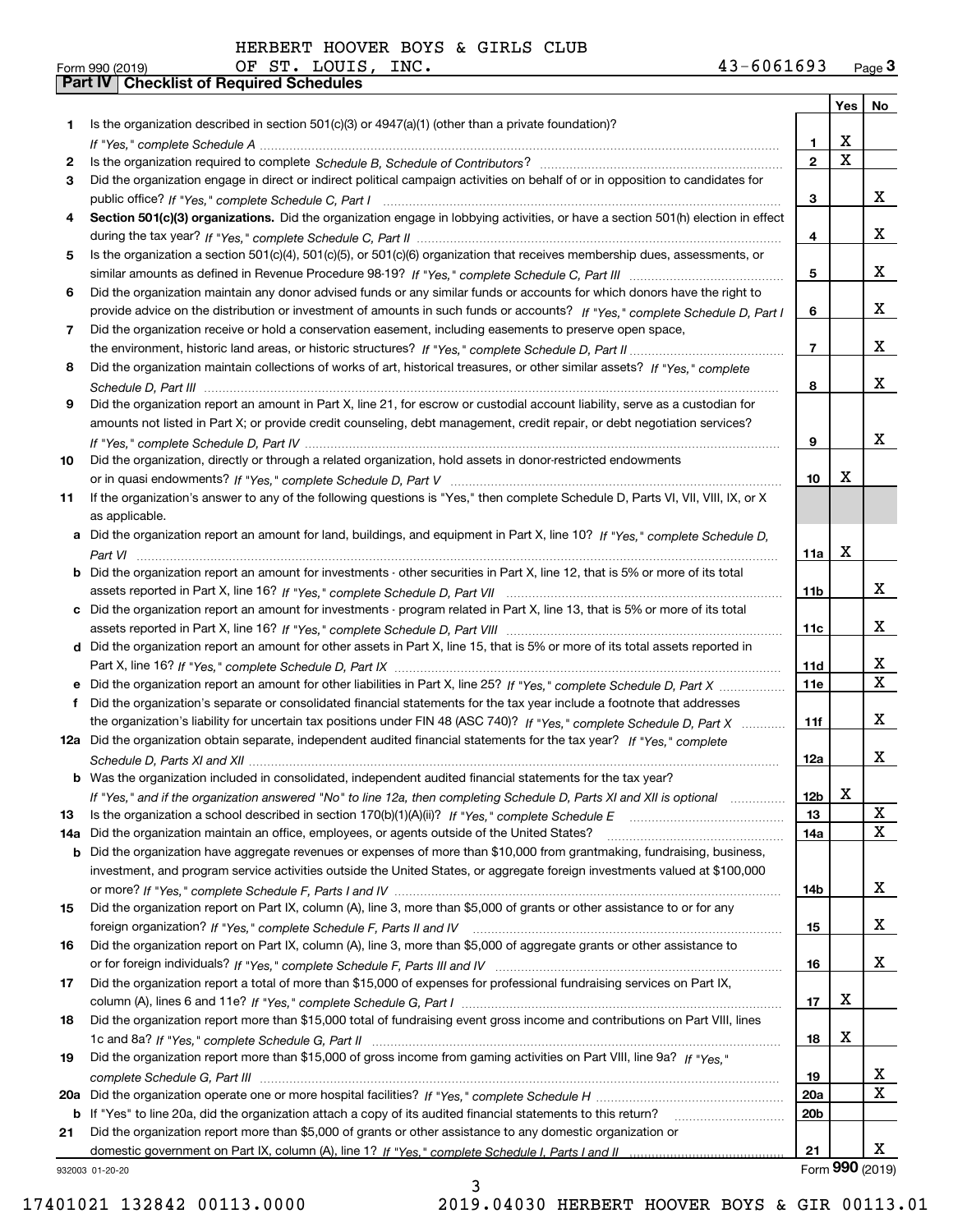HERBERT HOOVER BOYS & GIRLS CLUB

Form 990 (2019) OF ST. LOUIS, INC. 43-6061693 Page **3**

**Part IV Checklist of Required Schedules**

| | | | Yes | No |
|---|---|---|---|---|
| **1** | Is the organization described in section 501(c)(3) or 4947(a)(1) (other than a private foundation)? *If "Yes," complete Schedule A* | **1** | X | |
| **2** | Is the organization required to complete *Schedule B, Schedule of Contributors*? | **2** | X | |
| **3** | Did the organization engage in direct or indirect political campaign activities on behalf of or in opposition to candidates for public office? *If "Yes," complete Schedule C, Part I* | **3** | | X |
| **4** | **Section 501(c)(3) organizations.** Did the organization engage in lobbying activities, or have a section 501(h) election in effect during the tax year? *If "Yes," complete Schedule C, Part II* | **4** | | X |
| **5** | Is the organization a section 501(c)(4), 501(c)(5), or 501(c)(6) organization that receives membership dues, assessments, or similar amounts as defined in Revenue Procedure 98-19? *If "Yes," complete Schedule C, Part III* | **5** | | X |
| **6** | Did the organization maintain any donor advised funds or any similar funds or accounts for which donors have the right to provide advice on the distribution or investment of amounts in such funds or accounts? *If "Yes," complete Schedule D, Part I* | **6** | | X |
| **7** | Did the organization receive or hold a conservation easement, including easements to preserve open space, the environment, historic land areas, or historic structures? *If "Yes," complete Schedule D, Part II* | **7** | | X |
| **8** | Did the organization maintain collections of works of art, historical treasures, or other similar assets? *If "Yes," complete Schedule D, Part III* | **8** | | X |
| **9** | Did the organization report an amount in Part X, line 21, for escrow or custodial account liability, serve as a custodian for amounts not listed in Part X; or provide credit counseling, debt management, credit repair, or debt negotiation services? *If "Yes," complete Schedule D, Part IV* | **9** | | X |
| **10** | Did the organization, directly or through a related organization, hold assets in donor-restricted endowments or in quasi endowments? *If "Yes," complete Schedule D, Part V* | **10** | X | |
| **11** | If the organization's answer to any of the following questions is "Yes," then complete Schedule D, Parts VI, VII, VIII, IX, or X as applicable. | | | |
| **a** | Did the organization report an amount for land, buildings, and equipment in Part X, line 10? *If "Yes," complete Schedule D, Part VI* | **11a** | X | |
| **b** | Did the organization report an amount for investments - other securities in Part X, line 12, that is 5% or more of its total assets reported in Part X, line 16? *If "Yes," complete Schedule D, Part VII* | **11b** | | X |
| **c** | Did the organization report an amount for investments - program related in Part X, line 13, that is 5% or more of its total assets reported in Part X, line 16? *If "Yes," complete Schedule D, Part VIII* | **11c** | | X |
| **d** | Did the organization report an amount for other assets in Part X, line 15, that is 5% or more of its total assets reported in Part X, line 16? *If "Yes," complete Schedule D, Part IX* | **11d** | | X |
| **e** | Did the organization report an amount for other liabilities in Part X, line 25? *If "Yes," complete Schedule D, Part X* | **11e** | | X |
| **f** | Did the organization's separate or consolidated financial statements for the tax year include a footnote that addresses the organization's liability for uncertain tax positions under FIN 48 (ASC 740)? *If "Yes," complete Schedule D, Part X* | **11f** | | X |
| **12a** | Did the organization obtain separate, independent audited financial statements for the tax year? *If "Yes," complete Schedule D, Parts XI and XII* | **12a** | | X |
| **b** | Was the organization included in consolidated, independent audited financial statements for the tax year? *If "Yes," and if the organization answered "No" to line 12a, then completing Schedule D, Parts XI and XII is optional* | **12b** | X | |
| **13** | Is the organization a school described in section 170(b)(1)(A)(ii)? *If "Yes," complete Schedule E* | **13** | | X |
| **14a** | Did the organization maintain an office, employees, or agents outside of the United States? | **14a** | | X |
| **b** | Did the organization have aggregate revenues or expenses of more than $10,000 from grantmaking, fundraising, business, investment, and program service activities outside the United States, or aggregate foreign investments valued at $100,000 or more? *If "Yes," complete Schedule F, Parts I and IV* | **14b** | | X |
| **15** | Did the organization report on Part IX, column (A), line 3, more than $5,000 of grants or other assistance to or for any foreign organization? *If "Yes," complete Schedule F, Parts II and IV* | **15** | | X |
| **16** | Did the organization report on Part IX, column (A), line 3, more than $5,000 of aggregate grants or other assistance to or for foreign individuals? *If "Yes," complete Schedule F, Parts III and IV* | **16** | | X |
| **17** | Did the organization report a total of more than $15,000 of expenses for professional fundraising services on Part IX, column (A), lines 6 and 11e? *If "Yes," complete Schedule G, Part I* | **17** | X | |
| **18** | Did the organization report more than $15,000 total of fundraising event gross income and contributions on Part VIII, lines 1c and 8a? *If "Yes," complete Schedule G, Part II* | **18** | X | |
| **19** | Did the organization report more than $15,000 of gross income from gaming activities on Part VIII, line 9a? *If "Yes," complete Schedule G, Part III* | **19** | | X |
| **20a** | Did the organization operate one or more hospital facilities? *If "Yes," complete Schedule H* | **20a** | | X |
| **b** | If "Yes" to line 20a, did the organization attach a copy of its audited financial statements to this return? | **20b** | | |
| **21** | Did the organization report more than $5,000 of grants or other assistance to any domestic organization or domestic government on Part IX, column (A), line 1? *If "Yes," complete Schedule I, Parts I and II* | **21** | | X |

932003 01-20-20 Form **990** (2019)

17401021 132842 00113.0000 2019.04030 HERBERT HOOVER BOYS & GIR 00113.01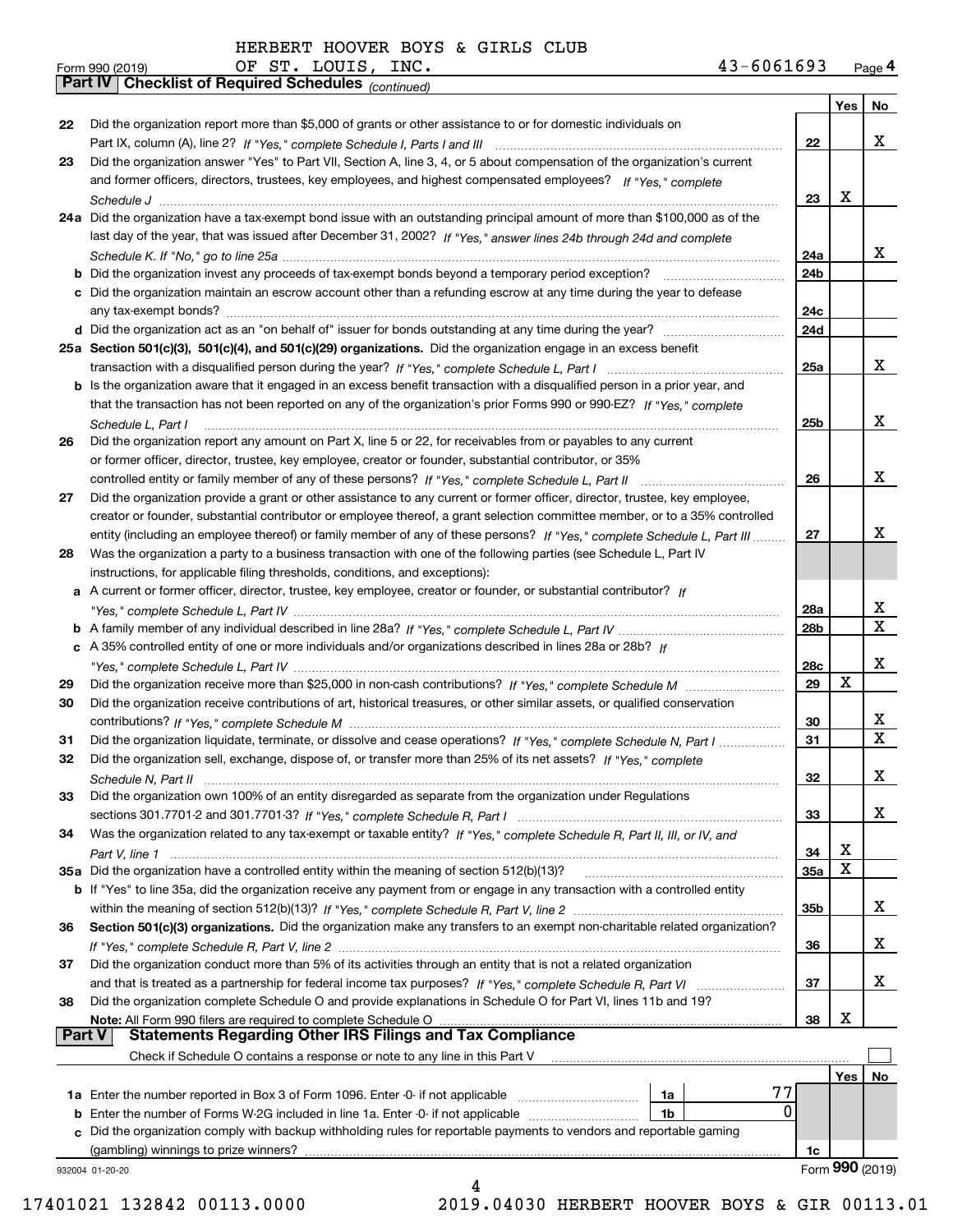HERBERT HOOVER BOYS & GIRLS CLUB

Form 990 (2019) OF ST. LOUIS, INC. 43-6061693 Page **4**

**Part IV | Checklist of Required Schedules** *(continued)*

| | | | Yes | No |
|---|---|---|---|---|
| **22** | Did the organization report more than $5,000 of grants or other assistance to or for domestic individuals on Part IX, column (A), line 2? *If "Yes," complete Schedule I, Parts I and III* | **22** | | X |
| **23** | Did the organization answer "Yes" to Part VII, Section A, line 3, 4, or 5 about compensation of the organization's current and former officers, directors, trustees, key employees, and highest compensated employees? *If "Yes," complete Schedule J* | **23** | X | |
| **24a** | Did the organization have a tax-exempt bond issue with an outstanding principal amount of more than $100,000 as of the last day of the year, that was issued after December 31, 2002? *If "Yes," answer lines 24b through 24d and complete Schedule K. If "No," go to line 25a* | **24a** | | X |
| **b** | Did the organization invest any proceeds of tax-exempt bonds beyond a temporary period exception? | **24b** | | |
| **c** | Did the organization maintain an escrow account other than a refunding escrow at any time during the year to defease any tax-exempt bonds? | **24c** | | |
| **d** | Did the organization act as an "on behalf of" issuer for bonds outstanding at any time during the year? | **24d** | | |
| **25a** | **Section 501(c)(3), 501(c)(4), and 501(c)(29) organizations.** Did the organization engage in an excess benefit transaction with a disqualified person during the year? *If "Yes," complete Schedule L, Part I* | **25a** | | X |
| **b** | Is the organization aware that it engaged in an excess benefit transaction with a disqualified person in a prior year, and that the transaction has not been reported on any of the organization's prior Forms 990 or 990-EZ? *If "Yes," complete Schedule L, Part I* | **25b** | | X |
| **26** | Did the organization report any amount on Part X, line 5 or 22, for receivables from or payables to any current or former officer, director, trustee, key employee, creator or founder, substantial contributor, or 35% controlled entity or family member of any of these persons? *If "Yes," complete Schedule L, Part II* | **26** | | X |
| **27** | Did the organization provide a grant or other assistance to any current or former officer, director, trustee, key employee, creator or founder, substantial contributor or employee thereof, a grant selection committee member, or to a 35% controlled entity (including an employee thereof) or family member of any of these persons? *If "Yes," complete Schedule L, Part III* | **27** | | X |
| **28** | Was the organization a party to a business transaction with one of the following parties (see Schedule L, Part IV instructions, for applicable filing thresholds, conditions, and exceptions): | | | |
| **a** | A current or former officer, director, trustee, key employee, creator or founder, or substantial contributor? *If "Yes," complete Schedule L, Part IV* | **28a** | | X |
| **b** | A family member of any individual described in line 28a? *If "Yes," complete Schedule L, Part IV* | **28b** | | X |
| **c** | A 35% controlled entity of one or more individuals and/or organizations described in lines 28a or 28b? *If "Yes," complete Schedule L, Part IV* | **28c** | | X |
| **29** | Did the organization receive more than $25,000 in non-cash contributions? *If "Yes," complete Schedule M* | **29** | X | |
| **30** | Did the organization receive contributions of art, historical treasures, or other similar assets, or qualified conservation contributions? *If "Yes," complete Schedule M* | **30** | | X |
| **31** | Did the organization liquidate, terminate, or dissolve and cease operations? *If "Yes," complete Schedule N, Part I* | **31** | | X |
| **32** | Did the organization sell, exchange, dispose of, or transfer more than 25% of its net assets? *If "Yes," complete Schedule N, Part II* | **32** | | X |
| **33** | Did the organization own 100% of an entity disregarded as separate from the organization under Regulations sections 301.7701-2 and 301.7701-3? *If "Yes," complete Schedule R, Part I* | **33** | | X |
| **34** | Was the organization related to any tax-exempt or taxable entity? *If "Yes," complete Schedule R, Part II, III, or IV, and Part V, line 1* | **34** | X | |
| **35a** | Did the organization have a controlled entity within the meaning of section 512(b)(13)? | **35a** | X | |
| **b** | If "Yes" to line 35a, did the organization receive any payment from or engage in any transaction with a controlled entity within the meaning of section 512(b)(13)? *If "Yes," complete Schedule R, Part V, line 2* | **35b** | | X |
| **36** | **Section 501(c)(3) organizations.** Did the organization make any transfers to an exempt non-charitable related organization? *If "Yes," complete Schedule R, Part V, line 2* | **36** | | X |
| **37** | Did the organization conduct more than 5% of its activities through an entity that is not a related organization and that is treated as a partnership for federal income tax purposes? *If "Yes," complete Schedule R, Part VI* | **37** | | X |
| **38** | Did the organization complete Schedule O and provide explanations in Schedule O for Part VI, lines 11b and 19? **Note:** All Form 990 filers are required to complete Schedule O | **38** | X | |

**Part V | Statements Regarding Other IRS Filings and Tax Compliance**

Check if Schedule O contains a response or note to any line in this Part V ☐

| | | | | | Yes | No |
|---|---|---|---|---|---|---|
| **1a** | Enter the number reported in Box 3 of Form 1096. Enter -0- if not applicable | **1a** | 77 | | | |
| **b** | Enter the number of Forms W-2G included in line 1a. Enter -0- if not applicable | **1b** | 0 | | | |
| **c** | Did the organization comply with backup withholding rules for reportable payments to vendors and reportable gaming (gambling) winnings to prize winners? | | | **1c** | | |

932004 01-20-20 Form **990** (2019)

17401021 132842 00113.0000 2019.04030 HERBERT HOOVER BOYS & GIR 00113.01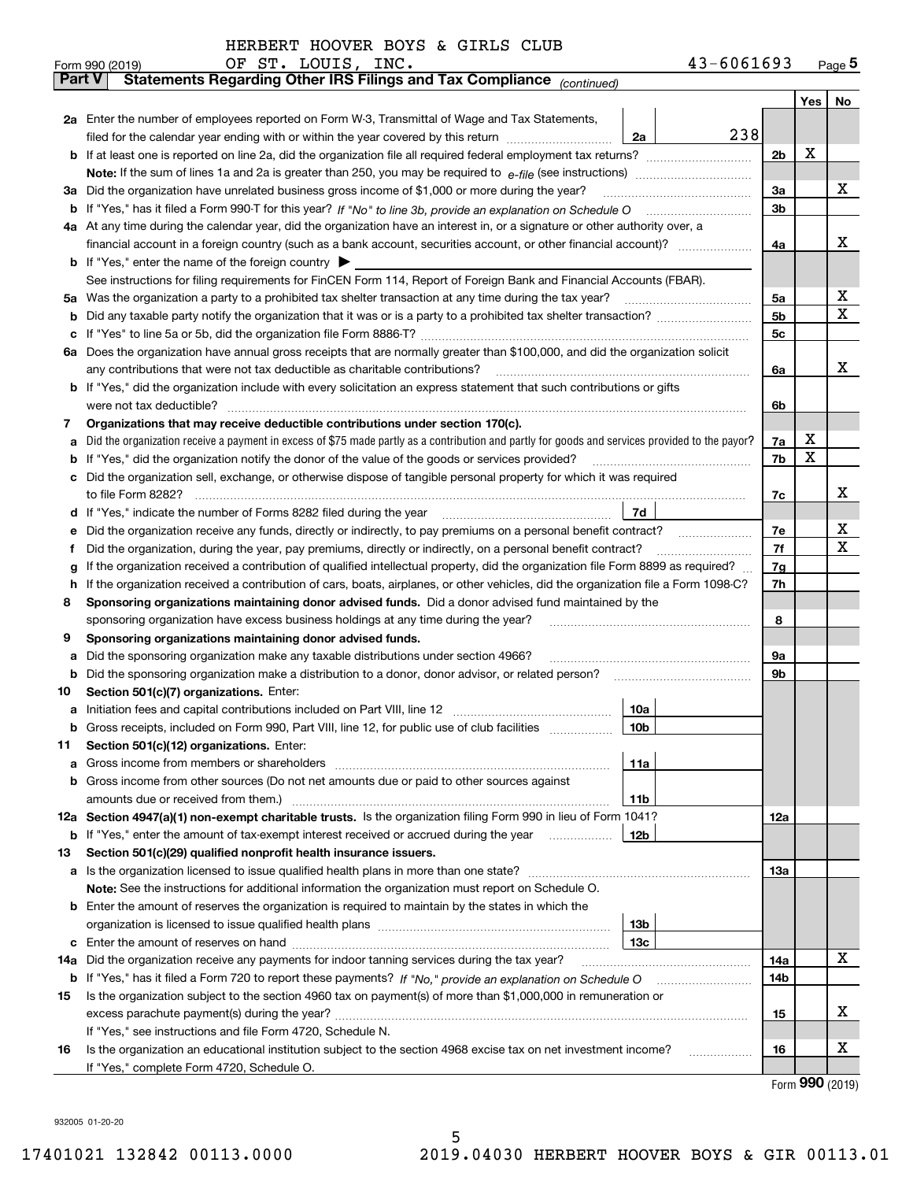HERBERT HOOVER BOYS & GIRLS CLUB
Form 990 (2019) OF ST. LOUIS, INC. 43-6061693 Page 5

**Part V Statements Regarding Other IRS Filings and Tax Compliance** *(continued)*

| | | | | Yes | No |
|---|---|---|---|---|---|
| **2a** | Enter the number of employees reported on Form W-3, Transmittal of Wage and Tax Statements, filed for the calendar year ending with or within the year covered by this return | 2a 238 | | | |
| **b** | If at least one is reported on line 2a, did the organization file all required federal employment tax returns? | | 2b | X | |
| | **Note:** If the sum of lines 1a and 2a is greater than 250, you may be required to *e-file* (see instructions) | | | | |
| **3a** | Did the organization have unrelated business gross income of $1,000 or more during the year? | | 3a | | X |
| **b** | If "Yes," has it filed a Form 990-T for this year? *If "No" to line 3b, provide an explanation on Schedule O* | | 3b | | |
| **4a** | At any time during the calendar year, did the organization have an interest in, or a signature or other authority over, a financial account in a foreign country (such as a bank account, securities account, or other financial account)? | | 4a | | X |
| **b** | If "Yes," enter the name of the foreign country ▶ | | | | |
| | See instructions for filing requirements for FinCEN Form 114, Report of Foreign Bank and Financial Accounts (FBAR). | | | | |
| **5a** | Was the organization a party to a prohibited tax shelter transaction at any time during the tax year? | | 5a | | X |
| **b** | Did any taxable party notify the organization that it was or is a party to a prohibited tax shelter transaction? | | 5b | | X |
| **c** | If "Yes" to line 5a or 5b, did the organization file Form 8886-T? | | 5c | | |
| **6a** | Does the organization have annual gross receipts that are normally greater than $100,000, and did the organization solicit any contributions that were not tax deductible as charitable contributions? | | 6a | | X |
| **b** | If "Yes," did the organization include with every solicitation an express statement that such contributions or gifts were not tax deductible? | | 6b | | |
| **7** | **Organizations that may receive deductible contributions under section 170(c).** | | | | |
| **a** | Did the organization receive a payment in excess of $75 made partly as a contribution and partly for goods and services provided to the payor? | | 7a | X | |
| **b** | If "Yes," did the organization notify the donor of the value of the goods or services provided? | | 7b | X | |
| **c** | Did the organization sell, exchange, or otherwise dispose of tangible personal property for which it was required to file Form 8282? | | 7c | | X |
| **d** | If "Yes," indicate the number of Forms 8282 filed during the year | 7d | | | |
| **e** | Did the organization receive any funds, directly or indirectly, to pay premiums on a personal benefit contract? | | 7e | | X |
| **f** | Did the organization, during the year, pay premiums, directly or indirectly, on a personal benefit contract? | | 7f | | X |
| **g** | If the organization received a contribution of qualified intellectual property, did the organization file Form 8899 as required? | | 7g | | |
| **h** | If the organization received a contribution of cars, boats, airplanes, or other vehicles, did the organization file a Form 1098-C? | | 7h | | |
| **8** | **Sponsoring organizations maintaining donor advised funds.** Did a donor advised fund maintained by the sponsoring organization have excess business holdings at any time during the year? | | 8 | | |
| **9** | **Sponsoring organizations maintaining donor advised funds.** | | | | |
| **a** | Did the sponsoring organization make any taxable distributions under section 4966? | | 9a | | |
| **b** | Did the sponsoring organization make a distribution to a donor, donor advisor, or related person? | | 9b | | |
| **10** | **Section 501(c)(7) organizations.** Enter: | | | | |
| **a** | Initiation fees and capital contributions included on Part VIII, line 12 | 10a | | | |
| **b** | Gross receipts, included on Form 990, Part VIII, line 12, for public use of club facilities | 10b | | | |
| **11** | **Section 501(c)(12) organizations.** Enter: | | | | |
| **a** | Gross income from members or shareholders | 11a | | | |
| **b** | Gross income from other sources (Do not net amounts due or paid to other sources against amounts due or received from them.) | 11b | | | |
| **12a** | **Section 4947(a)(1) non-exempt charitable trusts.** Is the organization filing Form 990 in lieu of Form 1041? | | 12a | | |
| **b** | If "Yes," enter the amount of tax-exempt interest received or accrued during the year | 12b | | | |
| **13** | **Section 501(c)(29) qualified nonprofit health insurance issuers.** | | | | |
| **a** | Is the organization licensed to issue qualified health plans in more than one state? | | 13a | | |
| | **Note:** See the instructions for additional information the organization must report on Schedule O. | | | | |
| **b** | Enter the amount of reserves the organization is required to maintain by the states in which the organization is licensed to issue qualified health plans | 13b | | | |
| **c** | Enter the amount of reserves on hand | 13c | | | |
| **14a** | Did the organization receive any payments for indoor tanning services during the tax year? | | 14a | | X |
| **b** | If "Yes," has it filed a Form 720 to report these payments? *If "No," provide an explanation on Schedule O* | | 14b | | |
| **15** | Is the organization subject to the section 4960 tax on payment(s) of more than $1,000,000 in remuneration or excess parachute payment(s) during the year? | | 15 | | X |
| | If "Yes," see instructions and file Form 4720, Schedule N. | | | | |
| **16** | Is the organization an educational institution subject to the section 4968 excise tax on net investment income? | | 16 | | X |
| | If "Yes," complete Form 4720, Schedule O. | | | | |

Form **990** (2019)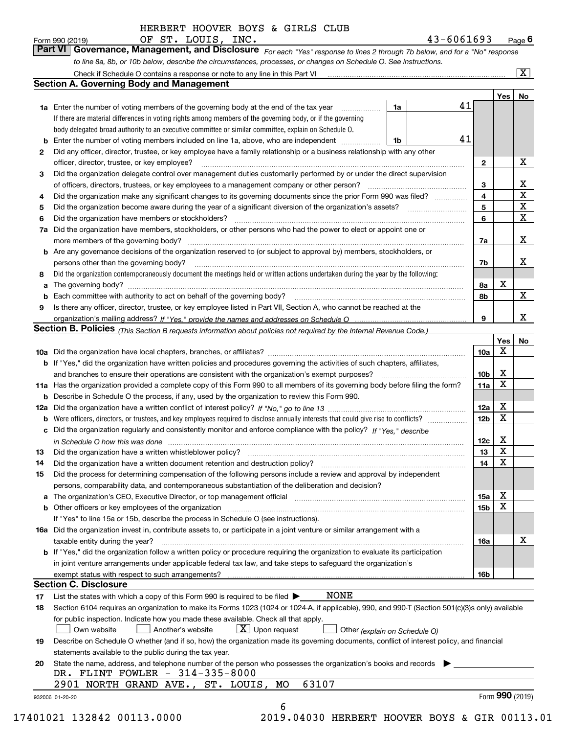HERBERT HOOVER BOYS & GIRLS CLUB
Form 990 (2019) OF ST. LOUIS, INC. 43-6061693 Page 6

**Part VI Governance, Management, and Disclosure** *For each "Yes" response to lines 2 through 7b below, and for a "No" response to line 8a, 8b, or 10b below, describe the circumstances, processes, or changes on Schedule O. See instructions.*

Check if Schedule O contains a response or note to any line in this Part VI .......... [X]

## Section A. Governing Body and Management

| | | | | Yes | No |
|---|---|---|---|---|---|
| **1a** | Enter the number of voting members of the governing body at the end of the tax year ... If there are material differences in voting rights among members of the governing body, or if the governing body delegated broad authority to an executive committee or similar committee, explain on Schedule O. | 1a | 41 | | |
| **b** | Enter the number of voting members included on line 1a, above, who are independent ... | 1b | 41 | | |
| **2** | Did any officer, director, trustee, or key employee have a family relationship or a business relationship with any other officer, director, trustee, or key employee? | | 2 | | X |
| **3** | Did the organization delegate control over management duties customarily performed by or under the direct supervision of officers, directors, trustees, or key employees to a management company or other person? | | 3 | | X |
| **4** | Did the organization make any significant changes to its governing documents since the prior Form 990 was filed? | | 4 | | X |
| **5** | Did the organization become aware during the year of a significant diversion of the organization's assets? | | 5 | | X |
| **6** | Did the organization have members or stockholders? | | 6 | | X |
| **7a** | Did the organization have members, stockholders, or other persons who had the power to elect or appoint one or more members of the governing body? | | 7a | | X |
| **b** | Are any governance decisions of the organization reserved to (or subject to approval by) members, stockholders, or persons other than the governing body? | | 7b | | X |
| **8** | Did the organization contemporaneously document the meetings held or written actions undertaken during the year by the following: | | | | |
| **a** | The governing body? | | 8a | X | |
| **b** | Each committee with authority to act on behalf of the governing body? | | 8b | | X |
| **9** | Is there any officer, director, trustee, or key employee listed in Part VII, Section A, who cannot be reached at the organization's mailing address? *If "Yes," provide the names and addresses on Schedule O* | | 9 | | X |

## Section B. Policies *(This Section B requests information about policies not required by the Internal Revenue Code.)*

| | | | Yes | No |
|---|---|---|---|---|
| **10a** | Did the organization have local chapters, branches, or affiliates? | 10a | X | |
| **b** | If "Yes," did the organization have written policies and procedures governing the activities of such chapters, affiliates, and branches to ensure their operations are consistent with the organization's exempt purposes? | 10b | X | |
| **11a** | Has the organization provided a complete copy of this Form 990 to all members of its governing body before filing the form? | 11a | X | |
| **b** | Describe in Schedule O the process, if any, used by the organization to review this Form 990. | | | |
| **12a** | Did the organization have a written conflict of interest policy? *If "No," go to line 13* | 12a | X | |
| **b** | Were officers, directors, or trustees, and key employees required to disclose annually interests that could give rise to conflicts? | 12b | X | |
| **c** | Did the organization regularly and consistently monitor and enforce compliance with the policy? *If "Yes," describe in Schedule O how this was done* | 12c | X | |
| **13** | Did the organization have a written whistleblower policy? | 13 | X | |
| **14** | Did the organization have a written document retention and destruction policy? | 14 | X | |
| **15** | Did the process for determining compensation of the following persons include a review and approval by independent persons, comparability data, and contemporaneous substantiation of the deliberation and decision? | | | |
| **a** | The organization's CEO, Executive Director, or top management official | 15a | X | |
| **b** | Other officers or key employees of the organization | 15b | X | |
| | If "Yes" to line 15a or 15b, describe the process in Schedule O (see instructions). | | | |
| **16a** | Did the organization invest in, contribute assets to, or participate in a joint venture or similar arrangement with a taxable entity during the year? | 16a | | X |
| **b** | If "Yes," did the organization follow a written policy or procedure requiring the organization to evaluate its participation in joint venture arrangements under applicable federal tax law, and take steps to safeguard the organization's exempt status with respect to such arrangements? | 16b | | |

## Section C. Disclosure

**17** List the states with which a copy of this Form 990 is required to be filed ▶ NONE

**18** Section 6104 requires an organization to make its Forms 1023 (1024 or 1024-A, if applicable), 990, and 990-T (Section 501(c)(3)s only) available for public inspection. Indicate how you made these available. Check all that apply.

[ ] Own website [ ] Another's website [X] Upon request [ ] Other *(explain on Schedule O)*

**19** Describe on Schedule O whether (and if so, how) the organization made its governing documents, conflict of interest policy, and financial statements available to the public during the tax year.

**20** State the name, address, and telephone number of the person who possesses the organization's books and records ▶

DR. FLINT FOWLER - 314-335-8000
2901 NORTH GRAND AVE., ST. LOUIS, MO 63107

932006 01-20-20 Form **990** (2019)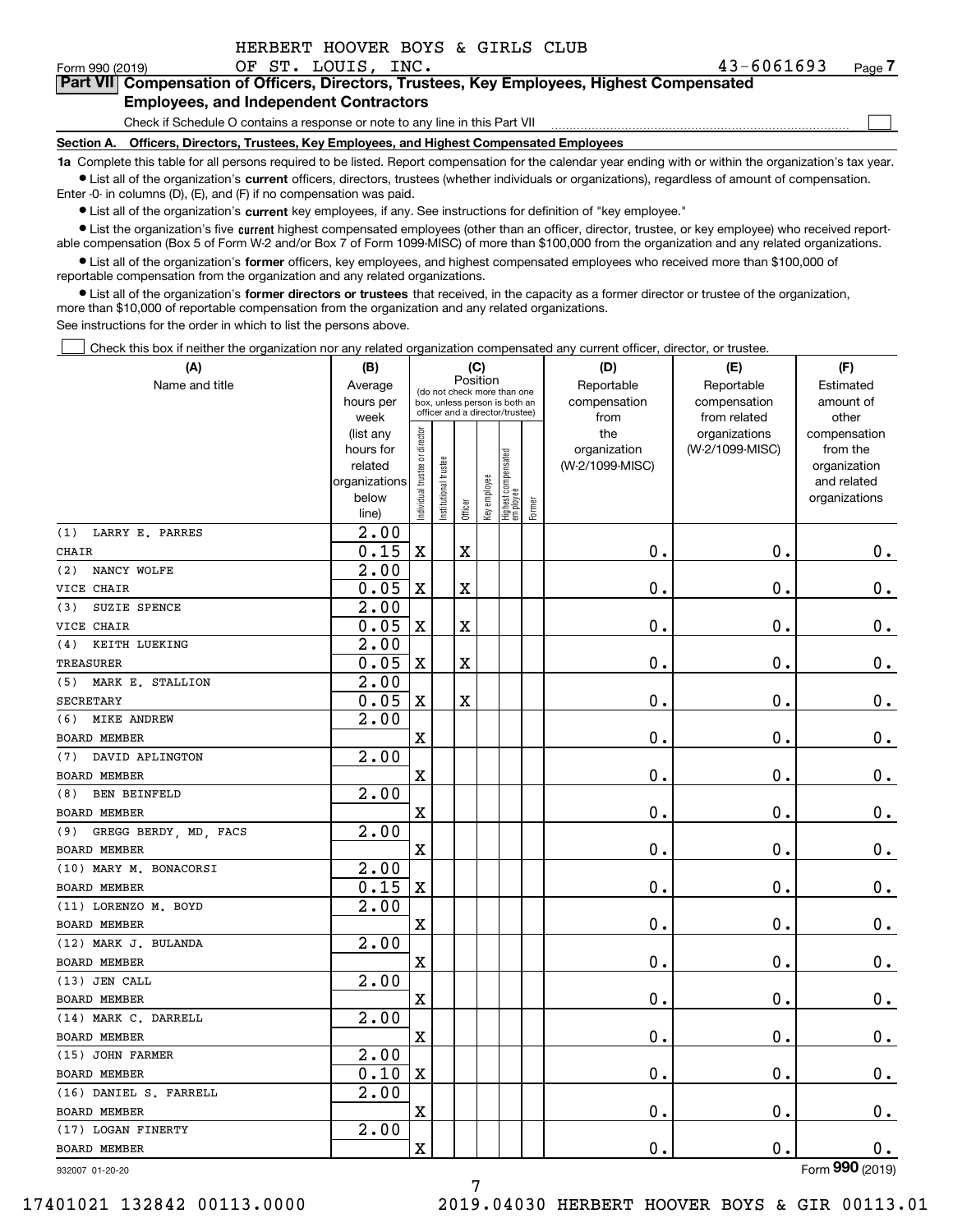HERBERT HOOVER BOYS & GIRLS CLUB

Form 990 (2019) OF ST. LOUIS, INC. 43-6061693 Page **7**

**Part VII Compensation of Officers, Directors, Trustees, Key Employees, Highest Compensated Employees, and Independent Contractors**

Check if Schedule O contains a response or note to any line in this Part VII

**Section A. Officers, Directors, Trustees, Key Employees, and Highest Compensated Employees**

**1a** Complete this table for all persons required to be listed. Report compensation for the calendar year ending with or within the organization's tax year.

- List all of the organization's **current** officers, directors, trustees (whether individuals or organizations), regardless of amount of compensation. Enter -0- in columns (D), (E), and (F) if no compensation was paid.
- List all of the organization's **current** key employees, if any. See instructions for definition of "key employee."
- List the organization's five **current** highest compensated employees (other than an officer, director, trustee, or key employee) who received reportable compensation (Box 5 of Form W-2 and/or Box 7 of Form 1099-MISC) of more than $100,000 from the organization and any related organizations.
- List all of the organization's **former** officers, key employees, and highest compensated employees who received more than $100,000 of reportable compensation from the organization and any related organizations.
- List all of the organization's **former directors or trustees** that received, in the capacity as a former director or trustee of the organization, more than $10,000 of reportable compensation from the organization and any related organizations.

See instructions for the order in which to list the persons above.

Check this box if neither the organization nor any related organization compensated any current officer, director, or trustee.

| (A) Name and title | (B) Average hours per week (list any hours for related organizations below line) | (C) Position: Individual trustee or director | Institutional trustee | Officer | Key employee | Highest compensated employee | Former | (D) Reportable compensation from the organization (W-2/1099-MISC) | (E) Reportable compensation from related organizations (W-2/1099-MISC) | (F) Estimated amount of other compensation from the organization and related organizations |
|---|---|---|---|---|---|---|---|---|---|---|
| (1) LARRY E. PARRES<br>CHAIR | 2.00<br>0.15 | X | | X | | | | 0. | 0. | 0. |
| (2) NANCY WOLFE<br>VICE CHAIR | 2.00<br>0.05 | X | | X | | | | 0. | 0. | 0. |
| (3) SUZIE SPENCE<br>VICE CHAIR | 2.00<br>0.05 | X | | X | | | | 0. | 0. | 0. |
| (4) KEITH LUEKING<br>TREASURER | 2.00<br>0.05 | X | | X | | | | 0. | 0. | 0. |
| (5) MARK E. STALLION<br>SECRETARY | 2.00<br>0.05 | X | | X | | | | 0. | 0. | 0. |
| (6) MIKE ANDREW<br>BOARD MEMBER | 2.00 | X | | | | | | 0. | 0. | 0. |
| (7) DAVID APLINGTON<br>BOARD MEMBER | 2.00 | X | | | | | | 0. | 0. | 0. |
| (8) BEN BEINFELD<br>BOARD MEMBER | 2.00 | X | | | | | | 0. | 0. | 0. |
| (9) GREGG BERDY, MD, FACS<br>BOARD MEMBER | 2.00 | X | | | | | | 0. | 0. | 0. |
| (10) MARY M. BONACORSI<br>BOARD MEMBER | 2.00<br>0.15 | X | | | | | | 0. | 0. | 0. |
| (11) LORENZO M. BOYD<br>BOARD MEMBER | 2.00 | X | | | | | | 0. | 0. | 0. |
| (12) MARK J. BULANDA<br>BOARD MEMBER | 2.00 | X | | | | | | 0. | 0. | 0. |
| (13) JEN CALL<br>BOARD MEMBER | 2.00 | X | | | | | | 0. | 0. | 0. |
| (14) MARK C. DARRELL<br>BOARD MEMBER | 2.00 | X | | | | | | 0. | 0. | 0. |
| (15) JOHN FARMER<br>BOARD MEMBER | 2.00<br>0.10 | X | | | | | | 0. | 0. | 0. |
| (16) DANIEL S. FARRELL<br>BOARD MEMBER | 2.00 | X | | | | | | 0. | 0. | 0. |
| (17) LOGAN FINERTY<br>BOARD MEMBER | 2.00 | X | | | | | | 0. | 0. | 0. |

932007 01-20-20

Form **990** (2019)

17401021 132842 00113.0000 2019.04030 HERBERT HOOVER BOYS & GIR 00113.01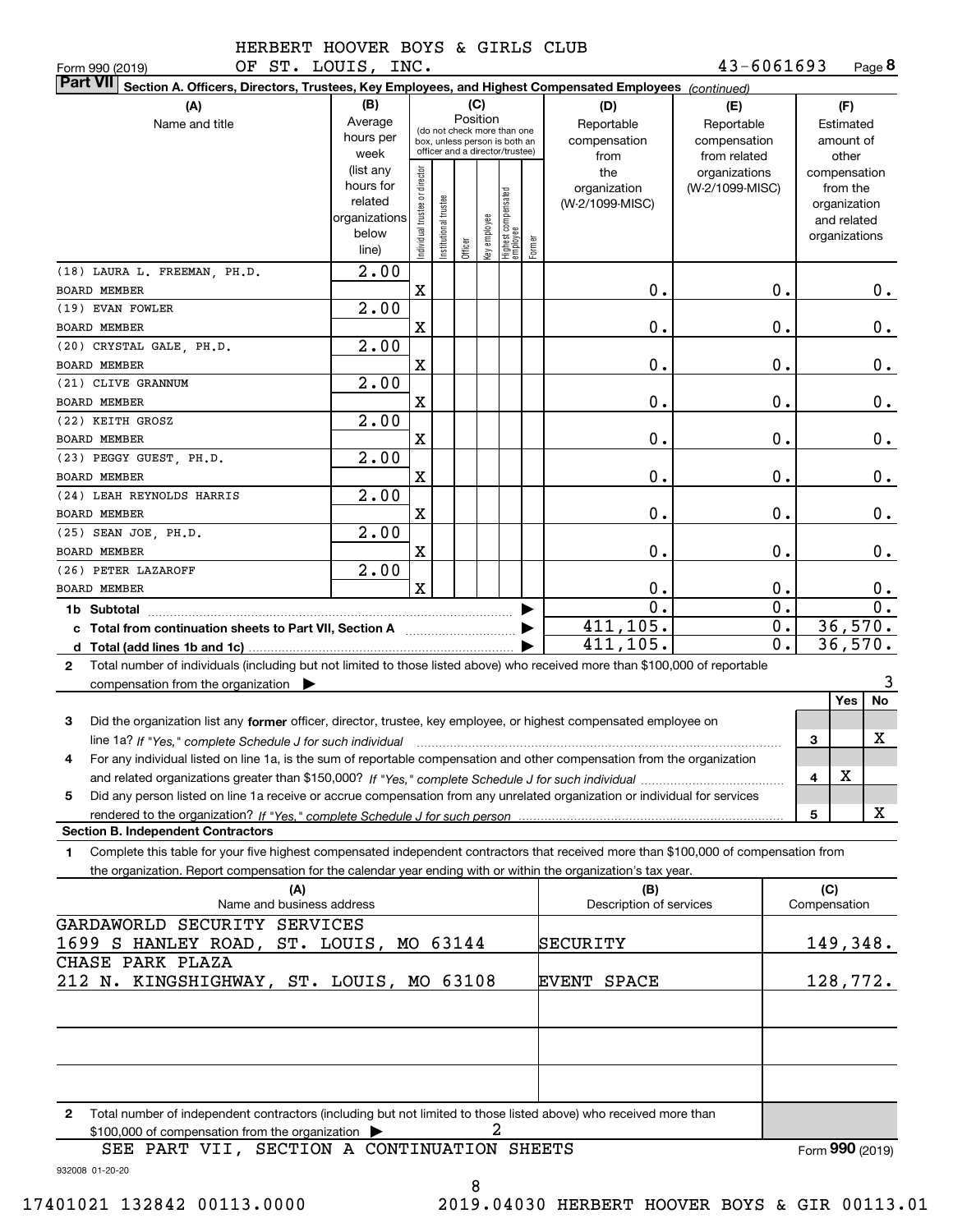HERBERT HOOVER BOYS & GIRLS CLUB
OF ST. LOUIS, INC. 43-6061693

Form 990 (2019) Page **8**

**Part VII** Section A. Officers, Directors, Trustees, Key Employees, and Highest Compensated Employees *(continued)*

| (A) Name and title | (B) Average hours per week (list any hours for related organizations below line) | (C) Position: Individual trustee or director | Institutional trustee | Officer | Key employee | Highest compensated employee | Former | (D) Reportable compensation from the organization (W-2/1099-MISC) | (E) Reportable compensation from related organizations (W-2/1099-MISC) | (F) Estimated amount of other compensation from the organization and related organizations |
|---|---|---|---|---|---|---|---|---|---|---|
| (18) LAURA L. FREEMAN, PH.D. BOARD MEMBER | 2.00 | X | | | | | | 0. | 0. | 0. |
| (19) EVAN FOWLER BOARD MEMBER | 2.00 | X | | | | | | 0. | 0. | 0. |
| (20) CRYSTAL GALE, PH.D. BOARD MEMBER | 2.00 | X | | | | | | 0. | 0. | 0. |
| (21) CLIVE GRANNUM BOARD MEMBER | 2.00 | X | | | | | | 0. | 0. | 0. |
| (22) KEITH GROSZ BOARD MEMBER | 2.00 | X | | | | | | 0. | 0. | 0. |
| (23) PEGGY GUEST, PH.D. BOARD MEMBER | 2.00 | X | | | | | | 0. | 0. | 0. |
| (24) LEAH REYNOLDS HARRIS BOARD MEMBER | 2.00 | X | | | | | | 0. | 0. | 0. |
| (25) SEAN JOE, PH.D. BOARD MEMBER | 2.00 | X | | | | | | 0. | 0. | 0. |
| (26) PETER LAZAROFF BOARD MEMBER | 2.00 | X | | | | | | 0. | 0. | 0. |
| **1b Subtotal** | | | | | | | | 0. | 0. | 0. |
| **c Total from continuation sheets to Part VII, Section A** | | | | | | | | 411,105. | 0. | 36,570. |
| **d Total (add lines 1b and 1c)** | | | | | | | | 411,105. | 0. | 36,570. |

**2** Total number of individuals (including but not limited to those listed above) who received more than $100,000 of reportable compensation from the organization ▶ 3

| | | Yes | No |
|---|---|---|---|
| **3** Did the organization list any **former** officer, director, trustee, key employee, or highest compensated employee on line 1a? *If "Yes," complete Schedule J for such individual* | 3 | | X |
| **4** For any individual listed on line 1a, is the sum of reportable compensation and other compensation from the organization and related organizations greater than $150,000? *If "Yes," complete Schedule J for such individual* | 4 | X | |
| **5** Did any person listed on line 1a receive or accrue compensation from any unrelated organization or individual for services rendered to the organization? *If "Yes," complete Schedule J for such person* | 5 | | X |

**Section B. Independent Contractors**

**1** Complete this table for your five highest compensated independent contractors that received more than $100,000 of compensation from the organization. Report compensation for the calendar year ending with or within the organization's tax year.

| (A) Name and business address | (B) Description of services | (C) Compensation |
|---|---|---|
| GARDAWORLD SECURITY SERVICES 1699 S HANLEY ROAD, ST. LOUIS, MO 63144 | SECURITY | 149,348. |
| CHASE PARK PLAZA 212 N. KINGSHIGHWAY, ST. LOUIS, MO 63108 | EVENT SPACE | 128,772. |
| | | |
| | | |
| | | |

**2** Total number of independent contractors (including but not limited to those listed above) who received more than $100,000 of compensation from the organization ▶ 2

SEE PART VII, SECTION A CONTINUATION SHEETS

Form **990** (2019)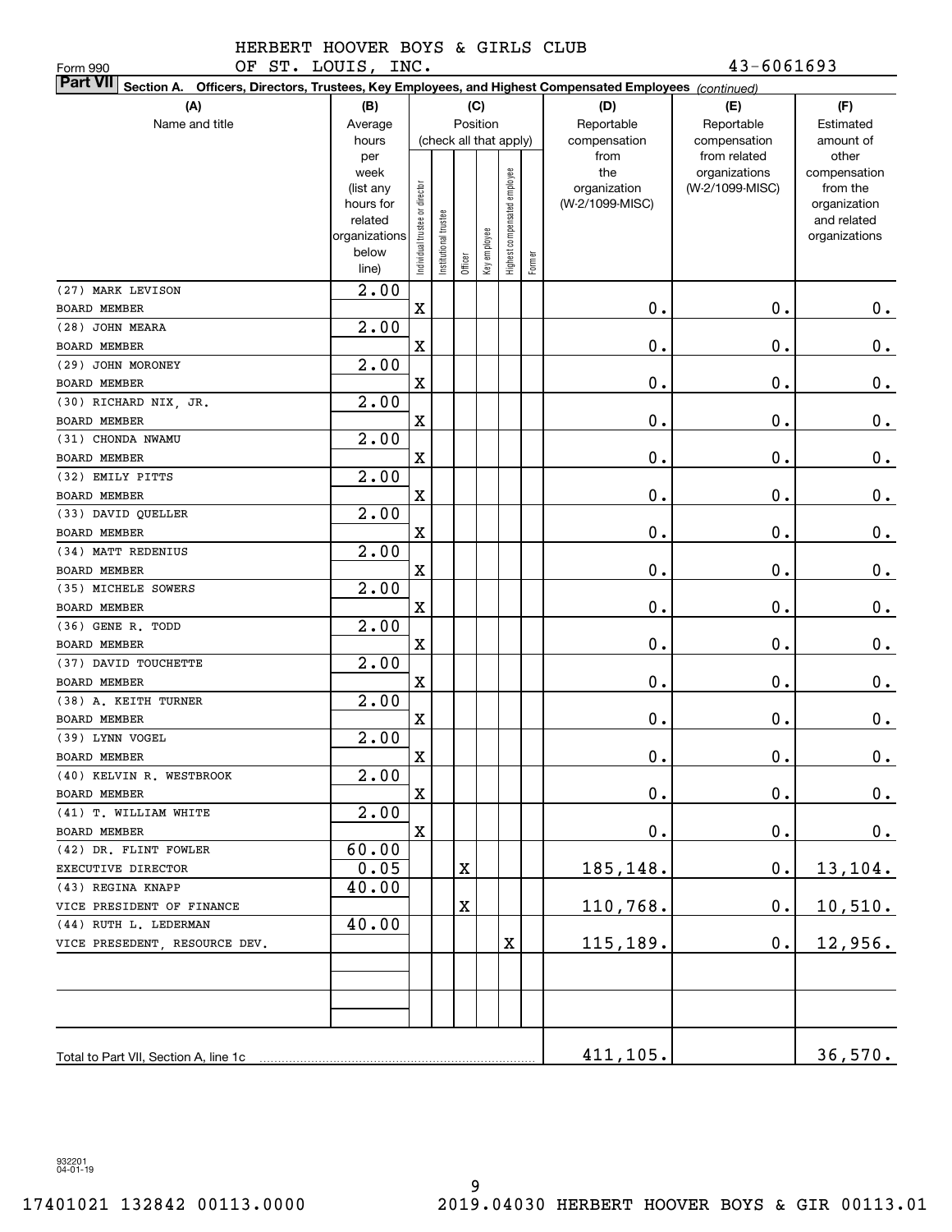Form 990

HERBERT HOOVER BOYS & GIRLS CLUB OF ST. LOUIS, INC. 43-6061693

**Part VII** Section A. Officers, Directors, Trustees, Key Employees, and Highest Compensated Employees *(continued)*

| (A) Name and title | (B) Average hours per week (list any hours for related organizations below line) | (C) Position (check all that apply): Individual trustee or director | Institutional trustee | Officer | Key employee | Highest compensated employee | Former | (D) Reportable compensation from the organization (W-2/1099-MISC) | (E) Reportable compensation from related organizations (W-2/1099-MISC) | (F) Estimated amount of other compensation from the organization and related organizations |
|---|---|---|---|---|---|---|---|---|---|---|
| (27) MARK LEVISON<br>BOARD MEMBER | 2.00 | X | | | | | | 0. | 0. | 0. |
| (28) JOHN MEARA<br>BOARD MEMBER | 2.00 | X | | | | | | 0. | 0. | 0. |
| (29) JOHN MORONEY<br>BOARD MEMBER | 2.00 | X | | | | | | 0. | 0. | 0. |
| (30) RICHARD NIX, JR.<br>BOARD MEMBER | 2.00 | X | | | | | | 0. | 0. | 0. |
| (31) CHONDA NWAMU<br>BOARD MEMBER | 2.00 | X | | | | | | 0. | 0. | 0. |
| (32) EMILY PITTS<br>BOARD MEMBER | 2.00 | X | | | | | | 0. | 0. | 0. |
| (33) DAVID QUELLER<br>BOARD MEMBER | 2.00 | X | | | | | | 0. | 0. | 0. |
| (34) MATT REDENIUS<br>BOARD MEMBER | 2.00 | X | | | | | | 0. | 0. | 0. |
| (35) MICHELE SOWERS<br>BOARD MEMBER | 2.00 | X | | | | | | 0. | 0. | 0. |
| (36) GENE R. TODD<br>BOARD MEMBER | 2.00 | X | | | | | | 0. | 0. | 0. |
| (37) DAVID TOUCHETTE<br>BOARD MEMBER | 2.00 | X | | | | | | 0. | 0. | 0. |
| (38) A. KEITH TURNER<br>BOARD MEMBER | 2.00 | X | | | | | | 0. | 0. | 0. |
| (39) LYNN VOGEL<br>BOARD MEMBER | 2.00 | X | | | | | | 0. | 0. | 0. |
| (40) KELVIN R. WESTBROOK<br>BOARD MEMBER | 2.00 | X | | | | | | 0. | 0. | 0. |
| (41) T. WILLIAM WHITE<br>BOARD MEMBER | 2.00 | X | | | | | | 0. | 0. | 0. |
| (42) DR. FLINT FOWLER<br>EXECUTIVE DIRECTOR | 60.00<br>0.05 | | | X | | | | 185,148. | 0. | 13,104. |
| (43) REGINA KNAPP<br>VICE PRESIDENT OF FINANCE | 40.00 | | | X | | | | 110,768. | 0. | 10,510. |
| (44) RUTH L. LEDERMAN<br>VICE PRESEDENT, RESOURCE DEV. | 40.00 | | | | | X | | 115,189. | 0. | 12,956. |
| | | | | | | | | | | |
| | | | | | | | | | | |
| Total to Part VII, Section A, line 1c | | | | | | | | 411,105. | | 36,570. |

932201 04-01-19

17401021 132842 00113.0000 2019.04030 HERBERT HOOVER BOYS & GIR 00113.01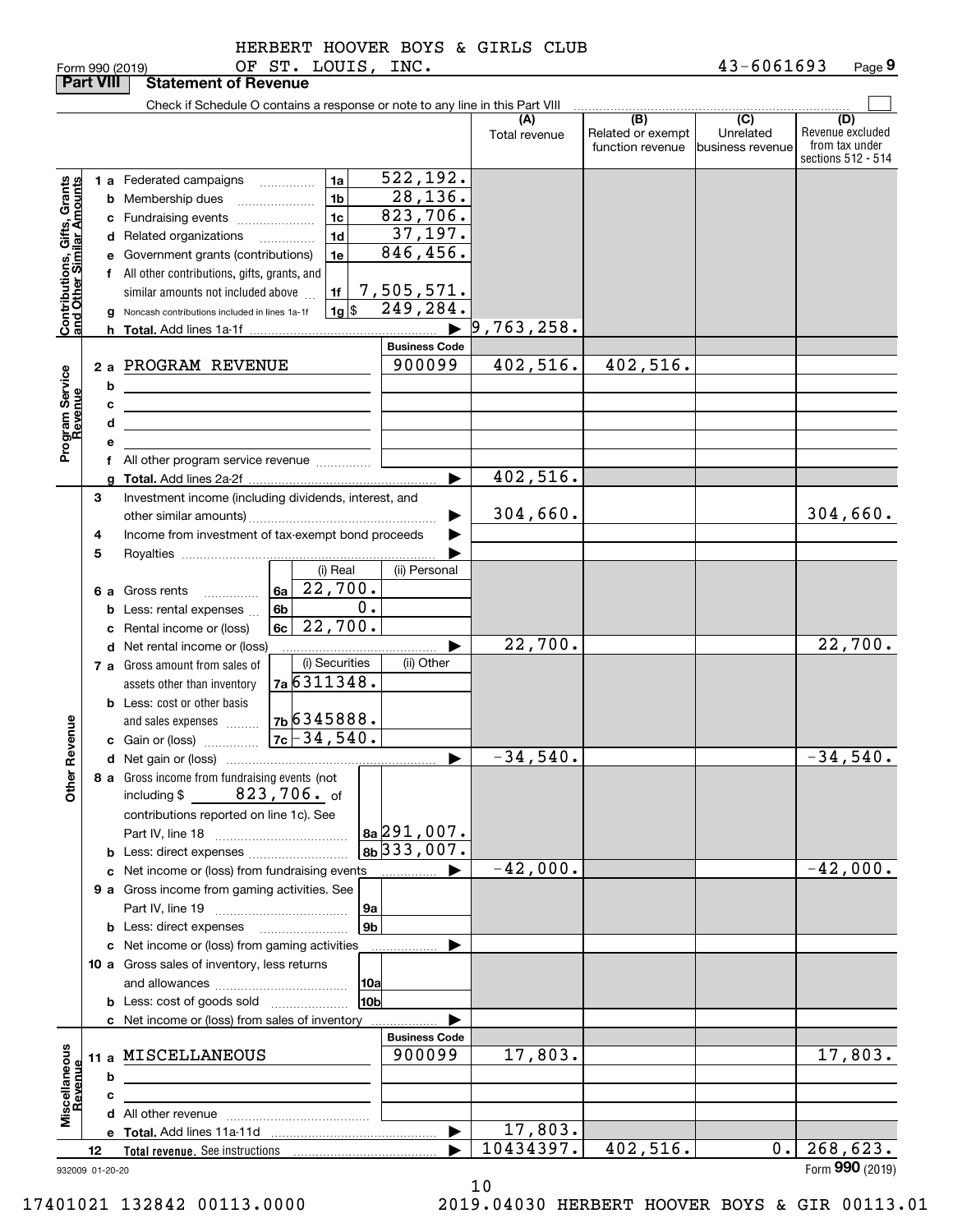HERBERT HOOVER BOYS & GIRLS CLUB
OF ST. LOUIS, INC.

Form 990 (2019) 43-6061693 Page **9**

**Part VIII** **Statement of Revenue**

Check if Schedule O contains a response or note to any line in this Part VIII ☐

| | | | | (A) Total revenue | (B) Related or exempt function revenue | (C) Unrelated business revenue | (D) Revenue excluded from tax under sections 512 - 514 |
|---|---|---|---|---|---|---|---|
| **Contributions, Gifts, Grants and Other Similar Amounts** | 1 a Federated campaigns | 1a | 522,192. | | | | |
| | b Membership dues | 1b | 28,136. | | | | |
| | c Fundraising events | 1c | 823,706. | | | | |
| | d Related organizations | 1d | 37,197. | | | | |
| | e Government grants (contributions) | 1e | 846,456. | | | | |
| | f All other contributions, gifts, grants, and similar amounts not included above | 1f | 7,505,571. | | | | |
| | g Noncash contributions included in lines 1a-1f | 1g $ | 249,284. | | | | |
| | h **Total.** Add lines 1a-1f | | | 9,763,258. | | | |
| | | | **Business Code** | | | | |
| **Program Service Revenue** | 2 a PROGRAM REVENUE | | 900099 | 402,516. | 402,516. | | |
| | b | | | | | | |
| | c | | | | | | |
| | d | | | | | | |
| | e | | | | | | |
| | f All other program service revenue | | | | | | |
| | g **Total.** Add lines 2a-2f | | | 402,516. | | | |
| **Other Revenue** | 3 Investment income (including dividends, interest, and other similar amounts) | | | 304,660. | | | 304,660. |
| | 4 Income from investment of tax-exempt bond proceeds | | | | | | |
| | 5 Royalties | | | | | | |
| | | (i) Real | (ii) Personal | | | | |
| | 6 a Gross rents (6a) | 22,700. | | | | | |
| | b Less: rental expenses (6b) | 0. | | | | | |
| | c Rental income or (loss) (6c) | 22,700. | | | | | |
| | d Net rental income or (loss) | | | 22,700. | | | 22,700. |
| | | (i) Securities | (ii) Other | | | | |
| | 7 a Gross amount from sales of assets other than inventory (7a) | 6311348. | | | | | |
| | b Less: cost or other basis and sales expenses (7b) | 6345888. | | | | | |
| | c Gain or (loss) (7c) | -34,540. | | | | | |
| | d Net gain or (loss) | | | -34,540. | | | -34,540. |
| | 8 a Gross income from fundraising events (not including $ 823,706. of contributions reported on line 1c). See Part IV, line 18 | 8a | 291,007. | | | | |
| | b Less: direct expenses | 8b | 333,007. | | | | |
| | c Net income or (loss) from fundraising events | | | -42,000. | | | -42,000. |
| | 9 a Gross income from gaming activities. See Part IV, line 19 | 9a | | | | | |
| | b Less: direct expenses | 9b | | | | | |
| | c Net income or (loss) from gaming activities | | | | | | |
| | 10 a Gross sales of inventory, less returns and allowances | 10a | | | | | |
| | b Less: cost of goods sold | 10b | | | | | |
| | c Net income or (loss) from sales of inventory | | | | | | |
| | | | **Business Code** | | | | |
| **Miscellaneous Revenue** | 11 a MISCELLANEOUS | | 900099 | 17,803. | | | 17,803. |
| | b | | | | | | |
| | c | | | | | | |
| | d All other revenue | | | | | | |
| | e **Total.** Add lines 11a-11d | | | 17,803. | | | |
| | 12 **Total revenue.** See instructions | | | 10434397. | 402,516. | 0. | 268,623. |

932009 01-20-20 Form **990** (2019)

17401021 132842 00113.0000 2019.04030 HERBERT HOOVER BOYS & GIR 00113.01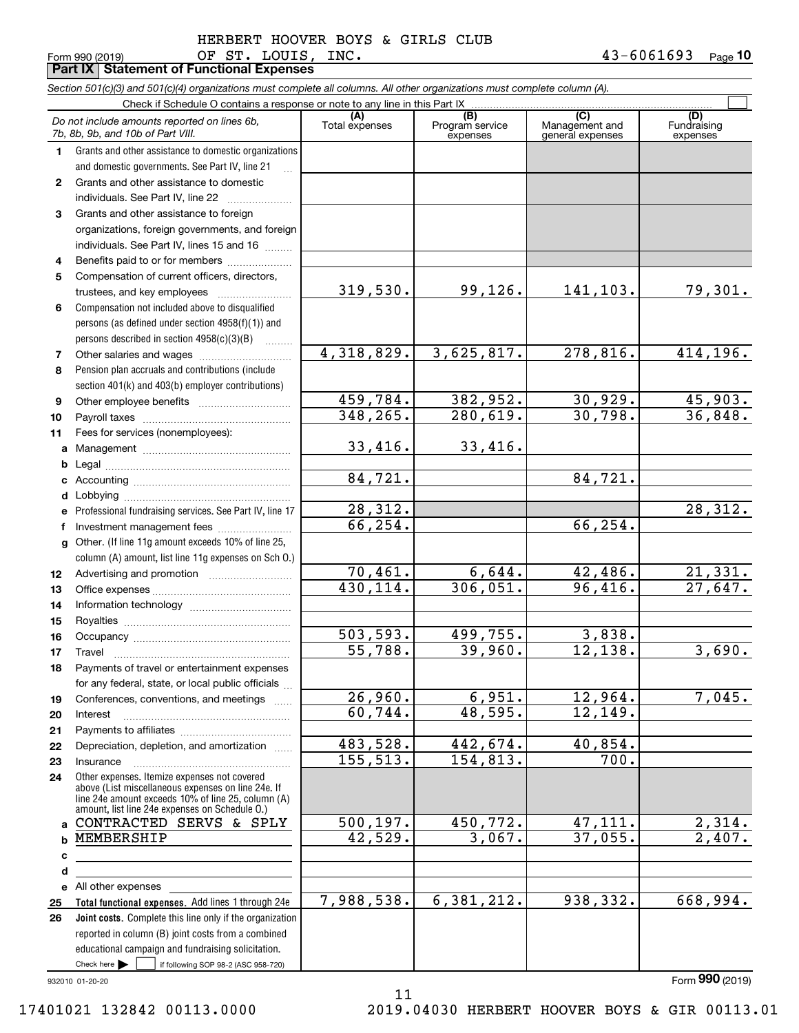HERBERT HOOVER BOYS & GIRLS CLUB
OF ST. LOUIS, INC. 43-6061693

Form 990 (2019)

## Part IX Statement of Functional Expenses

*Section 501(c)(3) and 501(c)(4) organizations must complete all columns. All other organizations must complete column (A).*

Check if Schedule O contains a response or note to any line in this Part IX

| *Do not include amounts reported on lines 6b, 7b, 8b, 9b, and 10b of Part VIII.* | (A) Total expenses | (B) Program service expenses | (C) Management and general expenses | (D) Fundraising expenses |
|---|---|---|---|---|
| 1 Grants and other assistance to domestic organizations and domestic governments. See Part IV, line 21 | | | | |
| 2 Grants and other assistance to domestic individuals. See Part IV, line 22 | | | | |
| 3 Grants and other assistance to foreign organizations, foreign governments, and foreign individuals. See Part IV, lines 15 and 16 | | | | |
| 4 Benefits paid to or for members | | | | |
| 5 Compensation of current officers, directors, trustees, and key employees | 319,530. | 99,126. | 141,103. | 79,301. |
| 6 Compensation not included above to disqualified persons (as defined under section 4958(f)(1)) and persons described in section 4958(c)(3)(B) | | | | |
| 7 Other salaries and wages | 4,318,829. | 3,625,817. | 278,816. | 414,196. |
| 8 Pension plan accruals and contributions (include section 401(k) and 403(b) employer contributions) | | | | |
| 9 Other employee benefits | 459,784. | 382,952. | 30,929. | 45,903. |
| 10 Payroll taxes | 348,265. | 280,619. | 30,798. | 36,848. |
| 11 Fees for services (nonemployees): | | | | |
| a Management | 33,416. | 33,416. | | |
| b Legal | | | | |
| c Accounting | 84,721. | | 84,721. | |
| d Lobbying | | | | |
| e Professional fundraising services. See Part IV, line 17 | 28,312. | | | 28,312. |
| f Investment management fees | 66,254. | | 66,254. | |
| g Other. (If line 11g amount exceeds 10% of line 25, column (A) amount, list line 11g expenses on Sch O.) | | | | |
| 12 Advertising and promotion | 70,461. | 6,644. | 42,486. | 21,331. |
| 13 Office expenses | 430,114. | 306,051. | 96,416. | 27,647. |
| 14 Information technology | | | | |
| 15 Royalties | | | | |
| 16 Occupancy | 503,593. | 499,755. | 3,838. | |
| 17 Travel | 55,788. | 39,960. | 12,138. | 3,690. |
| 18 Payments of travel or entertainment expenses for any federal, state, or local public officials | | | | |
| 19 Conferences, conventions, and meetings | 26,960. | 6,951. | 12,964. | 7,045. |
| 20 Interest | 60,744. | 48,595. | 12,149. | |
| 21 Payments to affiliates | | | | |
| 22 Depreciation, depletion, and amortization | 483,528. | 442,674. | 40,854. | |
| 23 Insurance | 155,513. | 154,813. | 700. | |
| 24 Other expenses. Itemize expenses not covered above (List miscellaneous expenses on line 24e. If line 24e amount exceeds 10% of line 25, column (A) amount, list line 24e expenses on Schedule O.) | | | | |
| a CONTRACTED SERVS & SPLY | 500,197. | 450,772. | 47,111. | 2,314. |
| b MEMBERSHIP | 42,529. | 3,067. | 37,055. | 2,407. |
| c | | | | |
| d | | | | |
| e All other expenses | | | | |
| 25 **Total functional expenses.** Add lines 1 through 24e | 7,988,538. | 6,381,212. | 938,332. | 668,994. |
| 26 **Joint costs.** Complete this line only if the organization reported in column (B) joint costs from a combined educational campaign and fundraising solicitation. Check here ☐ if following SOP 98-2 (ASC 958-720) | | | | |

932010 01-20-20

Form **990** (2019)

17401021 132842 00113.0000 2019.04030 HERBERT HOOVER BOYS & GIR 00113.01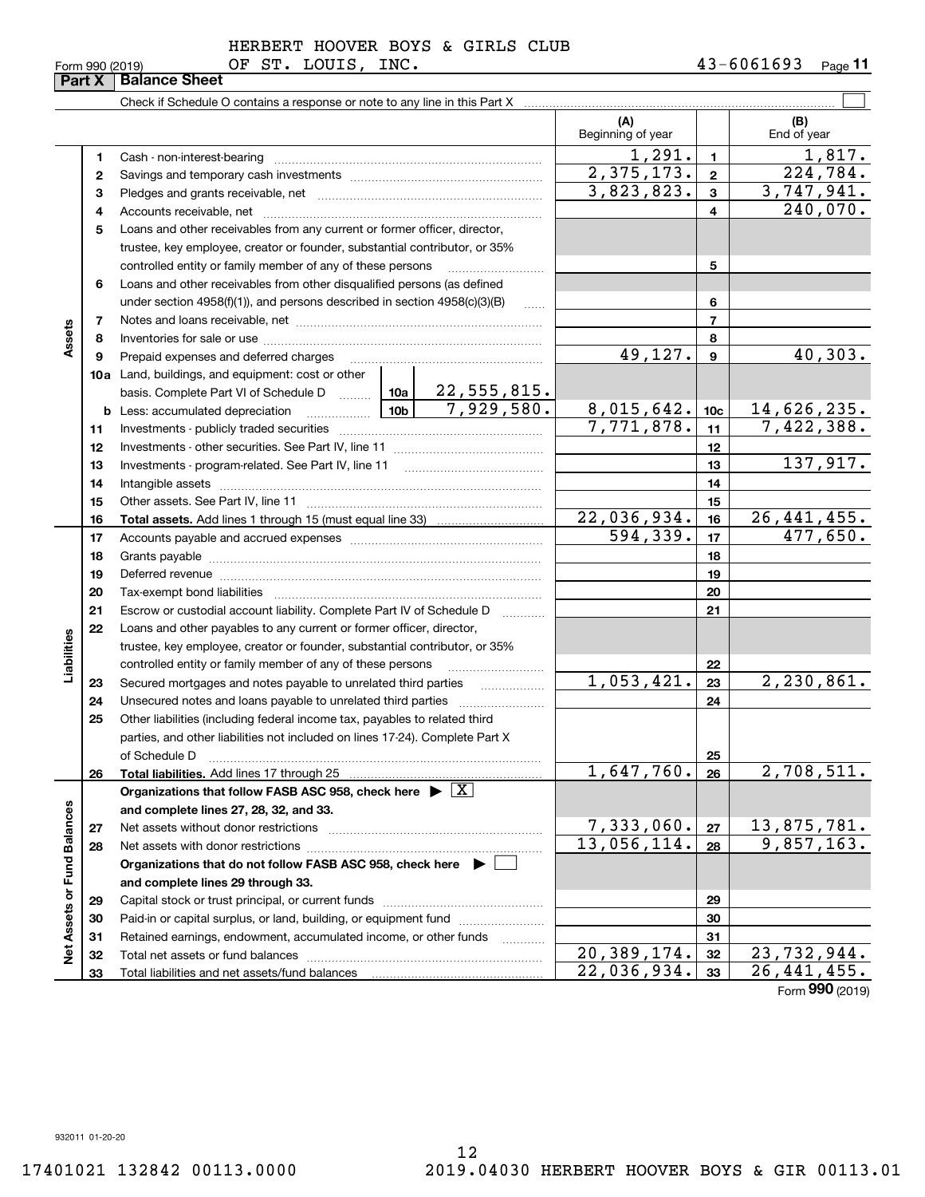HERBERT HOOVER BOYS & GIRLS CLUB OF ST. LOUIS, INC. 43-6061693

Form 990 (2019) Page **11**

## Part X Balance Sheet

Check if Schedule O contains a response or note to any line in this Part X ☐

| | | | | (A) Beginning of year | | (B) End of year |
|---|---|---|---|---|---|---|
| Assets | 1 | Cash - non-interest-bearing | | 1,291. | 1 | 1,817. |
| | 2 | Savings and temporary cash investments | | 2,375,173. | 2 | 224,784. |
| | 3 | Pledges and grants receivable, net | | 3,823,823. | 3 | 3,747,941. |
| | 4 | Accounts receivable, net | | | 4 | 240,070. |
| | 5 | Loans and other receivables from any current or former officer, director, trustee, key employee, creator or founder, substantial contributor, or 35% controlled entity or family member of any of these persons | | | 5 | |
| | 6 | Loans and other receivables from other disqualified persons (as defined under section 4958(f)(1)), and persons described in section 4958(c)(3)(B) | | | 6 | |
| | 7 | Notes and loans receivable, net | | | 7 | |
| | 8 | Inventories for sale or use | | | 8 | |
| | 9 | Prepaid expenses and deferred charges | | 49,127. | 9 | 40,303. |
| | 10a | Land, buildings, and equipment: cost or other basis. Complete Part VI of Schedule D | 10a 22,555,815. | | | |
| | b | Less: accumulated depreciation | 10b 7,929,580. | 8,015,642. | 10c | 14,626,235. |
| | 11 | Investments - publicly traded securities | | 7,771,878. | 11 | 7,422,388. |
| | 12 | Investments - other securities. See Part IV, line 11 | | | 12 | |
| | 13 | Investments - program-related. See Part IV, line 11 | | | 13 | 137,917. |
| | 14 | Intangible assets | | | 14 | |
| | 15 | Other assets. See Part IV, line 11 | | | 15 | |
| | 16 | **Total assets.** Add lines 1 through 15 (must equal line 33) | | 22,036,934. | 16 | 26,441,455. |
| Liabilities | 17 | Accounts payable and accrued expenses | | 594,339. | 17 | 477,650. |
| | 18 | Grants payable | | | 18 | |
| | 19 | Deferred revenue | | | 19 | |
| | 20 | Tax-exempt bond liabilities | | | 20 | |
| | 21 | Escrow or custodial account liability. Complete Part IV of Schedule D | | | 21 | |
| | 22 | Loans and other payables to any current or former officer, director, trustee, key employee, creator or founder, substantial contributor, or 35% controlled entity or family member of any of these persons | | | 22 | |
| | 23 | Secured mortgages and notes payable to unrelated third parties | | 1,053,421. | 23 | 2,230,861. |
| | 24 | Unsecured notes and loans payable to unrelated third parties | | | 24 | |
| | 25 | Other liabilities (including federal income tax, payables to related third parties, and other liabilities not included on lines 17-24). Complete Part X of Schedule D | | | 25 | |
| | 26 | **Total liabilities.** Add lines 17 through 25 | | 1,647,760. | 26 | 2,708,511. |
| Net Assets or Fund Balances | | **Organizations that follow FASB ASC 958, check here** ▶ ☒ **and complete lines 27, 28, 32, and 33.** | | | | |
| | 27 | Net assets without donor restrictions | | 7,333,060. | 27 | 13,875,781. |
| | 28 | Net assets with donor restrictions | | 13,056,114. | 28 | 9,857,163. |
| | | **Organizations that do not follow FASB ASC 958, check here** ▶ ☐ **and complete lines 29 through 33.** | | | | |
| | 29 | Capital stock or trust principal, or current funds | | | 29 | |
| | 30 | Paid-in or capital surplus, or land, building, or equipment fund | | | 30 | |
| | 31 | Retained earnings, endowment, accumulated income, or other funds | | | 31 | |
| | 32 | Total net assets or fund balances | | 20,389,174. | 32 | 23,732,944. |
| | 33 | Total liabilities and net assets/fund balances | | 22,036,934. | 33 | 26,441,455. |

Form **990** (2019)

932011 01-20-20

17401021 132842 00113.0000 2019.04030 HERBERT HOOVER BOYS & GIR 00113.01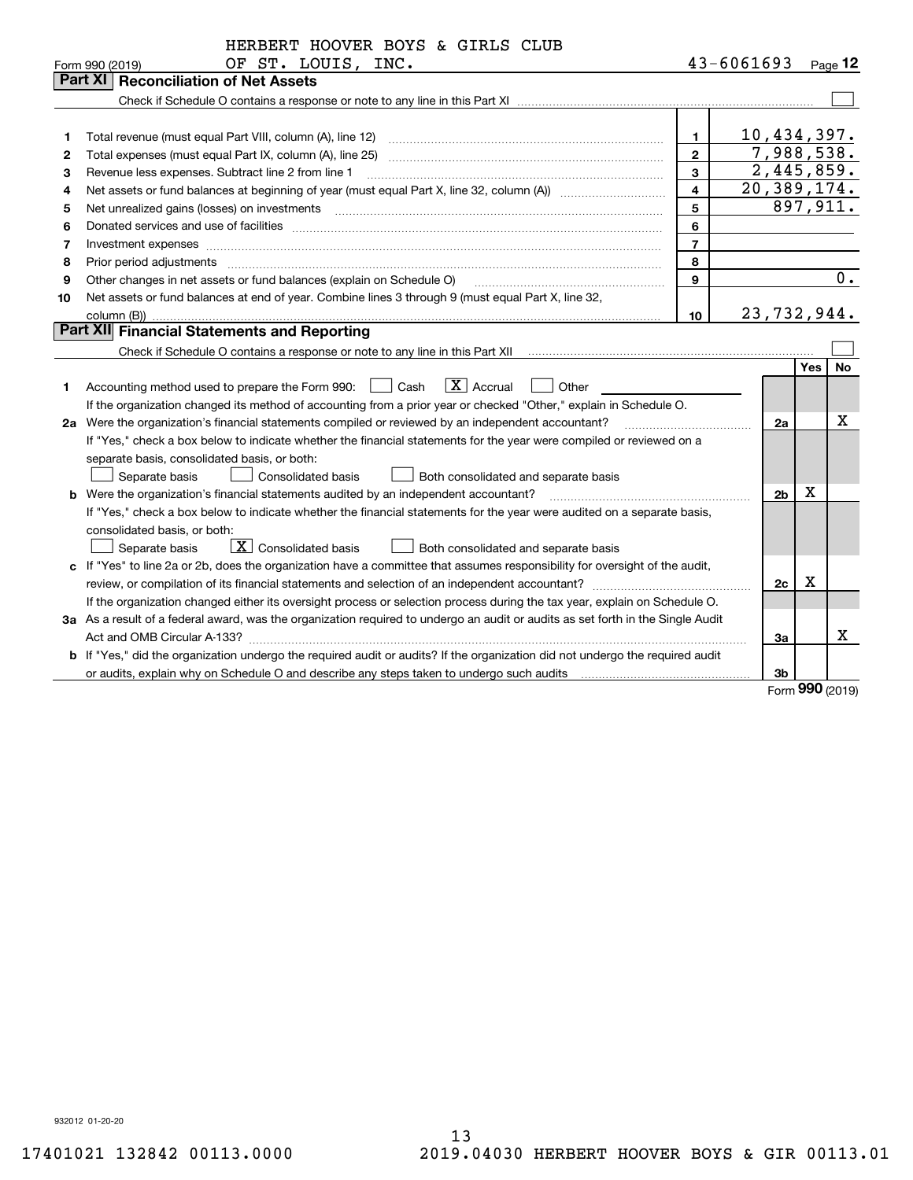HERBERT HOOVER BOYS & GIRLS CLUB
OF ST. LOUIS, INC.

Form 990 (2019) 43-6061693 Page **12**

## Part XI Reconciliation of Net Assets

Check if Schedule O contains a response or note to any line in this Part XI ☐

| | | | |
|---|---|---|---|
| 1 | Total revenue (must equal Part VIII, column (A), line 12) | 1 | 10,434,397. |
| 2 | Total expenses (must equal Part IX, column (A), line 25) | 2 | 7,988,538. |
| 3 | Revenue less expenses. Subtract line 2 from line 1 | 3 | 2,445,859. |
| 4 | Net assets or fund balances at beginning of year (must equal Part X, line 32, column (A)) | 4 | 20,389,174. |
| 5 | Net unrealized gains (losses) on investments | 5 | 897,911. |
| 6 | Donated services and use of facilities | 6 | |
| 7 | Investment expenses | 7 | |
| 8 | Prior period adjustments | 8 | |
| 9 | Other changes in net assets or fund balances (explain on Schedule O) | 9 | 0. |
| 10 | Net assets or fund balances at end of year. Combine lines 3 through 9 (must equal Part X, line 32, column (B)) | 10 | 23,732,944. |

## Part XII Financial Statements and Reporting

Check if Schedule O contains a response or note to any line in this Part XII ☐

| | | | Yes | No |
|---|---|---|---|---|
| 1 | Accounting method used to prepare the Form 990: ☐ Cash ☒ Accrual ☐ Other<br>If the organization changed its method of accounting from a prior year or checked "Other," explain in Schedule O. | | | |
| 2a | Were the organization's financial statements compiled or reviewed by an independent accountant? | 2a | | X |
| | If "Yes," check a box below to indicate whether the financial statements for the year were compiled or reviewed on a separate basis, consolidated basis, or both:<br>☐ Separate basis ☐ Consolidated basis ☐ Both consolidated and separate basis | | | |
| b | Were the organization's financial statements audited by an independent accountant? | 2b | X | |
| | If "Yes," check a box below to indicate whether the financial statements for the year were audited on a separate basis, consolidated basis, or both:<br>☐ Separate basis ☒ Consolidated basis ☐ Both consolidated and separate basis | | | |
| c | If "Yes" to line 2a or 2b, does the organization have a committee that assumes responsibility for oversight of the audit, review, or compilation of its financial statements and selection of an independent accountant? | 2c | X | |
| | If the organization changed either its oversight process or selection process during the tax year, explain on Schedule O. | | | |
| 3a | As a result of a federal award, was the organization required to undergo an audit or audits as set forth in the Single Audit Act and OMB Circular A-133? | 3a | | X |
| b | If "Yes," did the organization undergo the required audit or audits? If the organization did not undergo the required audit or audits, explain why on Schedule O and describe any steps taken to undergo such audits | 3b | | |

Form **990** (2019)

932012 01-20-20

17401021 132842 00113.0000 2019.04030 HERBERT HOOVER BOYS & GIR 00113.01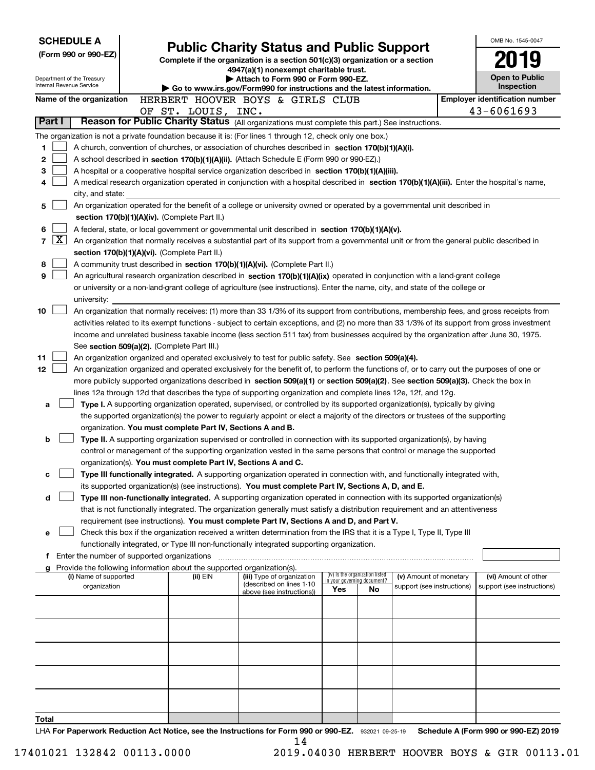**SCHEDULE A (Form 990 or 990-EZ)**

Department of the Treasury
Internal Revenue Service

# Public Charity Status and Public Support

**Complete if the organization is a section 501(c)(3) organization or a section 4947(a)(1) nonexempt charitable trust.**
**▶ Attach to Form 990 or Form 990-EZ.**
**▶ Go to www.irs.gov/Form990 for instructions and the latest information.**

OMB No. 1545-0047

**2019**

**Open to Public Inspection**

**Name of the organization:** HERBERT HOOVER BOYS & GIRLS CLUB OF ST. LOUIS, INC.

**Employer identification number:** 43-6061693

## Part I — Reason for Public Charity Status (All organizations must complete this part.) See instructions.

The organization is not a private foundation because it is: (For lines 1 through 12, check only one box.)

1. ☐ A church, convention of churches, or association of churches described in **section 170(b)(1)(A)(i).**
2. ☐ A school described in **section 170(b)(1)(A)(ii).** (Attach Schedule E (Form 990 or 990-EZ).)
3. ☐ A hospital or a cooperative hospital service organization described in **section 170(b)(1)(A)(iii).**
4. ☐ A medical research organization operated in conjunction with a hospital described in **section 170(b)(1)(A)(iii).** Enter the hospital's name, city, and state:
5. ☐ An organization operated for the benefit of a college or university owned or operated by a governmental unit described in **section 170(b)(1)(A)(iv).** (Complete Part II.)
6. ☐ A federal, state, or local government or governmental unit described in **section 170(b)(1)(A)(v).**
7. ☒ An organization that normally receives a substantial part of its support from a governmental unit or from the general public described in **section 170(b)(1)(A)(vi).** (Complete Part II.)
8. ☐ A community trust described in **section 170(b)(1)(A)(vi).** (Complete Part II.)
9. ☐ An agricultural research organization described in **section 170(b)(1)(A)(ix)** operated in conjunction with a land-grant college or university or a non-land-grant college of agriculture (see instructions). Enter the name, city, and state of the college or university:
10. ☐ An organization that normally receives: (1) more than 33 1/3% of its support from contributions, membership fees, and gross receipts from activities related to its exempt functions - subject to certain exceptions, and (2) no more than 33 1/3% of its support from gross investment income and unrelated business taxable income (less section 511 tax) from businesses acquired by the organization after June 30, 1975. See **section 509(a)(2).** (Complete Part III.)
11. ☐ An organization organized and operated exclusively to test for public safety. See **section 509(a)(4).**
12. ☐ An organization organized and operated exclusively for the benefit of, to perform the functions of, or to carry out the purposes of one or more publicly supported organizations described in **section 509(a)(1)** or **section 509(a)(2)**. See **section 509(a)(3).** Check the box in lines 12a through 12d that describes the type of supporting organization and complete lines 12e, 12f, and 12g.
   - **a** ☐ **Type I.** A supporting organization operated, supervised, or controlled by its supported organization(s), typically by giving the supported organization(s) the power to regularly appoint or elect a majority of the directors or trustees of the supporting organization. **You must complete Part IV, Sections A and B.**
   - **b** ☐ **Type II.** A supporting organization supervised or controlled in connection with its supported organization(s), by having control or management of the supporting organization vested in the same persons that control or manage the supported organization(s). **You must complete Part IV, Sections A and C.**
   - **c** ☐ **Type III functionally integrated.** A supporting organization operated in connection with, and functionally integrated with, its supported organization(s) (see instructions). **You must complete Part IV, Sections A, D, and E.**
   - **d** ☐ **Type III non-functionally integrated.** A supporting organization operated in connection with its supported organization(s) that is not functionally integrated. The organization generally must satisfy a distribution requirement and an attentiveness requirement (see instructions). **You must complete Part IV, Sections A and D, and Part V.**
   - **e** ☐ Check this box if the organization received a written determination from the IRS that it is a Type I, Type II, Type III functionally integrated, or Type III non-functionally integrated supporting organization.
   - **f** Enter the number of supported organizations
   - **g** Provide the following information about the supported organization(s).

| (i) Name of supported organization | (ii) EIN | (iii) Type of organization (described on lines 1-10 above (see instructions)) | (iv) Is the organization listed in your governing document? Yes | No | (v) Amount of monetary support (see instructions) | (vi) Amount of other support (see instructions) |
|---|---|---|---|---|---|---|
| | | | | | | |
| | | | | | | |
| | | | | | | |
| | | | | | | |
| | | | | | | |
| **Total** | | | | | | |

LHA **For Paperwork Reduction Act Notice, see the Instructions for Form 990 or 990-EZ.** 932021 09-25-19 **Schedule A (Form 990 or 990-EZ) 2019**

17401021 132842 00113.0000 2019.04030 HERBERT HOOVER BOYS & GIR 00113.01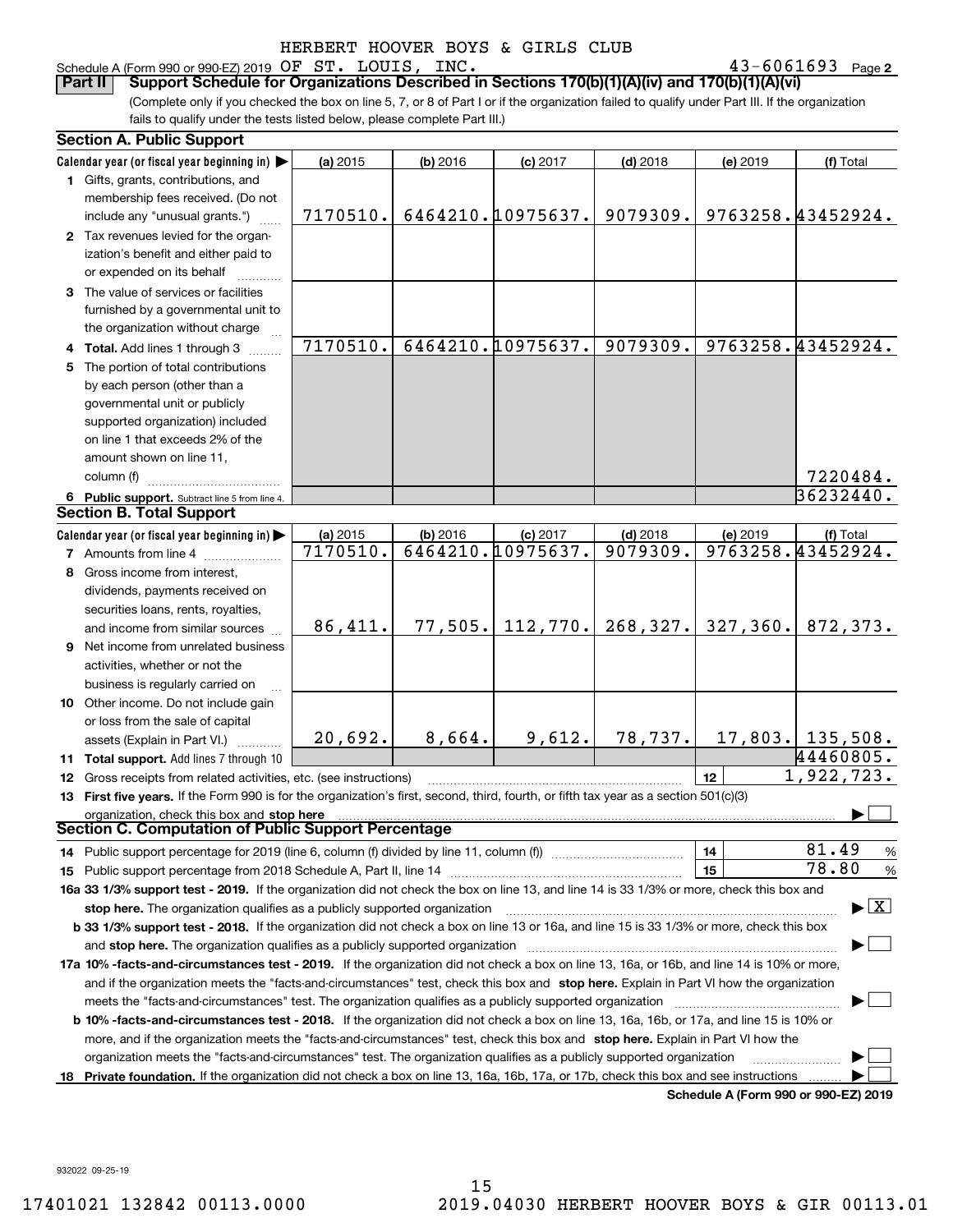HERBERT HOOVER BOYS & GIRLS CLUB

Schedule A (Form 990 or 990-EZ) 2019 OF ST. LOUIS, INC. 43-6061693 Page 2

**Part II Support Schedule for Organizations Described in Sections 170(b)(1)(A)(iv) and 170(b)(1)(A)(vi)**

(Complete only if you checked the box on line 5, 7, or 8 of Part I or if the organization failed to qualify under Part III. If the organization fails to qualify under the tests listed below, please complete Part III.)

**Section A. Public Support**

| Calendar year (or fiscal year beginning in) | (a) 2015 | (b) 2016 | (c) 2017 | (d) 2018 | (e) 2019 | (f) Total |
|---|---|---|---|---|---|---|
| 1 Gifts, grants, contributions, and membership fees received. (Do not include any "unusual grants.") | 7170510. | 6464210. | 10975637. | 9079309. | 9763258. | 43452924. |
| 2 Tax revenues levied for the organization's benefit and either paid to or expended on its behalf | | | | | | |
| 3 The value of services or facilities furnished by a governmental unit to the organization without charge | | | | | | |
| 4 Total. Add lines 1 through 3 | 7170510. | 6464210. | 10975637. | 9079309. | 9763258. | 43452924. |
| 5 The portion of total contributions by each person (other than a governmental unit or publicly supported organization) included on line 1 that exceeds 2% of the amount shown on line 11, column (f) | | | | | | 7220484. |
| 6 Public support. Subtract line 5 from line 4. | | | | | | 36232440. |

**Section B. Total Support**

| Calendar year (or fiscal year beginning in) | (a) 2015 | (b) 2016 | (c) 2017 | (d) 2018 | (e) 2019 | (f) Total |
|---|---|---|---|---|---|---|
| 7 Amounts from line 4 | 7170510. | 6464210. | 10975637. | 9079309. | 9763258. | 43452924. |
| 8 Gross income from interest, dividends, payments received on securities loans, rents, royalties, and income from similar sources | 86,411. | 77,505. | 112,770. | 268,327. | 327,360. | 872,373. |
| 9 Net income from unrelated business activities, whether or not the business is regularly carried on | | | | | | |
| 10 Other income. Do not include gain or loss from the sale of capital assets (Explain in Part VI.) | 20,692. | 8,664. | 9,612. | 78,737. | 17,803. | 135,508. |
| 11 Total support. Add lines 7 through 10 | | | | | | 44460805. |
| 12 Gross receipts from related activities, etc. (see instructions) | | | | | 12 | 1,922,723. |

**13 First five years.** If the Form 990 is for the organization's first, second, third, fourth, or fifth tax year as a section 501(c)(3) organization, check this box and **stop here** ☐

**Section C. Computation of Public Support Percentage**

| | | |
|---|---|---|
| 14 Public support percentage for 2019 (line 6, column (f) divided by line 11, column (f)) | 14 | 81.49 % |
| 15 Public support percentage from 2018 Schedule A, Part II, line 14 | 15 | 78.80 % |

**16a 33 1/3% support test - 2019.** If the organization did not check the box on line 13, and line 14 is 33 1/3% or more, check this box and **stop here.** The organization qualifies as a publicly supported organization ☒

**b 33 1/3% support test - 2018.** If the organization did not check a box on line 13 or 16a, and line 15 is 33 1/3% or more, check this box and **stop here.** The organization qualifies as a publicly supported organization ☐

**17a 10% -facts-and-circumstances test - 2019.** If the organization did not check a box on line 13, 16a, or 16b, and line 14 is 10% or more, and if the organization meets the "facts-and-circumstances" test, check this box and **stop here.** Explain in Part VI how the organization meets the "facts-and-circumstances" test. The organization qualifies as a publicly supported organization ☐

**b 10% -facts-and-circumstances test - 2018.** If the organization did not check a box on line 13, 16a, 16b, or 17a, and line 15 is 10% or more, and if the organization meets the "facts-and-circumstances" test, check this box and **stop here.** Explain in Part VI how the organization meets the "facts-and-circumstances" test. The organization qualifies as a publicly supported organization ☐

**18 Private foundation.** If the organization did not check a box on line 13, 16a, 16b, 17a, or 17b, check this box and see instructions ☐

**Schedule A (Form 990 or 990-EZ) 2019**

932022 09-25-19

17401021 132842 00113.0000 2019.04030 HERBERT HOOVER BOYS & GIR 00113.01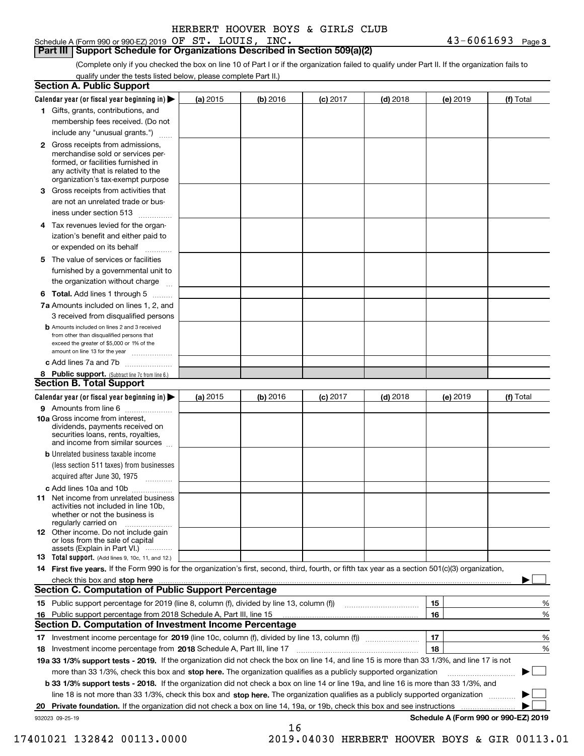HERBERT HOOVER BOYS & GIRLS CLUB

Schedule A (Form 990 or 990-EZ) 2019 OF ST. LOUIS, INC. 43-6061693 Page 3

## Part III Support Schedule for Organizations Described in Section 509(a)(2)

(Complete only if you checked the box on line 10 of Part I or if the organization failed to qualify under Part II. If the organization fails to qualify under the tests listed below, please complete Part II.)

### Section A. Public Support

| Calendar year (or fiscal year beginning in) ▶ | (a) 2015 | (b) 2016 | (c) 2017 | (d) 2018 | (e) 2019 | (f) Total |
|---|---|---|---|---|---|---|
| 1 Gifts, grants, contributions, and membership fees received. (Do not include any "unusual grants.") | | | | | | |
| 2 Gross receipts from admissions, merchandise sold or services performed, or facilities furnished in any activity that is related to the organization's tax-exempt purpose | | | | | | |
| 3 Gross receipts from activities that are not an unrelated trade or business under section 513 | | | | | | |
| 4 Tax revenues levied for the organization's benefit and either paid to or expended on its behalf | | | | | | |
| 5 The value of services or facilities furnished by a governmental unit to the organization without charge | | | | | | |
| 6 **Total.** Add lines 1 through 5 | | | | | | |
| 7a Amounts included on lines 1, 2, and 3 received from disqualified persons | | | | | | |
| b Amounts included on lines 2 and 3 received from other than disqualified persons that exceed the greater of $5,000 or 1% of the amount on line 13 for the year | | | | | | |
| c Add lines 7a and 7b | | | | | | |
| 8 **Public support.** (Subtract line 7c from line 6.) | | | | | | |

### Section B. Total Support

| Calendar year (or fiscal year beginning in) ▶ | (a) 2015 | (b) 2016 | (c) 2017 | (d) 2018 | (e) 2019 | (f) Total |
|---|---|---|---|---|---|---|
| 9 Amounts from line 6 | | | | | | |
| 10a Gross income from interest, dividends, payments received on securities loans, rents, royalties, and income from similar sources | | | | | | |
| b Unrelated business taxable income (less section 511 taxes) from businesses acquired after June 30, 1975 | | | | | | |
| c Add lines 10a and 10b | | | | | | |
| 11 Net income from unrelated business activities not included in line 10b, whether or not the business is regularly carried on | | | | | | |
| 12 Other income. Do not include gain or loss from the sale of capital assets (Explain in Part VI.) | | | | | | |
| 13 **Total support.** (Add lines 9, 10c, 11, and 12.) | | | | | | |

14 **First five years.** If the Form 990 is for the organization's first, second, third, fourth, or fifth tax year as a section 501(c)(3) organization, check this box and **stop here** ▶ ☐

### Section C. Computation of Public Support Percentage

| | | |
|---|---|---|
| 15 Public support percentage for 2019 (line 8, column (f), divided by line 13, column (f)) | 15 | % |
| 16 Public support percentage from 2018 Schedule A, Part III, line 15 | 16 | % |

### Section D. Computation of Investment Income Percentage

| | | |
|---|---|---|
| 17 Investment income percentage for **2019** (line 10c, column (f), divided by line 13, column (f)) | 17 | % |
| 18 Investment income percentage from **2018** Schedule A, Part III, line 17 | 18 | % |

**19a 33 1/3% support tests - 2019.** If the organization did not check the box on line 14, and line 15 is more than 33 1/3%, and line 17 is not more than 33 1/3%, check this box and **stop here.** The organization qualifies as a publicly supported organization ▶ ☐

**b 33 1/3% support tests - 2018.** If the organization did not check a box on line 14 or line 19a, and line 16 is more than 33 1/3%, and line 18 is not more than 33 1/3%, check this box and **stop here.** The organization qualifies as a publicly supported organization ▶ ☐

**20 Private foundation.** If the organization did not check a box on line 14, 19a, or 19b, check this box and see instructions ▶ ☐

932023 09-25-19 **Schedule A (Form 990 or 990-EZ) 2019**

17401021 132842 00113.0000 2019.04030 HERBERT HOOVER BOYS & GIR 00113.01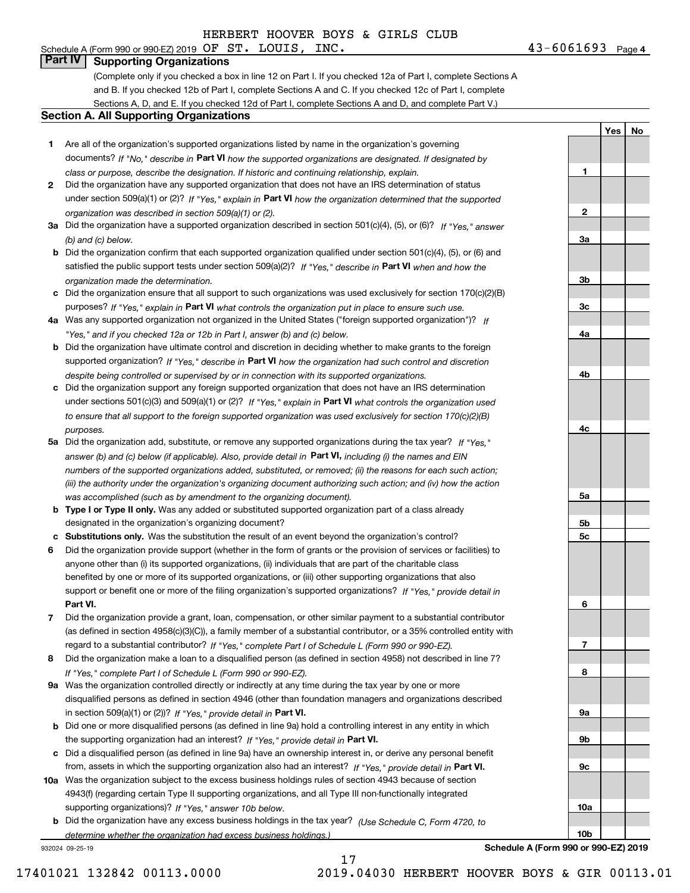HERBERT HOOVER BOYS & GIRLS CLUB

Schedule A (Form 990 or 990-EZ) 2019 OF ST. LOUIS, INC. 43-6061693 Page 4

## Part IV Supporting Organizations

(Complete only if you checked a box in line 12 on Part I. If you checked 12a of Part I, complete Sections A and B. If you checked 12b of Part I, complete Sections A and C. If you checked 12c of Part I, complete Sections A, D, and E. If you checked 12d of Part I, complete Sections A and D, and complete Part V.)

### Section A. All Supporting Organizations

| | | | Yes | No |
|---|---|---|---|---|
| **1** | Are all of the organization's supported organizations listed by name in the organization's governing documents? *If "No," describe in* **Part VI** *how the supported organizations are designated. If designated by class or purpose, describe the designation. If historic and continuing relationship, explain.* | 1 | | |
| **2** | Did the organization have any supported organization that does not have an IRS determination of status under section 509(a)(1) or (2)? *If "Yes," explain in* **Part VI** *how the organization determined that the supported organization was described in section 509(a)(1) or (2).* | 2 | | |
| **3a** | Did the organization have a supported organization described in section 501(c)(4), (5), or (6)? *If "Yes," answer (b) and (c) below.* | 3a | | |
| **b** | Did the organization confirm that each supported organization qualified under section 501(c)(4), (5), or (6) and satisfied the public support tests under section 509(a)(2)? *If "Yes," describe in* **Part VI** *when and how the organization made the determination.* | 3b | | |
| **c** | Did the organization ensure that all support to such organizations was used exclusively for section 170(c)(2)(B) purposes? *If "Yes," explain in* **Part VI** *what controls the organization put in place to ensure such use.* | 3c | | |
| **4a** | Was any supported organization not organized in the United States ("foreign supported organization")? *If "Yes," and if you checked 12a or 12b in Part I, answer (b) and (c) below.* | 4a | | |
| **b** | Did the organization have ultimate control and discretion in deciding whether to make grants to the foreign supported organization? *If "Yes," describe in* **Part VI** *how the organization had such control and discretion despite being controlled or supervised by or in connection with its supported organizations.* | 4b | | |
| **c** | Did the organization support any foreign supported organization that does not have an IRS determination under sections 501(c)(3) and 509(a)(1) or (2)? *If "Yes," explain in* **Part VI** *what controls the organization used to ensure that all support to the foreign supported organization was used exclusively for section 170(c)(2)(B) purposes.* | 4c | | |
| **5a** | Did the organization add, substitute, or remove any supported organizations during the tax year? *If "Yes," answer (b) and (c) below (if applicable). Also, provide detail in* **Part VI,** *including (i) the names and EIN numbers of the supported organizations added, substituted, or removed; (ii) the reasons for each such action; (iii) the authority under the organization's organizing document authorizing such action; and (iv) how the action was accomplished (such as by amendment to the organizing document).* | 5a | | |
| **b** | **Type I or Type II only.** Was any added or substituted supported organization part of a class already designated in the organization's organizing document? | 5b | | |
| **c** | **Substitutions only.** Was the substitution the result of an event beyond the organization's control? | 5c | | |
| **6** | Did the organization provide support (whether in the form of grants or the provision of services or facilities) to anyone other than (i) its supported organizations, (ii) individuals that are part of the charitable class benefited by one or more of its supported organizations, or (iii) other supporting organizations that also support or benefit one or more of the filing organization's supported organizations? *If "Yes," provide detail in* **Part VI.** | 6 | | |
| **7** | Did the organization provide a grant, loan, compensation, or other similar payment to a substantial contributor (as defined in section 4958(c)(3)(C)), a family member of a substantial contributor, or a 35% controlled entity with regard to a substantial contributor? *If "Yes," complete Part I of Schedule L (Form 990 or 990-EZ).* | 7 | | |
| **8** | Did the organization make a loan to a disqualified person (as defined in section 4958) not described in line 7? *If "Yes," complete Part I of Schedule L (Form 990 or 990-EZ).* | 8 | | |
| **9a** | Was the organization controlled directly or indirectly at any time during the tax year by one or more disqualified persons as defined in section 4946 (other than foundation managers and organizations described in section 509(a)(1) or (2))? *If "Yes," provide detail in* **Part VI.** | 9a | | |
| **b** | Did one or more disqualified persons (as defined in line 9a) hold a controlling interest in any entity in which the supporting organization had an interest? *If "Yes," provide detail in* **Part VI.** | 9b | | |
| **c** | Did a disqualified person (as defined in line 9a) have an ownership interest in, or derive any personal benefit from, assets in which the supporting organization also had an interest? *If "Yes," provide detail in* **Part VI.** | 9c | | |
| **10a** | Was the organization subject to the excess business holdings rules of section 4943 because of section 4943(f) (regarding certain Type II supporting organizations, and all Type III non-functionally integrated supporting organizations)? *If "Yes," answer 10b below.* | 10a | | |
| **b** | Did the organization have any excess business holdings in the tax year? *(Use Schedule C, Form 4720, to determine whether the organization had excess business holdings.)* | 10b | | |

932024 09-25-19 **Schedule A (Form 990 or 990-EZ) 2019**

17401021 132842 00113.0000 2019.04030 HERBERT HOOVER BOYS & GIR 00113.01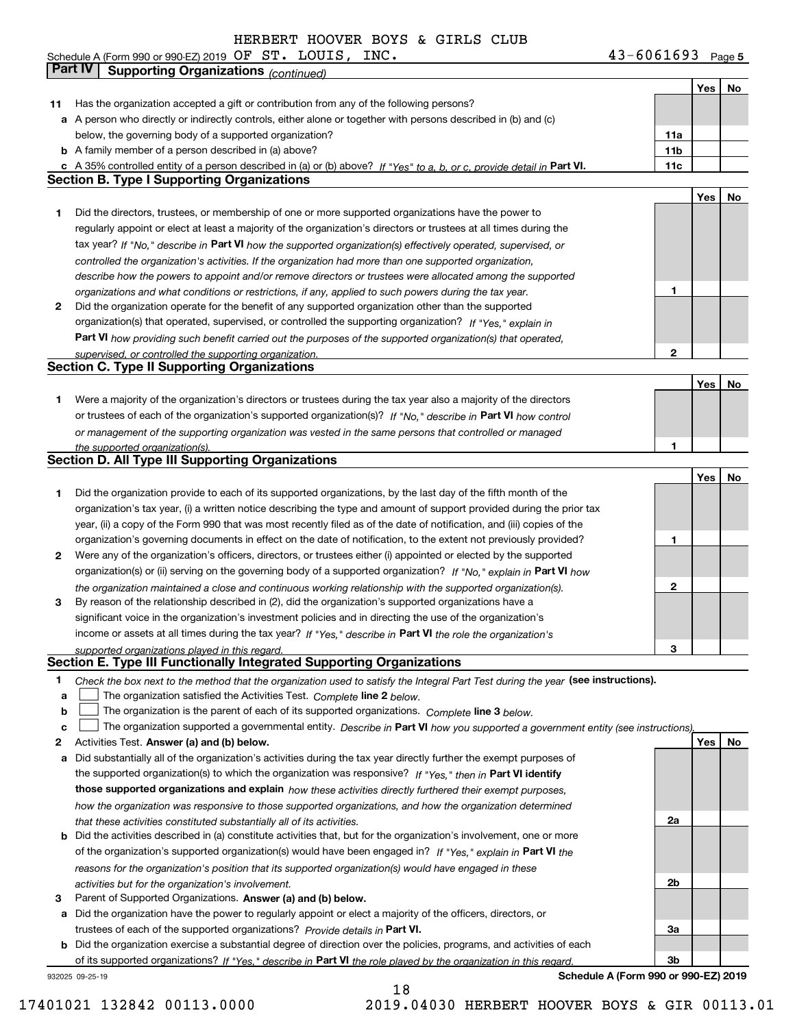HERBERT HOOVER BOYS & GIRLS CLUB

Schedule A (Form 990 or 990-EZ) 2019 OF ST. LOUIS, INC. 43-6061693 Page 5

**Part IV Supporting Organizations** *(continued)*

| | | | Yes | No |
|---|---|---|---|---|
| **11** | Has the organization accepted a gift or contribution from any of the following persons? | | | |
| **a** | A person who directly or indirectly controls, either alone or together with persons described in (b) and (c) below, the governing body of a supported organization? | **11a** | | |
| **b** | A family member of a person described in (a) above? | **11b** | | |
| **c** | A 35% controlled entity of a person described in (a) or (b) above? *If "Yes" to a, b, or c, provide detail in* **Part VI.** | **11c** | | |

## Section B. Type I Supporting Organizations

| | | | Yes | No |
|---|---|---|---|---|
| **1** | Did the directors, trustees, or membership of one or more supported organizations have the power to regularly appoint or elect at least a majority of the organization's directors or trustees at all times during the tax year? *If "No," describe in* **Part VI** *how the supported organization(s) effectively operated, supervised, or controlled the organization's activities. If the organization had more than one supported organization, describe how the powers to appoint and/or remove directors or trustees were allocated among the supported organizations and what conditions or restrictions, if any, applied to such powers during the tax year.* | **1** | | |
| **2** | Did the organization operate for the benefit of any supported organization other than the supported organization(s) that operated, supervised, or controlled the supporting organization? *If "Yes," explain in* **Part VI** *how providing such benefit carried out the purposes of the supported organization(s) that operated, supervised, or controlled the supporting organization.* | **2** | | |

## Section C. Type II Supporting Organizations

| | | | Yes | No |
|---|---|---|---|---|
| **1** | Were a majority of the organization's directors or trustees during the tax year also a majority of the directors or trustees of each of the organization's supported organization(s)? *If "No," describe in* **Part VI** *how control or management of the supporting organization was vested in the same persons that controlled or managed the supported organization(s).* | **1** | | |

## Section D. All Type III Supporting Organizations

| | | | Yes | No |
|---|---|---|---|---|
| **1** | Did the organization provide to each of its supported organizations, by the last day of the fifth month of the organization's tax year, (i) a written notice describing the type and amount of support provided during the prior tax year, (ii) a copy of the Form 990 that was most recently filed as of the date of notification, and (iii) copies of the organization's governing documents in effect on the date of notification, to the extent not previously provided? | **1** | | |
| **2** | Were any of the organization's officers, directors, or trustees either (i) appointed or elected by the supported organization(s) or (ii) serving on the governing body of a supported organization? *If "No," explain in* **Part VI** *how the organization maintained a close and continuous working relationship with the supported organization(s).* | **2** | | |
| **3** | By reason of the relationship described in (2), did the organization's supported organizations have a significant voice in the organization's investment policies and in directing the use of the organization's income or assets at all times during the tax year? *If "Yes," describe in* **Part VI** *the role the organization's supported organizations played in this regard.* | **3** | | |

## Section E. Type III Functionally Integrated Supporting Organizations

**1** *Check the box next to the method that the organization used to satisfy the Integral Part Test during the year* **(see instructions).**

- **a** ☐ The organization satisfied the Activities Test. *Complete* **line 2** *below.*
- **b** ☐ The organization is the parent of each of its supported organizations. *Complete* **line 3** *below.*
- **c** ☐ The organization supported a governmental entity. *Describe in* **Part VI** *how you supported a government entity (see instructions).*

| | | | Yes | No |
|---|---|---|---|---|
| **2** | Activities Test. **Answer (a) and (b) below.** | | | |
| **a** | Did substantially all of the organization's activities during the tax year directly further the exempt purposes of the supported organization(s) to which the organization was responsive? *If "Yes," then in* **Part VI identify those supported organizations and explain** *how these activities directly furthered their exempt purposes, how the organization was responsive to those supported organizations, and how the organization determined that these activities constituted substantially all of its activities.* | **2a** | | |
| **b** | Did the activities described in (a) constitute activities that, but for the organization's involvement, one or more of the organization's supported organization(s) would have been engaged in? *If "Yes," explain in* **Part VI** *the reasons for the organization's position that its supported organization(s) would have engaged in these activities but for the organization's involvement.* | **2b** | | |
| **3** | Parent of Supported Organizations. **Answer (a) and (b) below.** | | | |
| **a** | Did the organization have the power to regularly appoint or elect a majority of the officers, directors, or trustees of each of the supported organizations? *Provide details in* **Part VI.** | **3a** | | |
| **b** | Did the organization exercise a substantial degree of direction over the policies, programs, and activities of each of its supported organizations? *If "Yes," describe in* **Part VI** *the role played by the organization in this regard.* | **3b** | | |

932025 09-25-19 **Schedule A (Form 990 or 990-EZ) 2019**

17401021 132842 00113.0000 2019.04030 HERBERT HOOVER BOYS & GIR 00113.01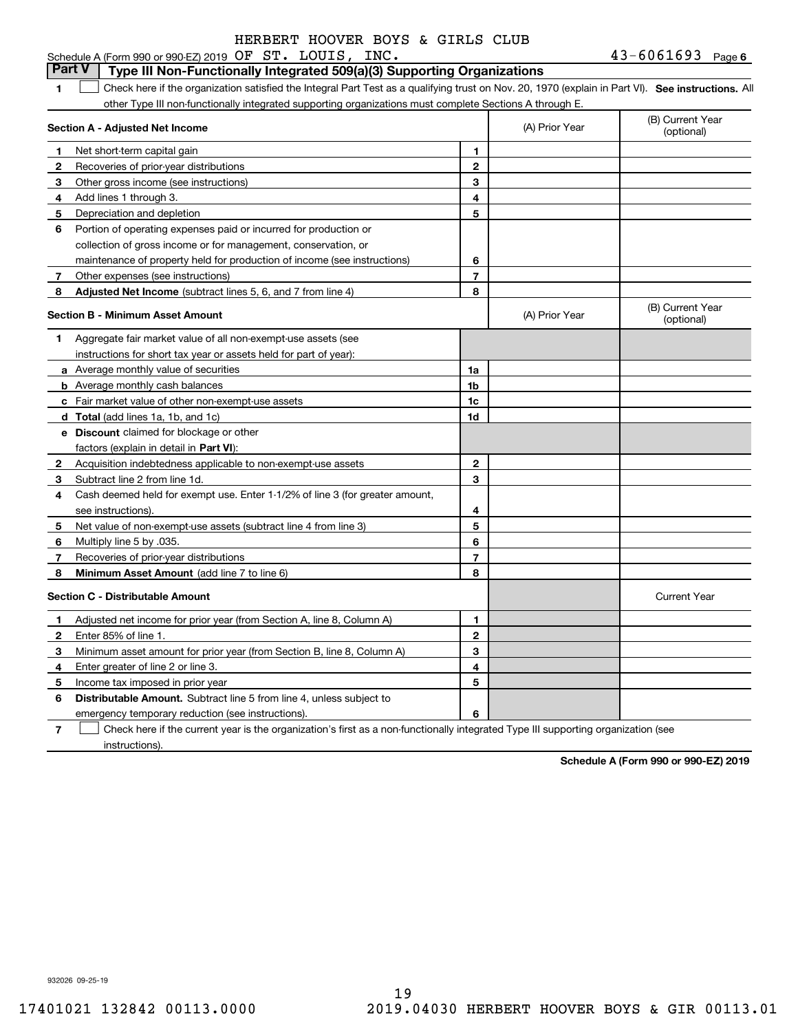HERBERT HOOVER BOYS & GIRLS CLUB

Schedule A (Form 990 or 990-EZ) 2019 OF ST. LOUIS, INC. 43-6061693 Page 6

## Part V — Type III Non-Functionally Integrated 509(a)(3) Supporting Organizations

1 ☐ Check here if the organization satisfied the Integral Part Test as a qualifying trust on Nov. 20, 1970 (explain in Part VI). **See instructions.** All other Type III non-functionally integrated supporting organizations must complete Sections A through E.

| **Section A - Adjusted Net Income** | | | (A) Prior Year | (B) Current Year (optional) |
|---|---|---|---|---|
| 1 | Net short-term capital gain | 1 | | |
| 2 | Recoveries of prior-year distributions | 2 | | |
| 3 | Other gross income (see instructions) | 3 | | |
| 4 | Add lines 1 through 3. | 4 | | |
| 5 | Depreciation and depletion | 5 | | |
| 6 | Portion of operating expenses paid or incurred for production or collection of gross income or for management, conservation, or maintenance of property held for production of income (see instructions) | 6 | | |
| 7 | Other expenses (see instructions) | 7 | | |
| 8 | **Adjusted Net Income** (subtract lines 5, 6, and 7 from line 4) | 8 | | |

| **Section B - Minimum Asset Amount** | | | (A) Prior Year | (B) Current Year (optional) |
|---|---|---|---|---|
| 1 | Aggregate fair market value of all non-exempt-use assets (see instructions for short tax year or assets held for part of year): | | | |
| a | Average monthly value of securities | 1a | | |
| b | Average monthly cash balances | 1b | | |
| c | Fair market value of other non-exempt-use assets | 1c | | |
| d | **Total** (add lines 1a, 1b, and 1c) | 1d | | |
| e | **Discount** claimed for blockage or other factors (explain in detail in **Part VI**): | | | |
| 2 | Acquisition indebtedness applicable to non-exempt-use assets | 2 | | |
| 3 | Subtract line 2 from line 1d. | 3 | | |
| 4 | Cash deemed held for exempt use. Enter 1-1/2% of line 3 (for greater amount, see instructions). | 4 | | |
| 5 | Net value of non-exempt-use assets (subtract line 4 from line 3) | 5 | | |
| 6 | Multiply line 5 by .035. | 6 | | |
| 7 | Recoveries of prior-year distributions | 7 | | |
| 8 | **Minimum Asset Amount** (add line 7 to line 6) | 8 | | |

| **Section C - Distributable Amount** | | | | Current Year |
|---|---|---|---|---|
| 1 | Adjusted net income for prior year (from Section A, line 8, Column A) | 1 | | |
| 2 | Enter 85% of line 1. | 2 | | |
| 3 | Minimum asset amount for prior year (from Section B, line 8, Column A) | 3 | | |
| 4 | Enter greater of line 2 or line 3. | 4 | | |
| 5 | Income tax imposed in prior year | 5 | | |
| 6 | **Distributable Amount.** Subtract line 5 from line 4, unless subject to emergency temporary reduction (see instructions). | 6 | | |

7 ☐ Check here if the current year is the organization's first as a non-functionally integrated Type III supporting organization (see instructions).

**Schedule A (Form 990 or 990-EZ) 2019**

932026 09-25-19

17401021 132842 00113.0000 2019.04030 HERBERT HOOVER BOYS & GIR 00113.01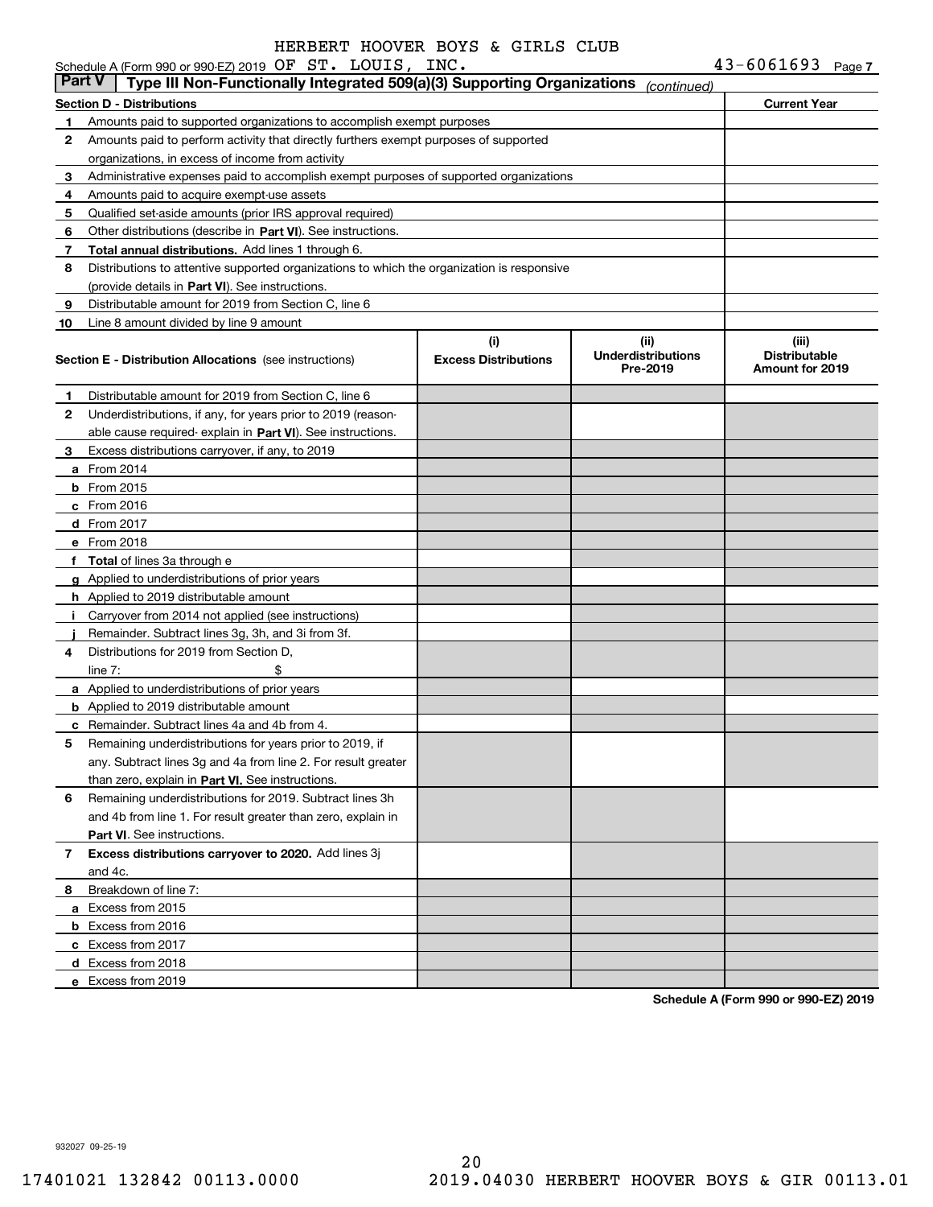HERBERT HOOVER BOYS & GIRLS CLUB

Schedule A (Form 990 or 990-EZ) 2019 OF ST. LOUIS, INC. 43-6061693 Page 7

## Part V | Type III Non-Functionally Integrated 509(a)(3) Supporting Organizations *(continued)*

| Section D - Distributions | Current Year |
|---|---|
| **1** Amounts paid to supported organizations to accomplish exempt purposes | |
| **2** Amounts paid to perform activity that directly furthers exempt purposes of supported organizations, in excess of income from activity | |
| **3** Administrative expenses paid to accomplish exempt purposes of supported organizations | |
| **4** Amounts paid to acquire exempt-use assets | |
| **5** Qualified set-aside amounts (prior IRS approval required) | |
| **6** Other distributions (describe in **Part VI**). See instructions. | |
| **7** **Total annual distributions.** Add lines 1 through 6. | |
| **8** Distributions to attentive supported organizations to which the organization is responsive (provide details in **Part VI**). See instructions. | |
| **9** Distributable amount for 2019 from Section C, line 6 | |
| **10** Line 8 amount divided by line 9 amount | |

| Section E - Distribution Allocations (see instructions) | (i) Excess Distributions | (ii) Underdistributions Pre-2019 | (iii) Distributable Amount for 2019 |
|---|---|---|---|
| **1** Distributable amount for 2019 from Section C, line 6 | | | |
| **2** Underdistributions, if any, for years prior to 2019 (reasonable cause required- explain in **Part VI**). See instructions. | | | |
| **3** Excess distributions carryover, if any, to 2019 | | | |
| **a** From 2014 | | | |
| **b** From 2015 | | | |
| **c** From 2016 | | | |
| **d** From 2017 | | | |
| **e** From 2018 | | | |
| **f** **Total** of lines 3a through e | | | |
| **g** Applied to underdistributions of prior years | | | |
| **h** Applied to 2019 distributable amount | | | |
| **i** Carryover from 2014 not applied (see instructions) | | | |
| **j** Remainder. Subtract lines 3g, 3h, and 3i from 3f. | | | |
| **4** Distributions for 2019 from Section D, line 7: $ | | | |
| **a** Applied to underdistributions of prior years | | | |
| **b** Applied to 2019 distributable amount | | | |
| **c** Remainder. Subtract lines 4a and 4b from 4. | | | |
| **5** Remaining underdistributions for years prior to 2019, if any. Subtract lines 3g and 4a from line 2. For result greater than zero, explain in **Part VI.** See instructions. | | | |
| **6** Remaining underdistributions for 2019. Subtract lines 3h and 4b from line 1. For result greater than zero, explain in **Part VI**. See instructions. | | | |
| **7** **Excess distributions carryover to 2020.** Add lines 3j and 4c. | | | |
| **8** Breakdown of line 7: | | | |
| **a** Excess from 2015 | | | |
| **b** Excess from 2016 | | | |
| **c** Excess from 2017 | | | |
| **d** Excess from 2018 | | | |
| **e** Excess from 2019 | | | |

**Schedule A (Form 990 or 990-EZ) 2019**

932027 09-25-19

17401021 132842 00113.0000 2019.04030 HERBERT HOOVER BOYS & GIR 00113.01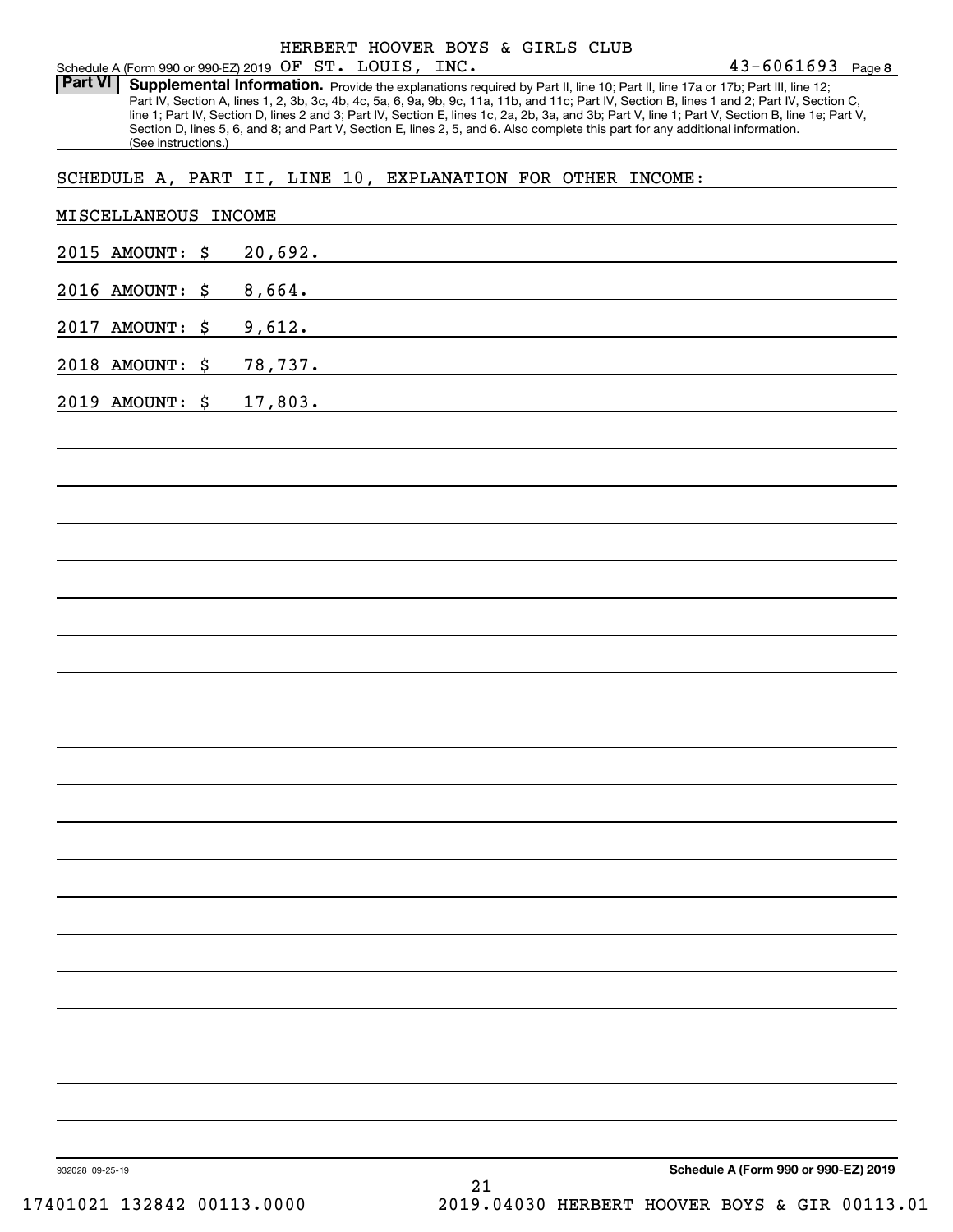HERBERT HOOVER BOYS & GIRLS CLUB

Schedule A (Form 990 or 990-EZ) 2019 OF ST. LOUIS, INC. 43-6061693 Page **8**

**Part VI** **Supplemental Information.** Provide the explanations required by Part II, line 10; Part II, line 17a or 17b; Part III, line 12; Part IV, Section A, lines 1, 2, 3b, 3c, 4b, 4c, 5a, 6, 9a, 9b, 9c, 11a, 11b, and 11c; Part IV, Section B, lines 1 and 2; Part IV, Section C, line 1; Part IV, Section D, lines 2 and 3; Part IV, Section E, lines 1c, 2a, 2b, 3a, and 3b; Part V, line 1; Part V, Section B, line 1e; Part V, Section D, lines 5, 6, and 8; and Part V, Section E, lines 2, 5, and 6. Also complete this part for any additional information. (See instructions.)

SCHEDULE A, PART II, LINE 10, EXPLANATION FOR OTHER INCOME:

MISCELLANEOUS INCOME

2015 AMOUNT: $ 20,692.

2016 AMOUNT: $ 8,664.

2017 AMOUNT: $ 9,612.

2018 AMOUNT: $ 78,737.

2019 AMOUNT: $ 17,803.

932028 09-25-19

**Schedule A (Form 990 or 990-EZ) 2019**

17401021 132842 00113.0000 2019.04030 HERBERT HOOVER BOYS & GIR 00113.01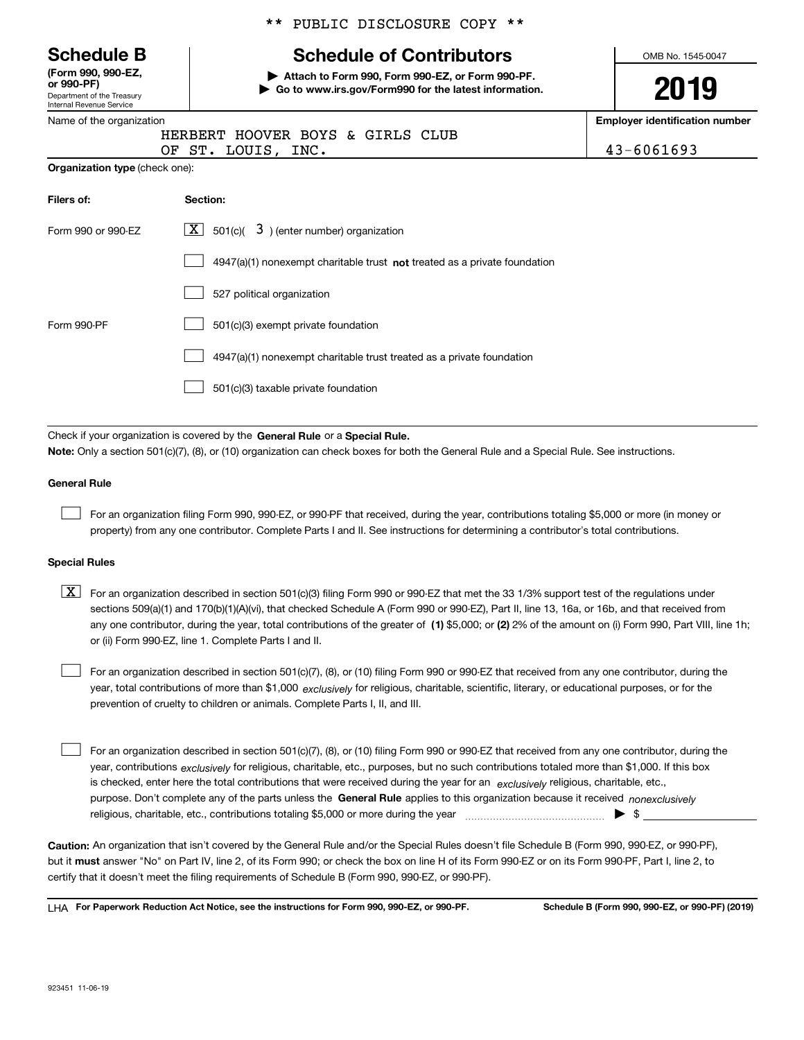** PUBLIC DISCLOSURE COPY **

**Schedule B**
**(Form 990, 990-EZ, or 990-PF)**
Department of the Treasury
Internal Revenue Service

# Schedule of Contributors

▶ **Attach to Form 990, Form 990-EZ, or Form 990-PF.**
▶ **Go to www.irs.gov/Form990 for the latest information.**

OMB No. 1545-0047

**2019**

| Name of the organization | Employer identification number |
|---|---|
| HERBERT HOOVER BOYS & GIRLS CLUB OF ST. LOUIS, INC. | 43-6061693 |

**Organization type** (check one):

| Filers of: | Section: |
|---|---|
| Form 990 or 990-EZ | [X] 501(c)( 3 ) (enter number) organization |
| | [ ] 4947(a)(1) nonexempt charitable trust **not** treated as a private foundation |
| | [ ] 527 political organization |
| Form 990-PF | [ ] 501(c)(3) exempt private foundation |
| | [ ] 4947(a)(1) nonexempt charitable trust treated as a private foundation |
| | [ ] 501(c)(3) taxable private foundation |

Check if your organization is covered by the **General Rule** or a **Special Rule.**

**Note:** Only a section 501(c)(7), (8), or (10) organization can check boxes for both the General Rule and a Special Rule. See instructions.

**General Rule**

[ ] For an organization filing Form 990, 990-EZ, or 990-PF that received, during the year, contributions totaling $5,000 or more (in money or property) from any one contributor. Complete Parts I and II. See instructions for determining a contributor's total contributions.

**Special Rules**

[X] For an organization described in section 501(c)(3) filing Form 990 or 990-EZ that met the 33 1/3% support test of the regulations under sections 509(a)(1) and 170(b)(1)(A)(vi), that checked Schedule A (Form 990 or 990-EZ), Part II, line 13, 16a, or 16b, and that received from any one contributor, during the year, total contributions of the greater of **(1)** $5,000; or **(2)** 2% of the amount on (i) Form 990, Part VIII, line 1h; or (ii) Form 990-EZ, line 1. Complete Parts I and II.

[ ] For an organization described in section 501(c)(7), (8), or (10) filing Form 990 or 990-EZ that received from any one contributor, during the year, total contributions of more than $1,000 *exclusively* for religious, charitable, scientific, literary, or educational purposes, or for the prevention of cruelty to children or animals. Complete Parts I, II, and III.

[ ] For an organization described in section 501(c)(7), (8), or (10) filing Form 990 or 990-EZ that received from any one contributor, during the year, contributions *exclusively* for religious, charitable, etc., purposes, but no such contributions totaled more than $1,000. If this box is checked, enter here the total contributions that were received during the year for an *exclusively* religious, charitable, etc., purpose. Don't complete any of the parts unless the **General Rule** applies to this organization because it received *nonexclusively* religious, charitable, etc., contributions totaling $5,000 or more during the year ▶ $ ____________

**Caution:** An organization that isn't covered by the General Rule and/or the Special Rules doesn't file Schedule B (Form 990, 990-EZ, or 990-PF), but it **must** answer "No" on Part IV, line 2, of its Form 990; or check the box on line H of its Form 990-EZ or on its Form 990-PF, Part I, line 2, to certify that it doesn't meet the filing requirements of Schedule B (Form 990, 990-EZ, or 990-PF).

LHA **For Paperwork Reduction Act Notice, see the instructions for Form 990, 990-EZ, or 990-PF.** **Schedule B (Form 990, 990-EZ, or 990-PF) (2019)**

923451 11-06-19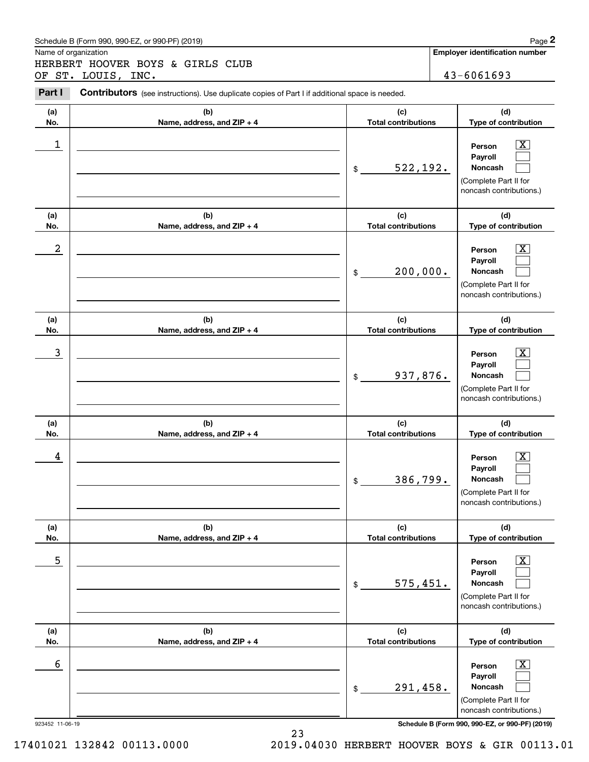Schedule B (Form 990, 990-EZ, or 990-PF) (2019)

**Name of organization**

HERBERT HOOVER BOYS & GIRLS CLUB OF ST. LOUIS, INC.

**Employer identification number**

43-6061693

## Part I Contributors (see instructions). Use duplicate copies of Part I if additional space is needed.

| (a) No. | (b) Name, address, and ZIP + 4 | (c) Total contributions | (d) Type of contribution |
|---|---|---|---|
| 1 | | $ 522,192. | Person [X] Payroll [ ] Noncash [ ] (Complete Part II for noncash contributions.) |
| 2 | | $ 200,000. | Person [X] Payroll [ ] Noncash [ ] (Complete Part II for noncash contributions.) |
| 3 | | $ 937,876. | Person [X] Payroll [ ] Noncash [ ] (Complete Part II for noncash contributions.) |
| 4 | | $ 386,799. | Person [X] Payroll [ ] Noncash [ ] (Complete Part II for noncash contributions.) |
| 5 | | $ 575,451. | Person [X] Payroll [ ] Noncash [ ] (Complete Part II for noncash contributions.) |
| 6 | | $ 291,458. | Person [X] Payroll [ ] Noncash [ ] (Complete Part II for noncash contributions.) |

923452 11-06-19

Schedule B (Form 990, 990-EZ, or 990-PF) (2019)

17401021 132842 00113.0000 2019.04030 HERBERT HOOVER BOYS & GIR 00113.01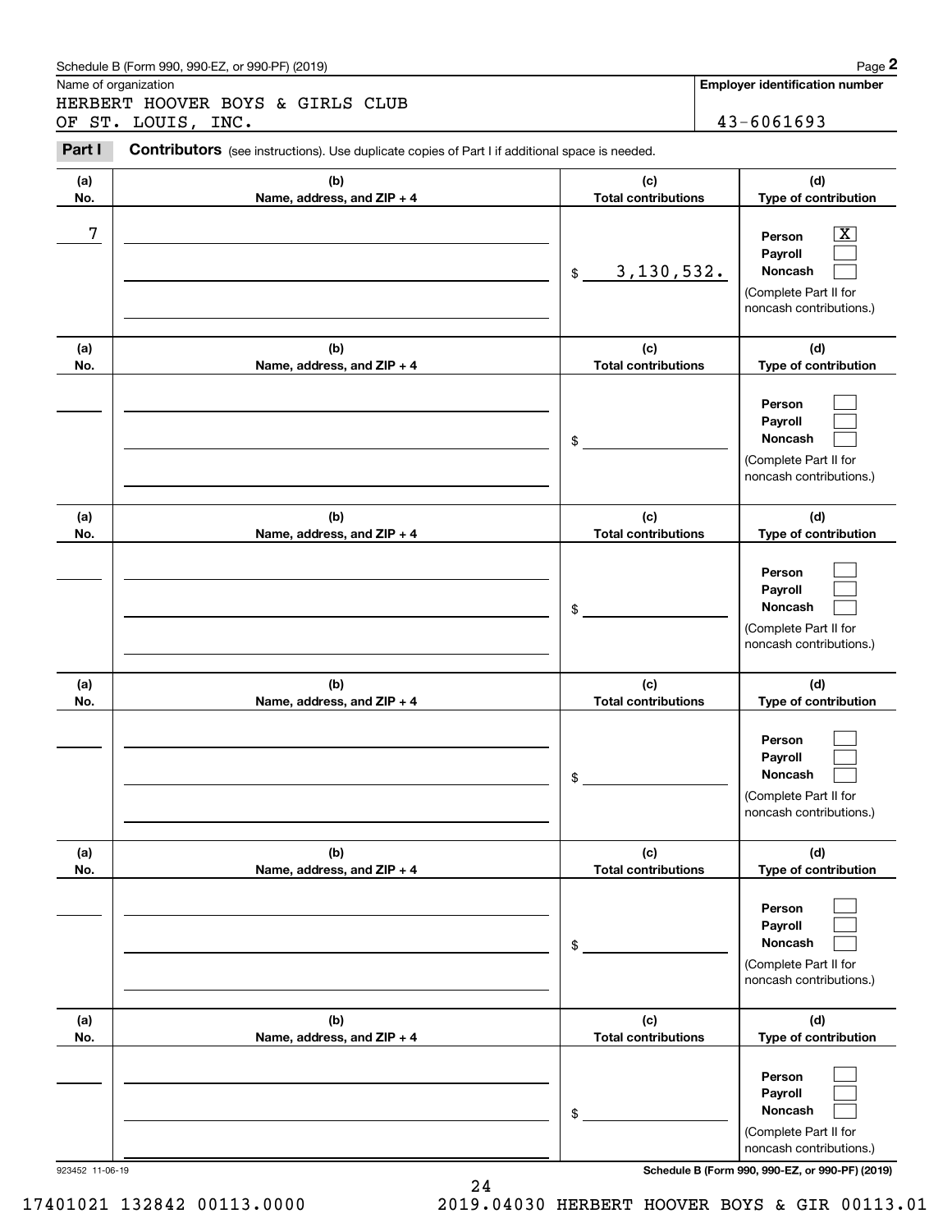Schedule B (Form 990, 990-EZ, or 990-PF) (2019)

Name of organization: HERBERT HOOVER BOYS & GIRLS CLUB OF ST. LOUIS, INC.

**Employer identification number**: 43-6061693

**Part I** **Contributors** (see instructions). Use duplicate copies of Part I if additional space is needed.

| (a) No. | (b) Name, address, and ZIP + 4 | (c) Total contributions | (d) Type of contribution |
|---|---|---|---|
| 7 | | $ 3,130,532. | Person [X] Payroll [ ] Noncash [ ] (Complete Part II for noncash contributions.) |
| | | $ | Person [ ] Payroll [ ] Noncash [ ] (Complete Part II for noncash contributions.) |
| | | $ | Person [ ] Payroll [ ] Noncash [ ] (Complete Part II for noncash contributions.) |
| | | $ | Person [ ] Payroll [ ] Noncash [ ] (Complete Part II for noncash contributions.) |
| | | $ | Person [ ] Payroll [ ] Noncash [ ] (Complete Part II for noncash contributions.) |
| | | $ | Person [ ] Payroll [ ] Noncash [ ] (Complete Part II for noncash contributions.) |

923452 11-06-19

Schedule B (Form 990, 990-EZ, or 990-PF) (2019)

17401021 132842 00113.0000 2019.04030 HERBERT HOOVER BOYS & GIR 00113.01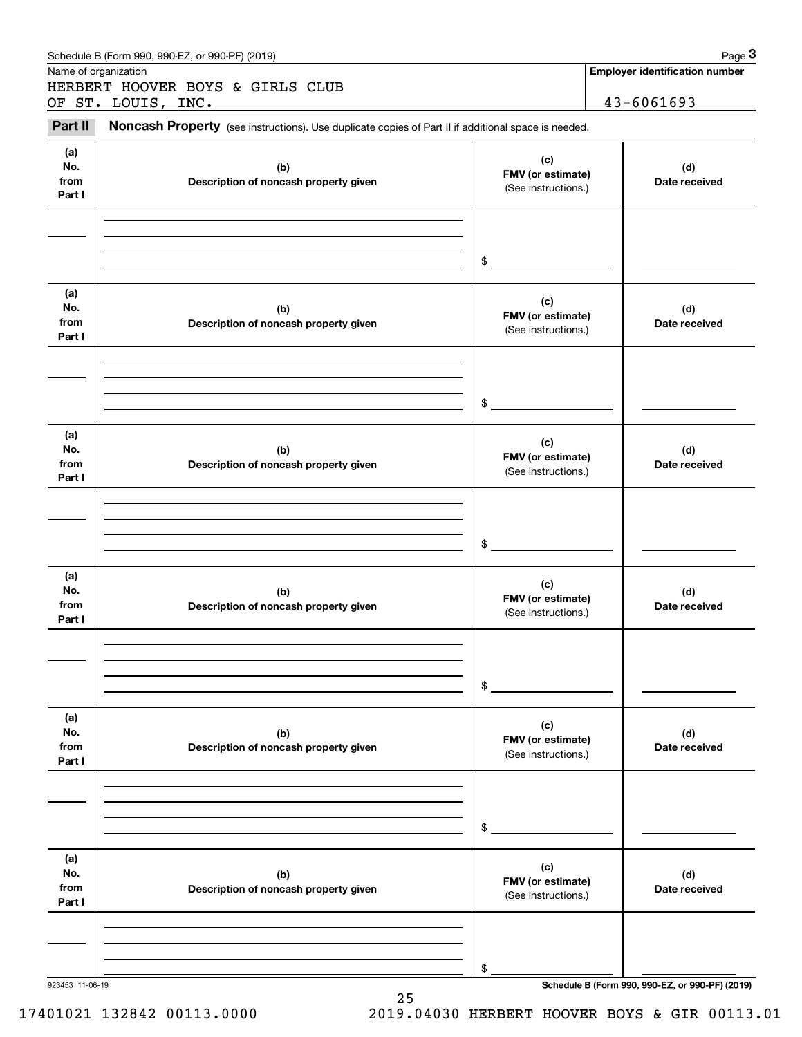Schedule B (Form 990, 990-EZ, or 990-PF) (2019) Page **3**

Name of organization

HERBERT HOOVER BOYS & GIRLS CLUB
OF ST. LOUIS, INC.

**Employer identification number**

43-6061693

**Part II** **Noncash Property** (see instructions). Use duplicate copies of Part II if additional space is needed.

| (a) No. from Part I | (b) Description of noncash property given | (c) FMV (or estimate) (See instructions.) | (d) Date received |
|---|---|---|---|
| | | $ | |

| (a) No. from Part I | (b) Description of noncash property given | (c) FMV (or estimate) (See instructions.) | (d) Date received |
|---|---|---|---|
| | | $ | |

| (a) No. from Part I | (b) Description of noncash property given | (c) FMV (or estimate) (See instructions.) | (d) Date received |
|---|---|---|---|
| | | $ | |

| (a) No. from Part I | (b) Description of noncash property given | (c) FMV (or estimate) (See instructions.) | (d) Date received |
|---|---|---|---|
| | | $ | |

| (a) No. from Part I | (b) Description of noncash property given | (c) FMV (or estimate) (See instructions.) | (d) Date received |
|---|---|---|---|
| | | $ | |

| (a) No. from Part I | (b) Description of noncash property given | (c) FMV (or estimate) (See instructions.) | (d) Date received |
|---|---|---|---|
| | | $ | |

923453 11-06-19 **Schedule B (Form 990, 990-EZ, or 990-PF) (2019)**

17401021 132842 00113.0000 2019.04030 HERBERT HOOVER BOYS & GIR 00113.01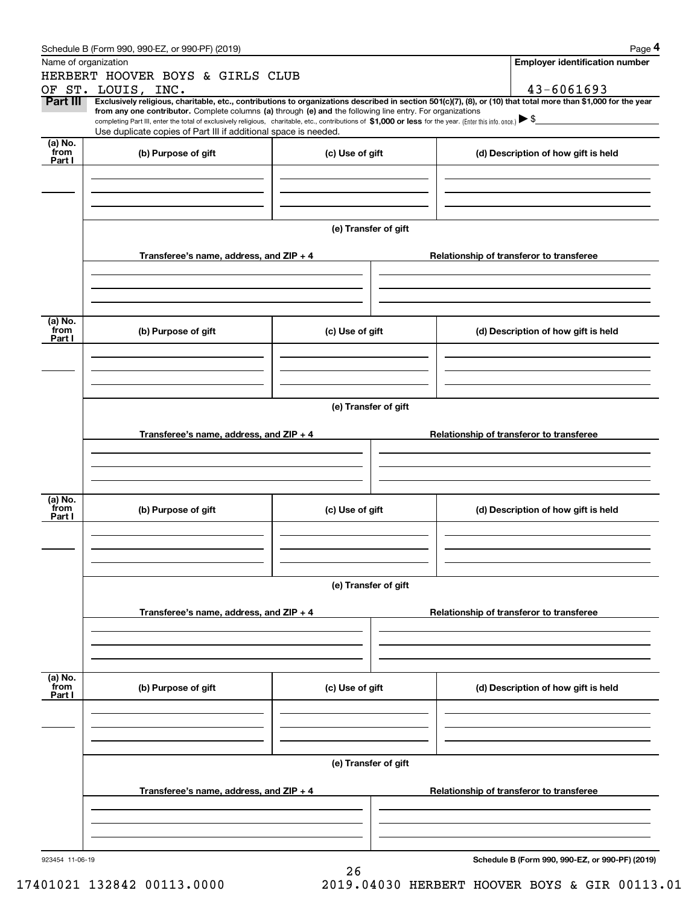Schedule B (Form 990, 990-EZ, or 990-PF) (2019)

| Name of organization | Employer identification number |
|---|---|
| HERBERT HOOVER BOYS & GIRLS CLUB OF ST. LOUIS, INC. | 43-6061693 |

**Part III** **Exclusively religious, charitable, etc., contributions to organizations described in section 501(c)(7), (8), or (10) that total more than $1,000 for the year from any one contributor.** Complete columns **(a)** through **(e)** and the following line entry. For organizations completing Part III, enter the total of exclusively religious, charitable, etc., contributions of **$1,000 or less** for the year. (Enter this info. once.) ▶ $

Use duplicate copies of Part III if additional space is needed.

| (a) No. from Part I | (b) Purpose of gift | (c) Use of gift | (d) Description of how gift is held |
|---|---|---|---|
| | | | |

**(e) Transfer of gift**

| Transferee's name, address, and ZIP + 4 | Relationship of transferor to transferee |
|---|---|
| | |

| (a) No. from Part I | (b) Purpose of gift | (c) Use of gift | (d) Description of how gift is held |
|---|---|---|---|
| | | | |

**(e) Transfer of gift**

| Transferee's name, address, and ZIP + 4 | Relationship of transferor to transferee |
|---|---|
| | |

| (a) No. from Part I | (b) Purpose of gift | (c) Use of gift | (d) Description of how gift is held |
|---|---|---|---|
| | | | |

**(e) Transfer of gift**

| Transferee's name, address, and ZIP + 4 | Relationship of transferor to transferee |
|---|---|
| | |

| (a) No. from Part I | (b) Purpose of gift | (c) Use of gift | (d) Description of how gift is held |
|---|---|---|---|
| | | | |

**(e) Transfer of gift**

| Transferee's name, address, and ZIP + 4 | Relationship of transferor to transferee |
|---|---|
| | |

923454 11-06-19

**Schedule B (Form 990, 990-EZ, or 990-PF) (2019)**

17401021 132842 00113.0000 2019.04030 HERBERT HOOVER BOYS & GIR 00113.01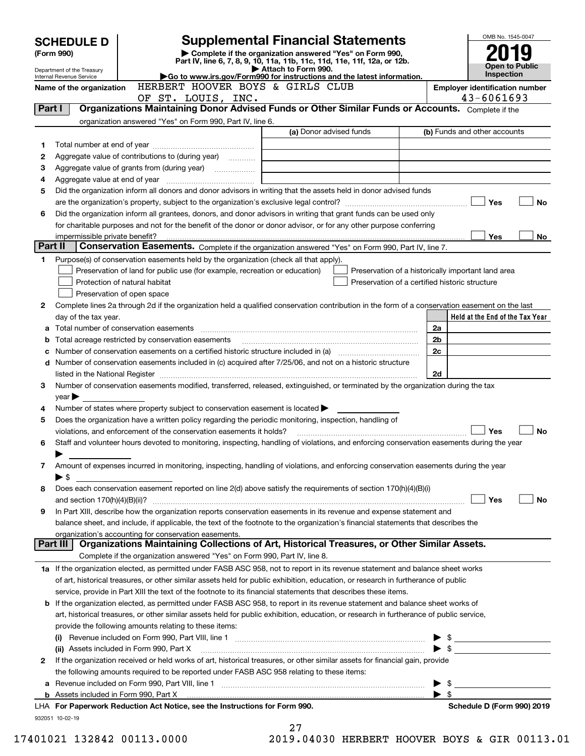# SCHEDULE D (Form 990)

Department of the Treasury
Internal Revenue Service

## Supplemental Financial Statements

▶ Complete if the organization answered "Yes" on Form 990, Part IV, line 6, 7, 8, 9, 10, 11a, 11b, 11c, 11d, 11e, 11f, 12a, or 12b.
▶ Attach to Form 990.
▶Go to www.irs.gov/Form990 for instructions and the latest information.

OMB No. 1545-0047
**2019**
**Open to Public Inspection**

**Name of the organization** HERBERT HOOVER BOYS & GIRLS CLUB OF ST. LOUIS, INC.

**Employer identification number** 43-6061693

## Part I Organizations Maintaining Donor Advised Funds or Other Similar Funds or Accounts. Complete if the organization answered "Yes" on Form 990, Part IV, line 6.

| | | (a) Donor advised funds | (b) Funds and other accounts |
|---|---|---|---|
| 1 | Total number at end of year | | |
| 2 | Aggregate value of contributions to (during year) | | |
| 3 | Aggregate value of grants from (during year) | | |
| 4 | Aggregate value at end of year | | |

5 Did the organization inform all donors and donor advisors in writing that the assets held in donor advised funds are the organization's property, subject to the organization's exclusive legal control? ☐ Yes ☐ No

6 Did the organization inform all grantees, donors, and donor advisors in writing that grant funds can be used only for charitable purposes and not for the benefit of the donor or donor advisor, or for any other purpose conferring impermissible private benefit? ☐ Yes ☐ No

## Part II Conservation Easements. Complete if the organization answered "Yes" on Form 990, Part IV, line 7.

1 Purpose(s) of conservation easements held by the organization (check all that apply).

- ☐ Preservation of land for public use (for example, recreation or education)
- ☐ Preservation of a historically important land area
- ☐ Protection of natural habitat
- ☐ Preservation of a certified historic structure
- ☐ Preservation of open space

2 Complete lines 2a through 2d if the organization held a qualified conservation contribution in the form of a conservation easement on the last day of the tax year.

| | | | Held at the End of the Tax Year |
|---|---|---|---|
| a | Total number of conservation easements | 2a | |
| b | Total acreage restricted by conservation easements | 2b | |
| c | Number of conservation easements on a certified historic structure included in (a) | 2c | |
| d | Number of conservation easements included in (c) acquired after 7/25/06, and not on a historic structure listed in the National Register | 2d | |

3 Number of conservation easements modified, transferred, released, extinguished, or terminated by the organization during the tax year ▶

4 Number of states where property subject to conservation easement is located ▶

5 Does the organization have a written policy regarding the periodic monitoring, inspection, handling of violations, and enforcement of the conservation easements it holds? ☐ Yes ☐ No

6 Staff and volunteer hours devoted to monitoring, inspecting, handling of violations, and enforcing conservation easements during the year ▶

7 Amount of expenses incurred in monitoring, inspecting, handling of violations, and enforcing conservation easements during the year ▶ $

8 Does each conservation easement reported on line 2(d) above satisfy the requirements of section 170(h)(4)(B)(i) and section 170(h)(4)(B)(ii)? ☐ Yes ☐ No

9 In Part XIII, describe how the organization reports conservation easements in its revenue and expense statement and balance sheet, and include, if applicable, the text of the footnote to the organization's financial statements that describes the organization's accounting for conservation easements.

## Part III Organizations Maintaining Collections of Art, Historical Treasures, or Other Similar Assets. Complete if the organization answered "Yes" on Form 990, Part IV, line 8.

1a If the organization elected, as permitted under FASB ASC 958, not to report in its revenue statement and balance sheet works of art, historical treasures, or other similar assets held for public exhibition, education, or research in furtherance of public service, provide in Part XIII the text of the footnote to its financial statements that describes these items.

b If the organization elected, as permitted under FASB ASC 958, to report in its revenue statement and balance sheet works of art, historical treasures, or other similar assets held for public exhibition, education, or research in furtherance of public service, provide the following amounts relating to these items:

(i) Revenue included on Form 990, Part VIII, line 1 ▶ $

(ii) Assets included in Form 990, Part X ▶ $

2 If the organization received or held works of art, historical treasures, or other similar assets for financial gain, provide the following amounts required to be reported under FASB ASC 958 relating to these items:

a Revenue included on Form 990, Part VIII, line 1 ▶ $

b Assets included in Form 990, Part X ▶ $

LHA **For Paperwork Reduction Act Notice, see the Instructions for Form 990.** **Schedule D (Form 990) 2019**

932051 10-02-19

17401021 132842 00113.0000 2019.04030 HERBERT HOOVER BOYS & GIR 00113.01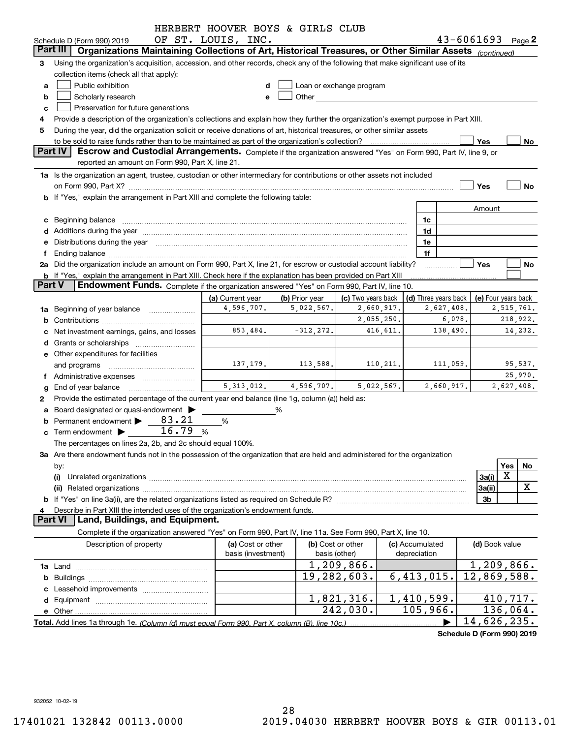HERBERT HOOVER BOYS & GIRLS CLUB
Schedule D (Form 990) 2019 OF ST. LOUIS, INC. 43-6061693 Page 2

## Part III Organizations Maintaining Collections of Art, Historical Treasures, or Other Similar Assets *(continued)*

3 Using the organization's acquisition, accession, and other records, check any of the following that make significant use of its collection items (check all that apply):

a ☐ Public exhibition
b ☐ Scholarly research
c ☐ Preservation for future generations
d ☐ Loan or exchange program
e ☐ Other

4 Provide a description of the organization's collections and explain how they further the organization's exempt purpose in Part XIII.

5 During the year, did the organization solicit or receive donations of art, historical treasures, or other similar assets to be sold to raise funds rather than to be maintained as part of the organization's collection? ☐ Yes ☐ No

## Part IV Escrow and Custodial Arrangements.
Complete if the organization answered "Yes" on Form 990, Part IV, line 9, or reported an amount on Form 990, Part X, line 21.

1a Is the organization an agent, trustee, custodian or other intermediary for contributions or other assets not included on Form 990, Part X? ☐ Yes ☐ No

b If "Yes," explain the arrangement in Part XIII and complete the following table:

| | | Amount |
|---|---|---|
| c Beginning balance | 1c | |
| d Additions during the year | 1d | |
| e Distributions during the year | 1e | |
| f Ending balance | 1f | |

2a Did the organization include an amount on Form 990, Part X, line 21, for escrow or custodial account liability? ☐ Yes ☐ No

b If "Yes," explain the arrangement in Part XIII. Check here if the explanation has been provided on Part XIII ☐

## Part V Endowment Funds.
Complete if the organization answered "Yes" on Form 990, Part IV, line 10.

| | (a) Current year | (b) Prior year | (c) Two years back | (d) Three years back | (e) Four years back |
|---|---|---|---|---|---|
| 1a Beginning of year balance | 4,596,707. | 5,022,567. | 2,660,917. | 2,627,408. | 2,515,761. |
| b Contributions | | | 2,055,250. | 6,078. | 218,922. |
| c Net investment earnings, gains, and losses | 853,484. | -312,272. | 416,611. | 138,490. | 14,232. |
| d Grants or scholarships | | | | | |
| e Other expenditures for facilities and programs | 137,179. | 113,588. | 110,211. | 111,059. | 95,537. |
| f Administrative expenses | | | | | 25,970. |
| g End of year balance | 5,313,012. | 4,596,707. | 5,022,567. | 2,660,917. | 2,627,408. |

2 Provide the estimated percentage of the current year end balance (line 1g, column (a)) held as:

a Board designated or quasi-endowment ▶ ______ %
b Permanent endowment ▶ 83.21 %
c Term endowment ▶ 16.79 %

The percentages on lines 2a, 2b, and 2c should equal 100%.

3a Are there endowment funds not in the possession of the organization that are held and administered for the organization by:

| | | Yes | No |
|---|---|---|---|
| (i) Unrelated organizations | 3a(i) | X | |
| (ii) Related organizations | 3a(ii) | | X |
| b If "Yes" on line 3a(ii), are the related organizations listed as required on Schedule R? | 3b | | |

4 Describe in Part XIII the intended uses of the organization's endowment funds.

## Part VI Land, Buildings, and Equipment.

Complete if the organization answered "Yes" on Form 990, Part IV, line 11a. See Form 990, Part X, line 10.

| Description of property | (a) Cost or other basis (investment) | (b) Cost or other basis (other) | (c) Accumulated depreciation | (d) Book value |
|---|---|---|---|---|
| 1a Land | | 1,209,866. | | 1,209,866. |
| b Buildings | | 19,282,603. | 6,413,015. | 12,869,588. |
| c Leasehold improvements | | | | |
| d Equipment | | 1,821,316. | 1,410,599. | 410,717. |
| e Other | | 242,030. | 105,966. | 136,064. |
| **Total.** Add lines 1a through 1e. *(Column (d) must equal Form 990, Part X, column (B), line 10c.)* | | | ▶ | 14,626,235. |

**Schedule D (Form 990) 2019**

932052 10-02-19

17401021 132842 00113.0000 2019.04030 HERBERT HOOVER BOYS & GIR 00113.01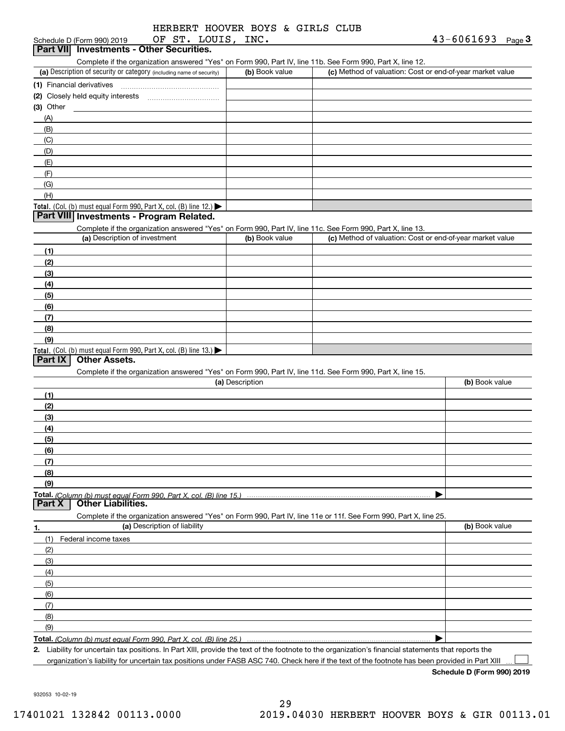Schedule D (Form 990) 2019 HERBERT HOOVER BOYS & GIRLS CLUB OF ST. LOUIS, INC. 43-6061693 Page 3

## Part VII Investments - Other Securities.

Complete if the organization answered "Yes" on Form 990, Part IV, line 11b. See Form 990, Part X, line 12.

| (a) Description of security or category (including name of security) | (b) Book value | (c) Method of valuation: Cost or end-of-year market value |
|---|---|---|
| (1) Financial derivatives | | |
| (2) Closely held equity interests | | |
| (3) Other | | |
| (A) | | |
| (B) | | |
| (C) | | |
| (D) | | |
| (E) | | |
| (F) | | |
| (G) | | |
| (H) | | |
| **Total.** (Col. (b) must equal Form 990, Part X, col. (B) line 12.) ▶ | | |

## Part VIII Investments - Program Related.

Complete if the organization answered "Yes" on Form 990, Part IV, line 11c. See Form 990, Part X, line 13.

| (a) Description of investment | (b) Book value | (c) Method of valuation: Cost or end-of-year market value |
|---|---|---|
| (1) | | |
| (2) | | |
| (3) | | |
| (4) | | |
| (5) | | |
| (6) | | |
| (7) | | |
| (8) | | |
| (9) | | |
| **Total.** (Col. (b) must equal Form 990, Part X, col. (B) line 13.) ▶ | | |

## Part IX Other Assets.

Complete if the organization answered "Yes" on Form 990, Part IV, line 11d. See Form 990, Part X, line 15.

| (a) Description | (b) Book value |
|---|---|
| (1) | |
| (2) | |
| (3) | |
| (4) | |
| (5) | |
| (6) | |
| (7) | |
| (8) | |
| (9) | |
| **Total.** *(Column (b) must equal Form 990, Part X, col. (B) line 15.)* ▶ | |

## Part X Other Liabilities.

Complete if the organization answered "Yes" on Form 990, Part IV, line 11e or 11f. See Form 990, Part X, line 25.

| 1. (a) Description of liability | (b) Book value |
|---|---|
| (1) Federal income taxes | |
| (2) | |
| (3) | |
| (4) | |
| (5) | |
| (6) | |
| (7) | |
| (8) | |
| (9) | |
| **Total.** *(Column (b) must equal Form 990, Part X, col. (B) line 25.)* ▶ | |

**2.** Liability for uncertain tax positions. In Part XIII, provide the text of the footnote to the organization's financial statements that reports the organization's liability for uncertain tax positions under FASB ASC 740. Check here if the text of the footnote has been provided in Part XIII ☐

**Schedule D (Form 990) 2019**

932053 10-02-19

17401021 132842 00113.0000 2019.04030 HERBERT HOOVER BOYS & GIR 00113.01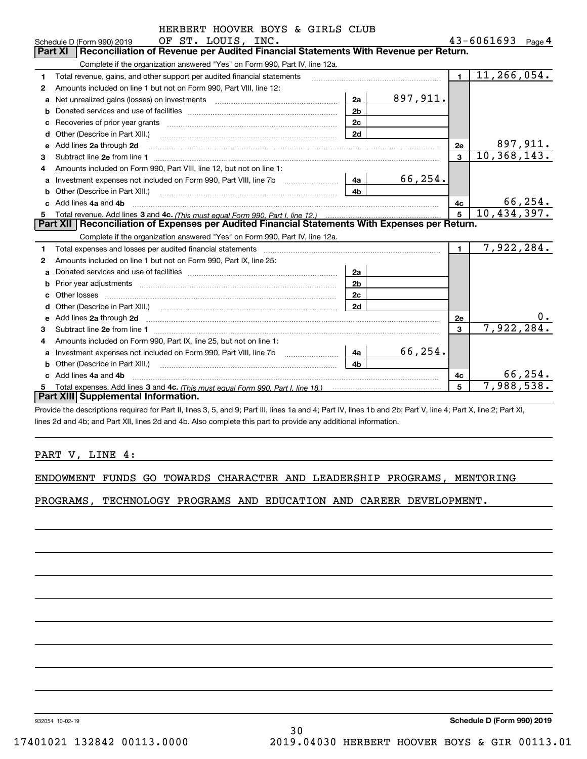Schedule D (Form 990) 2019 HERBERT HOOVER BOYS & GIRLS CLUB OF ST. LOUIS, INC. 43-6061693 Page 4

## Part XI Reconciliation of Revenue per Audited Financial Statements With Revenue per Return.

Complete if the organization answered "Yes" on Form 990, Part IV, line 12a.

| | | | | | |
|---|---|---|---|---|---|
| 1 | Total revenue, gains, and other support per audited financial statements | | | 1 | 11,266,054. |
| 2 | Amounts included on line 1 but not on Form 990, Part VIII, line 12: | | | | |
| a | Net unrealized gains (losses) on investments | 2a | 897,911. | | |
| b | Donated services and use of facilities | 2b | | | |
| c | Recoveries of prior year grants | 2c | | | |
| d | Other (Describe in Part XIII.) | 2d | | | |
| e | Add lines 2a through 2d | | | 2e | 897,911. |
| 3 | Subtract line 2e from line 1 | | | 3 | 10,368,143. |
| 4 | Amounts included on Form 990, Part VIII, line 12, but not on line 1: | | | | |
| a | Investment expenses not included on Form 990, Part VIII, line 7b | 4a | 66,254. | | |
| b | Other (Describe in Part XIII.) | 4b | | | |
| c | Add lines 4a and 4b | | | 4c | 66,254. |
| 5 | Total revenue. Add lines 3 and 4c. *(This must equal Form 990, Part I, line 12.)* | | | 5 | 10,434,397. |

## Part XII Reconciliation of Expenses per Audited Financial Statements With Expenses per Return.

Complete if the organization answered "Yes" on Form 990, Part IV, line 12a.

| | | | | | |
|---|---|---|---|---|---|
| 1 | Total expenses and losses per audited financial statements | | | 1 | 7,922,284. |
| 2 | Amounts included on line 1 but not on Form 990, Part IX, line 25: | | | | |
| a | Donated services and use of facilities | 2a | | | |
| b | Prior year adjustments | 2b | | | |
| c | Other losses | 2c | | | |
| d | Other (Describe in Part XIII.) | 2d | | | |
| e | Add lines 2a through 2d | | | 2e | 0. |
| 3 | Subtract line 2e from line 1 | | | 3 | 7,922,284. |
| 4 | Amounts included on Form 990, Part IX, line 25, but not on line 1: | | | | |
| a | Investment expenses not included on Form 990, Part VIII, line 7b | 4a | 66,254. | | |
| b | Other (Describe in Part XIII.) | 4b | | | |
| c | Add lines 4a and 4b | | | 4c | 66,254. |
| 5 | Total expenses. Add lines 3 and 4c. *(This must equal Form 990, Part I, line 18.)* | | | 5 | 7,988,538. |

## Part XIII Supplemental Information.

Provide the descriptions required for Part II, lines 3, 5, and 9; Part III, lines 1a and 4; Part IV, lines 1b and 2b; Part V, line 4; Part X, line 2; Part XI, lines 2d and 4b; and Part XII, lines 2d and 4b. Also complete this part to provide any additional information.

PART V, LINE 4:

ENDOWMENT FUNDS GO TOWARDS CHARACTER AND LEADERSHIP PROGRAMS, MENTORING PROGRAMS, TECHNOLOGY PROGRAMS AND EDUCATION AND CAREER DEVELOPMENT.

932054 10-02-19 Schedule D (Form 990) 2019

17401021 132842 00113.0000 2019.04030 HERBERT HOOVER BOYS & GIR 00113.01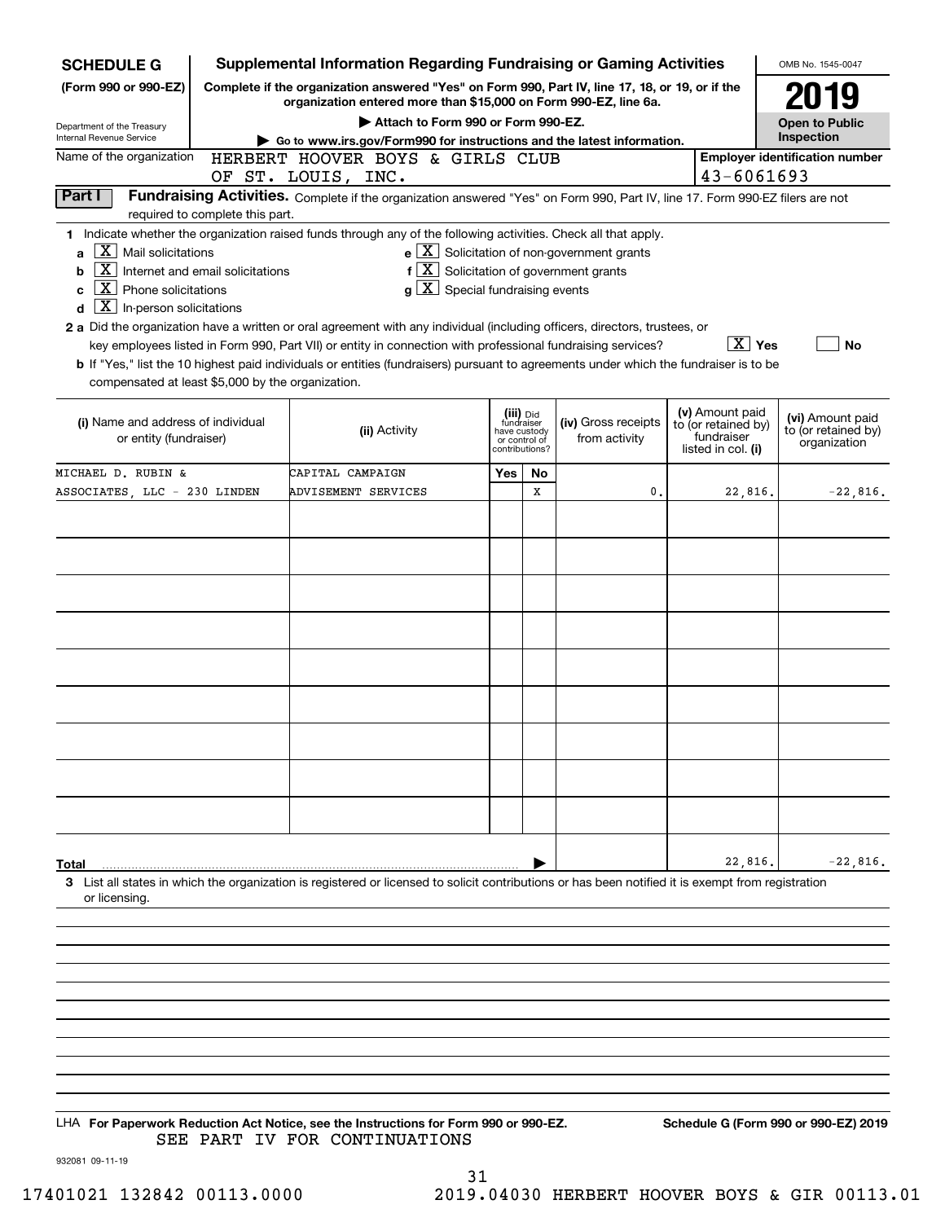**SCHEDULE G**
**(Form 990 or 990-EZ)**

Department of the Treasury
Internal Revenue Service

**Supplemental Information Regarding Fundraising or Gaming Activities**

**Complete if the organization answered "Yes" on Form 990, Part IV, line 17, 18, or 19, or if the organization entered more than $15,000 on Form 990-EZ, line 6a.**

▶ **Attach to Form 990 or Form 990-EZ.**

▶ **Go to www.irs.gov/Form990 for instructions and the latest information.**

OMB No. 1545-0047

**2019**

**Open to Public Inspection**

Name of the organization: HERBERT HOOVER BOYS & GIRLS CLUB OF ST. LOUIS, INC.

**Employer identification number**: 43-6061693

**Part I** **Fundraising Activities.** Complete if the organization answered "Yes" on Form 990, Part IV, line 17. Form 990-EZ filers are not required to complete this part.

**1** Indicate whether the organization raised funds through any of the following activities. Check all that apply.

- **a** [X] Mail solicitations
- **b** [X] Internet and email solicitations
- **c** [X] Phone solicitations
- **d** [X] In-person solicitations
- **e** [X] Solicitation of non-government grants
- **f** [X] Solicitation of government grants
- **g** [X] Special fundraising events

**2 a** Did the organization have a written or oral agreement with any individual (including officers, directors, trustees, or key employees listed in Form 990, Part VII) or entity in connection with professional fundraising services? [X] **Yes** [ ] **No**

**b** If "Yes," list the 10 highest paid individuals or entities (fundraisers) pursuant to agreements under which the fundraiser is to be compensated at least $5,000 by the organization.

| (i) Name and address of individual or entity (fundraiser) | (ii) Activity | (iii) Did fundraiser have custody or control of contributions? Yes | No | (iv) Gross receipts from activity | (v) Amount paid to (or retained by) fundraiser listed in col. (i) | (vi) Amount paid to (or retained by) organization |
|---|---|---|---|---|---|---|
| MICHAEL D. RUBIN & ASSOCIATES, LLC - 230 LINDEN | CAPITAL CAMPAIGN ADVISEMENT SERVICES | | X | 0. | 22,816. | -22,816. |
| | | | | | | |
| | | | | | | |
| | | | | | | |
| | | | | | | |
| | | | | | | |
| | | | | | | |
| | | | | | | |
| | | | | | | |
| | | | | | | |
| **Total** | | | ▶ | | 22,816. | -22,816. |

**3** List all states in which the organization is registered or licensed to solicit contributions or has been notified it is exempt from registration or licensing.

LHA **For Paperwork Reduction Act Notice, see the Instructions for Form 990 or 990-EZ.** **Schedule G (Form 990 or 990-EZ) 2019**

SEE PART IV FOR CONTINUATIONS

932081 09-11-19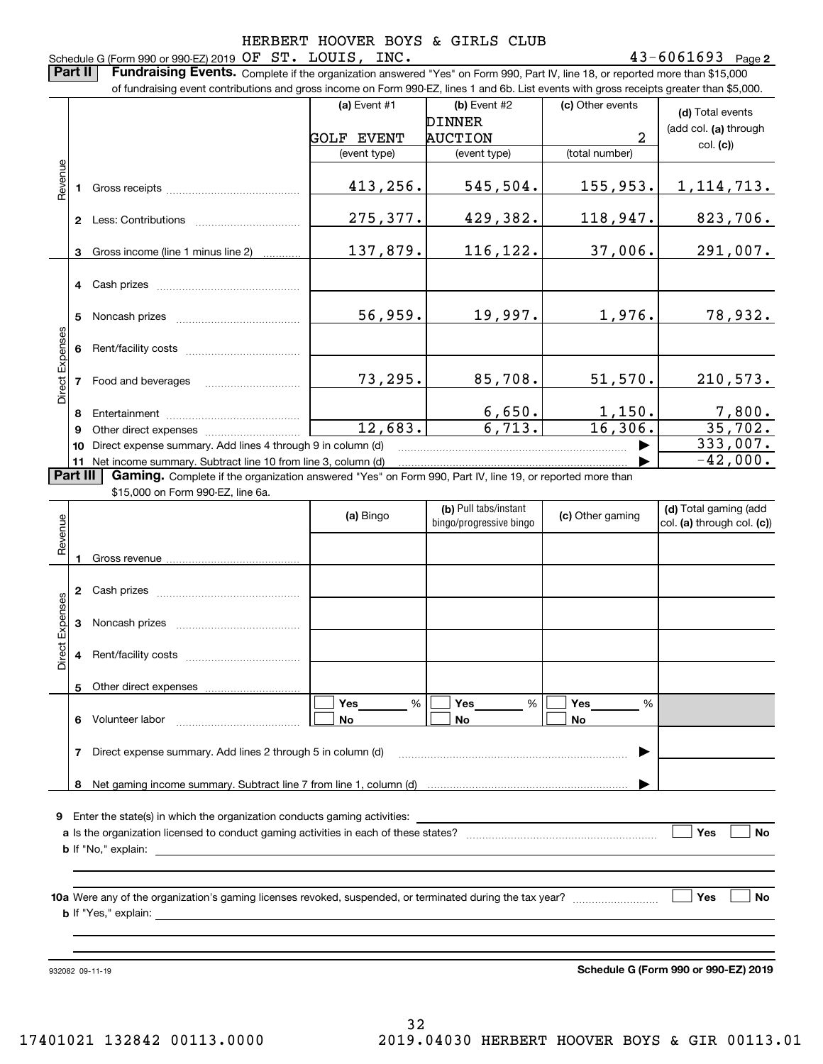HERBERT HOOVER BOYS & GIRLS CLUB

Schedule G (Form 990 or 990-EZ) 2019 OF ST. LOUIS, INC. 43-6061693 Page **2**

**Part II** **Fundraising Events.** Complete if the organization answered "Yes" on Form 990, Part IV, line 18, or reported more than $15,000 of fundraising event contributions and gross income on Form 990-EZ, lines 1 and 6b. List events with gross receipts greater than $5,000.

| | | (a) Event #1 | (b) Event #2 | (c) Other events | (d) Total events (add col. (a) through col. (c)) |
|---|---|---|---|---|---|
| | | GOLF EVENT | DINNER AUCTION | 2 | |
| | | (event type) | (event type) | (total number) | |
| Revenue | 1 Gross receipts | 413,256. | 545,504. | 155,953. | 1,114,713. |
| | 2 Less: Contributions | 275,377. | 429,382. | 118,947. | 823,706. |
| | 3 Gross income (line 1 minus line 2) | 137,879. | 116,122. | 37,006. | 291,007. |
| Direct Expenses | 4 Cash prizes | | | | |
| | 5 Noncash prizes | 56,959. | 19,997. | 1,976. | 78,932. |
| | 6 Rent/facility costs | | | | |
| | 7 Food and beverages | 73,295. | 85,708. | 51,570. | 210,573. |
| | 8 Entertainment | | 6,650. | 1,150. | 7,800. |
| | 9 Other direct expenses | 12,683. | 6,713. | 16,306. | 35,702. |
| | 10 Direct expense summary. Add lines 4 through 9 in column (d) | | | ▶ | 333,007. |
| | 11 Net income summary. Subtract line 10 from line 3, column (d) | | | ▶ | -42,000. |

**Part III** **Gaming.** Complete if the organization answered "Yes" on Form 990, Part IV, line 19, or reported more than $15,000 on Form 990-EZ, line 6a.

| | | (a) Bingo | (b) Pull tabs/instant bingo/progressive bingo | (c) Other gaming | (d) Total gaming (add col. (a) through col. (c)) |
|---|---|---|---|---|---|
| Revenue | 1 Gross revenue | | | | |
| Direct Expenses | 2 Cash prizes | | | | |
| | 3 Noncash prizes | | | | |
| | 4 Rent/facility costs | | | | |
| | 5 Other direct expenses | | | | |
| | 6 Volunteer labor | ☐ Yes ____ % ☐ No | ☐ Yes ____ % ☐ No | ☐ Yes ____ % ☐ No | |
| | 7 Direct expense summary. Add lines 2 through 5 in column (d) | | | ▶ | |
| | 8 Net gaming income summary. Subtract line 7 from line 1, column (d) | | | ▶ | |

**9** Enter the state(s) in which the organization conducts gaming activities: ______

**a** Is the organization licensed to conduct gaming activities in each of these states? ☐ Yes ☐ No

**b** If "No," explain: ______

**10a** Were any of the organization's gaming licenses revoked, suspended, or terminated during the tax year? ☐ Yes ☐ No

**b** If "Yes," explain: ______

932082 09-11-19 **Schedule G (Form 990 or 990-EZ) 2019**

17401021 132842 00113.0000 2019.04030 HERBERT HOOVER BOYS & GIR 00113.01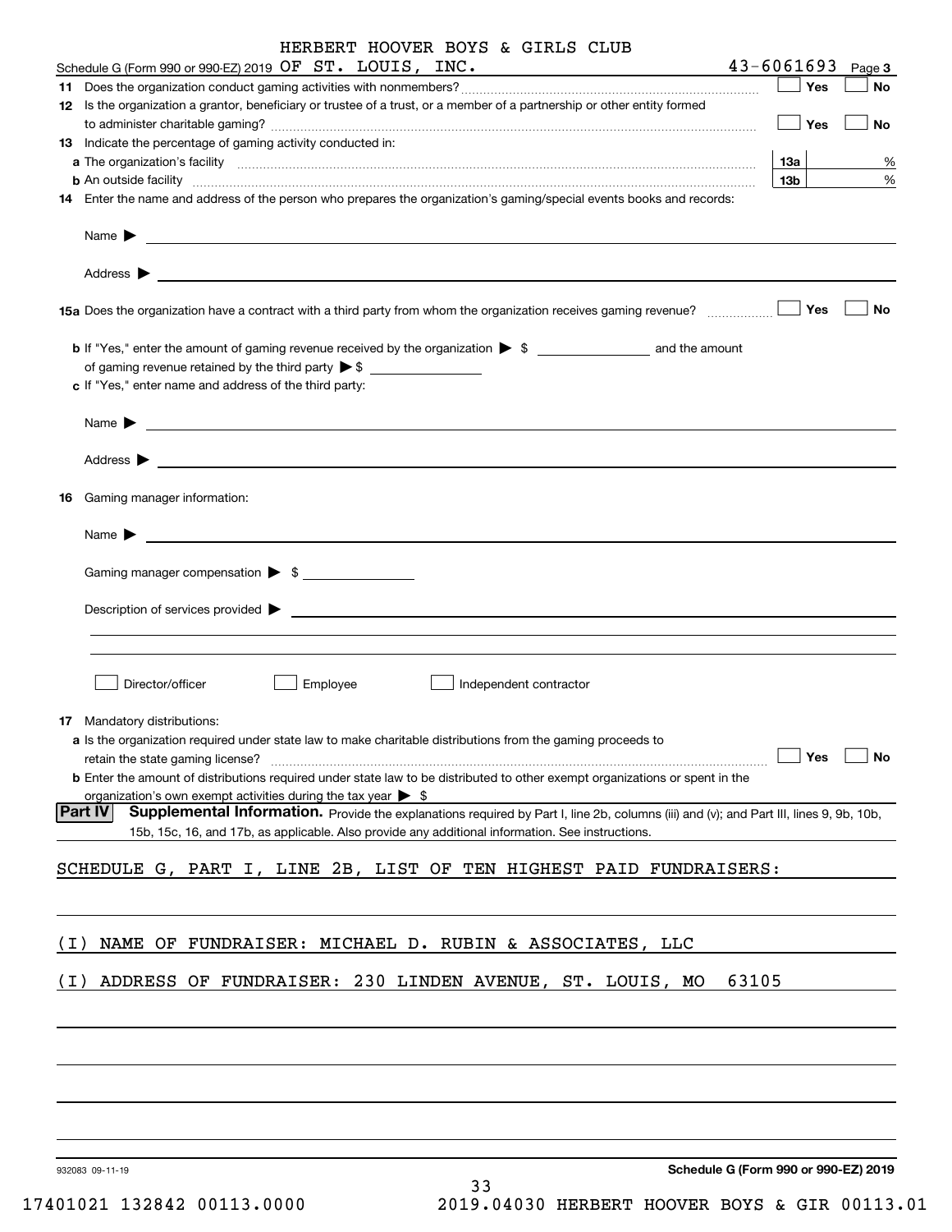HERBERT HOOVER BOYS & GIRLS CLUB

Schedule G (Form 990 or 990-EZ) 2019 OF ST. LOUIS, INC. 43-6061693 Page 3

**11** Does the organization conduct gaming activities with nonmembers? ☐ Yes ☐ No

**12** Is the organization a grantor, beneficiary or trustee of a trust, or a member of a partnership or other entity formed to administer charitable gaming? ☐ Yes ☐ No

**13** Indicate the percentage of gaming activity conducted in:

**a** The organization's facility **13a** %

**b** An outside facility **13b** %

**14** Enter the name and address of the person who prepares the organization's gaming/special events books and records:

Name ▶

Address ▶

**15a** Does the organization have a contract with a third party from whom the organization receives gaming revenue? ☐ Yes ☐ No

**b** If "Yes," enter the amount of gaming revenue received by the organization ▶ $ ________ and the amount of gaming revenue retained by the third party ▶ $ ________

**c** If "Yes," enter name and address of the third party:

Name ▶

Address ▶

**16** Gaming manager information:

Name ▶

Gaming manager compensation ▶ $

Description of services provided ▶

☐ Director/officer ☐ Employee ☐ Independent contractor

**17** Mandatory distributions:

**a** Is the organization required under state law to make charitable distributions from the gaming proceeds to retain the state gaming license? ☐ Yes ☐ No

**b** Enter the amount of distributions required under state law to be distributed to other exempt organizations or spent in the organization's own exempt activities during the tax year ▶ $

**Part IV** **Supplemental Information.** Provide the explanations required by Part I, line 2b, columns (iii) and (v); and Part III, lines 9, 9b, 10b, 15b, 15c, 16, and 17b, as applicable. Also provide any additional information. See instructions.

SCHEDULE G, PART I, LINE 2B, LIST OF TEN HIGHEST PAID FUNDRAISERS:

(I) NAME OF FUNDRAISER: MICHAEL D. RUBIN & ASSOCIATES, LLC

(I) ADDRESS OF FUNDRAISER: 230 LINDEN AVENUE, ST. LOUIS, MO 63105

932083 09-11-19 **Schedule G (Form 990 or 990-EZ) 2019**

17401021 132842 00113.0000 2019.04030 HERBERT HOOVER BOYS & GIR 00113.01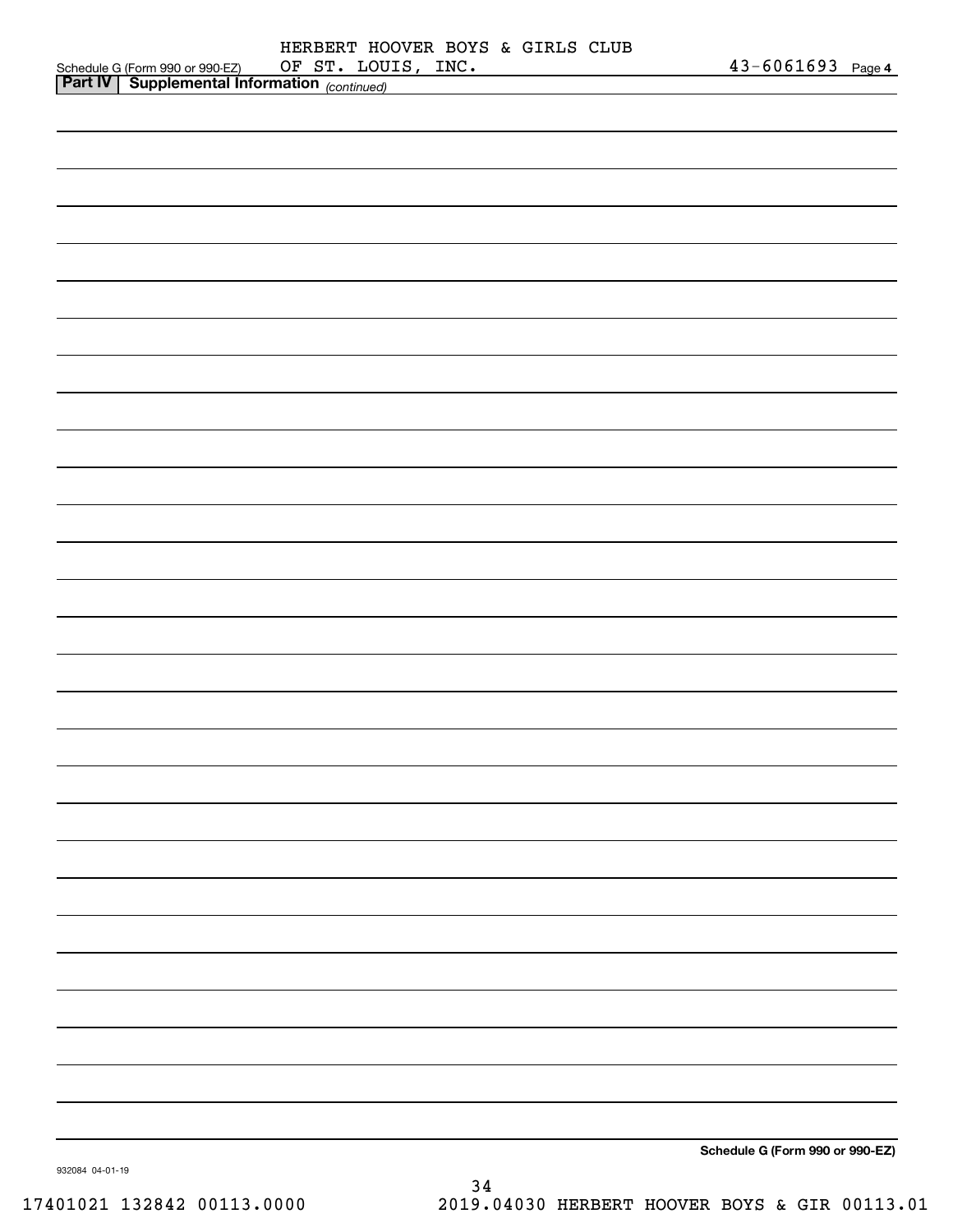Schedule G (Form 990 or 990-EZ) HERBERT HOOVER BOYS & GIRLS CLUB OF ST. LOUIS, INC. 43-6061693 Page **4**

**Part IV | Supplemental Information** *(continued)*

**Schedule G (Form 990 or 990-EZ)**

932084 04-01-19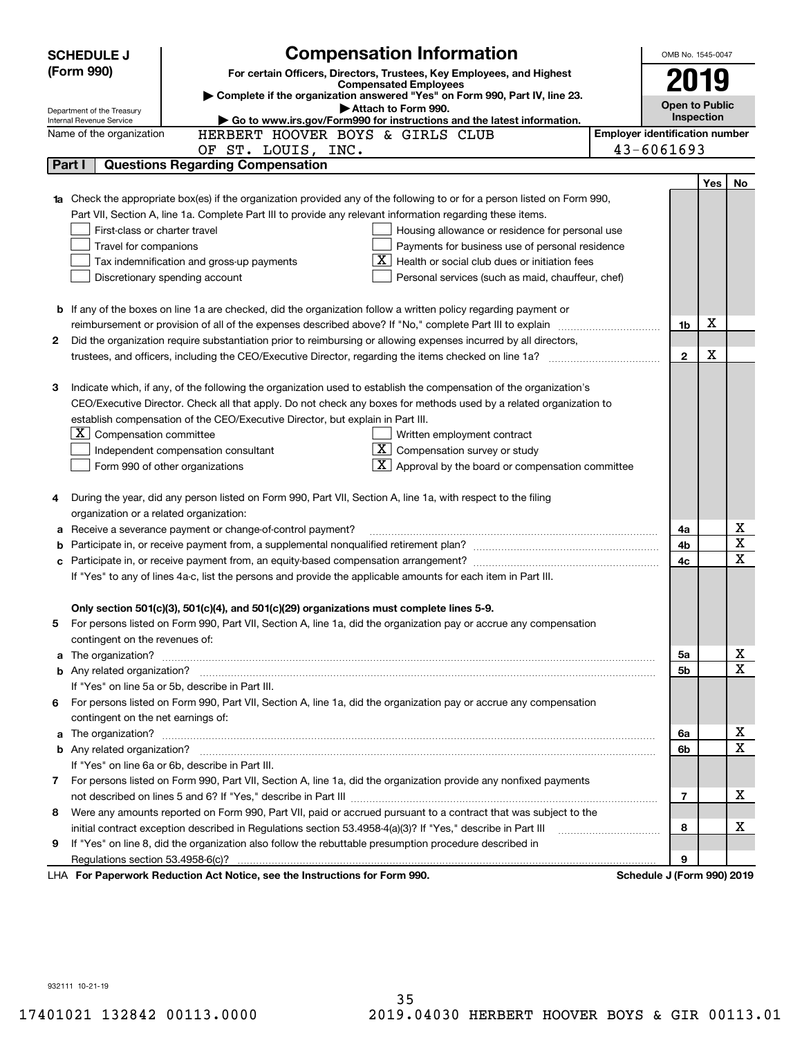**SCHEDULE J (Form 990)**

Department of the Treasury
Internal Revenue Service

# Compensation Information

**For certain Officers, Directors, Trustees, Key Employees, and Highest Compensated Employees**

▶ Complete if the organization answered "Yes" on Form 990, Part IV, line 23.
▶ Attach to Form 990.
▶ Go to www.irs.gov/Form990 for instructions and the latest information.

OMB No. 1545-0047

**2019**

**Open to Public Inspection**

Name of the organization: HERBERT HOOVER BOYS & GIRLS CLUB OF ST. LOUIS, INC.

Employer identification number: 43-6061693

## Part I Questions Regarding Compensation

| | | | Yes | No |
|---|---|---|---|---|
| **1a** | Check the appropriate box(es) if the organization provided any of the following to or for a person listed on Form 990, Part VII, Section A, line 1a. Complete Part III to provide any relevant information regarding these items.<br>☐ First-class or charter travel ☐ Housing allowance or residence for personal use<br>☐ Travel for companions ☐ Payments for business use of personal residence<br>☐ Tax indemnification and gross-up payments ☒ Health or social club dues or initiation fees<br>☐ Discretionary spending account ☐ Personal services (such as maid, chauffeur, chef) | | | |
| **b** | If any of the boxes on line 1a are checked, did the organization follow a written policy regarding payment or reimbursement or provision of all of the expenses described above? If "No," complete Part III to explain | 1b | X | |
| **2** | Did the organization require substantiation prior to reimbursing or allowing expenses incurred by all directors, trustees, and officers, including the CEO/Executive Director, regarding the items checked on line 1a? | 2 | X | |
| **3** | Indicate which, if any, of the following the organization used to establish the compensation of the organization's CEO/Executive Director. Check all that apply. Do not check any boxes for methods used by a related organization to establish compensation of the CEO/Executive Director, but explain in Part III.<br>☒ Compensation committee ☐ Written employment contract<br>☐ Independent compensation consultant ☒ Compensation survey or study<br>☐ Form 990 of other organizations ☒ Approval by the board or compensation committee | | | |
| **4** | During the year, did any person listed on Form 990, Part VII, Section A, line 1a, with respect to the filing organization or a related organization: | | | |
| **a** | Receive a severance payment or change-of-control payment? | 4a | | X |
| **b** | Participate in, or receive payment from, a supplemental nonqualified retirement plan? | 4b | | X |
| **c** | Participate in, or receive payment from, an equity-based compensation arrangement? | 4c | | X |
| | If "Yes" to any of lines 4a-c, list the persons and provide the applicable amounts for each item in Part III. | | | |
| | **Only section 501(c)(3), 501(c)(4), and 501(c)(29) organizations must complete lines 5-9.** | | | |
| **5** | For persons listed on Form 990, Part VII, Section A, line 1a, did the organization pay or accrue any compensation contingent on the revenues of: | | | |
| **a** | The organization? | 5a | | X |
| **b** | Any related organization? | 5b | | X |
| | If "Yes" on line 5a or 5b, describe in Part III. | | | |
| **6** | For persons listed on Form 990, Part VII, Section A, line 1a, did the organization pay or accrue any compensation contingent on the net earnings of: | | | |
| **a** | The organization? | 6a | | X |
| **b** | Any related organization? | 6b | | X |
| | If "Yes" on line 6a or 6b, describe in Part III. | | | |
| **7** | For persons listed on Form 990, Part VII, Section A, line 1a, did the organization provide any nonfixed payments not described on lines 5 and 6? If "Yes," describe in Part III | 7 | | X |
| **8** | Were any amounts reported on Form 990, Part VII, paid or accrued pursuant to a contract that was subject to the initial contract exception described in Regulations section 53.4958-4(a)(3)? If "Yes," describe in Part III | 8 | | X |
| **9** | If "Yes" on line 8, did the organization also follow the rebuttable presumption procedure described in Regulations section 53.4958-6(c)? | 9 | | |

LHA **For Paperwork Reduction Act Notice, see the Instructions for Form 990.** **Schedule J (Form 990) 2019**

932111 10-21-19

17401021 132842 00113.0000 2019.04030 HERBERT HOOVER BOYS & GIR 00113.01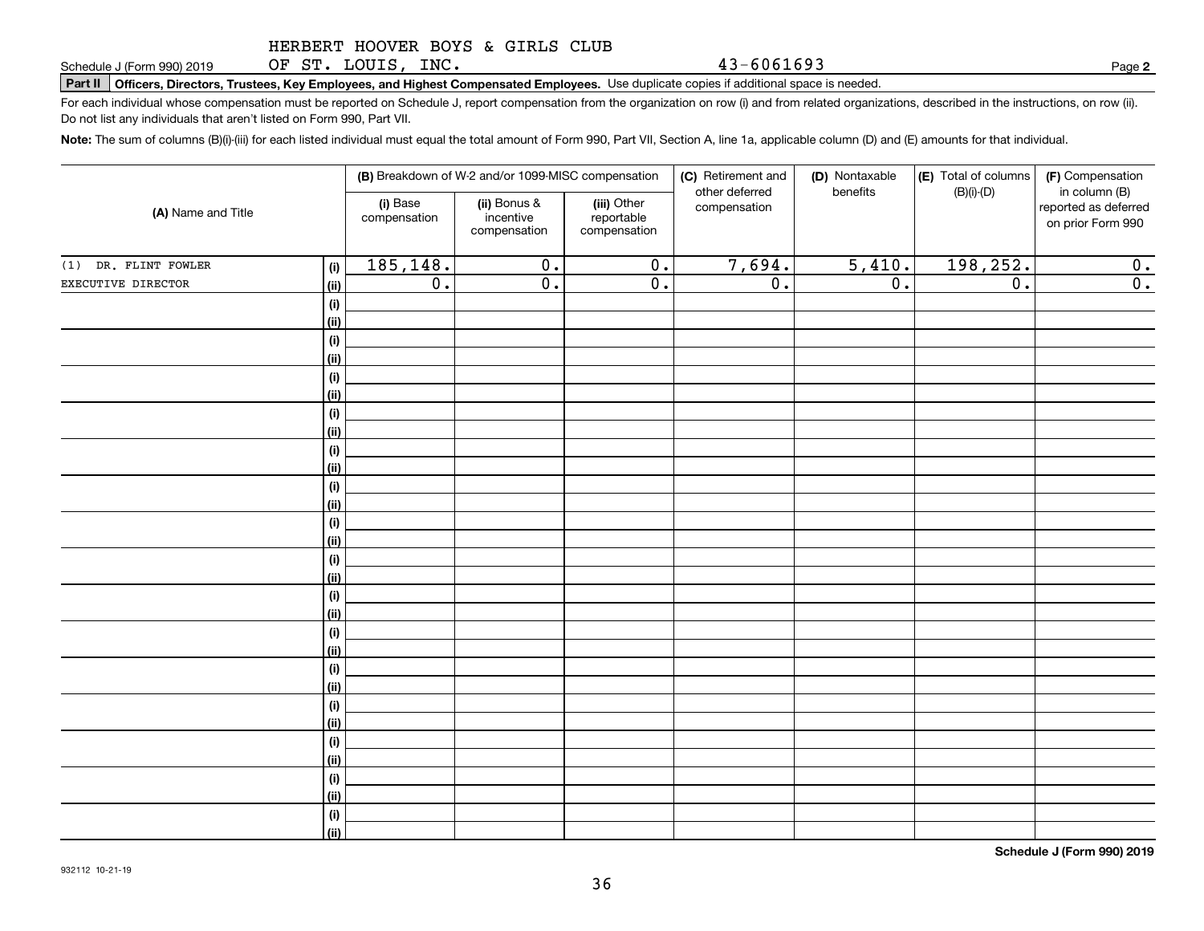HERBERT HOOVER BOYS & GIRLS CLUB
OF ST. LOUIS, INC. 43-6061693

Schedule J (Form 990) 2019 Page **2**

**Part II** **Officers, Directors, Trustees, Key Employees, and Highest Compensated Employees.** Use duplicate copies if additional space is needed.

For each individual whose compensation must be reported on Schedule J, report compensation from the organization on row (i) and from related organizations, described in the instructions, on row (ii). Do not list any individuals that aren't listed on Form 990, Part VII.

**Note:** The sum of columns (B)(i)-(iii) for each listed individual must equal the total amount of Form 990, Part VII, Section A, line 1a, applicable column (D) and (E) amounts for that individual.

| (A) Name and Title | | (B) Breakdown of W-2 and/or 1099-MISC compensation | | | (C) Retirement and other deferred compensation | (D) Nontaxable benefits | (E) Total of columns (B)(i)-(D) | (F) Compensation in column (B) reported as deferred on prior Form 990 |
|---|---|---|---|---|---|---|---|---|
| | | (i) Base compensation | (ii) Bonus & incentive compensation | (iii) Other reportable compensation | | | | |
| (1) DR. FLINT FOWLER | (i) | 185,148. | 0. | 0. | 7,694. | 5,410. | 198,252. | 0. |
| EXECUTIVE DIRECTOR | (ii) | 0. | 0. | 0. | 0. | 0. | 0. | 0. |
| | (i) | | | | | | | |
| | (ii) | | | | | | | |
| | (i) | | | | | | | |
| | (ii) | | | | | | | |
| | (i) | | | | | | | |
| | (ii) | | | | | | | |
| | (i) | | | | | | | |
| | (ii) | | | | | | | |
| | (i) | | | | | | | |
| | (ii) | | | | | | | |
| | (i) | | | | | | | |
| | (ii) | | | | | | | |
| | (i) | | | | | | | |
| | (ii) | | | | | | | |
| | (i) | | | | | | | |
| | (ii) | | | | | | | |
| | (i) | | | | | | | |
| | (ii) | | | | | | | |
| | (i) | | | | | | | |
| | (ii) | | | | | | | |
| | (i) | | | | | | | |
| | (ii) | | | | | | | |
| | (i) | | | | | | | |
| | (ii) | | | | | | | |
| | (i) | | | | | | | |
| | (ii) | | | | | | | |
| | (i) | | | | | | | |
| | (ii) | | | | | | | |
| | (i) | | | | | | | |
| | (ii) | | | | | | | |

**Schedule J (Form 990) 2019**

932112 10-21-19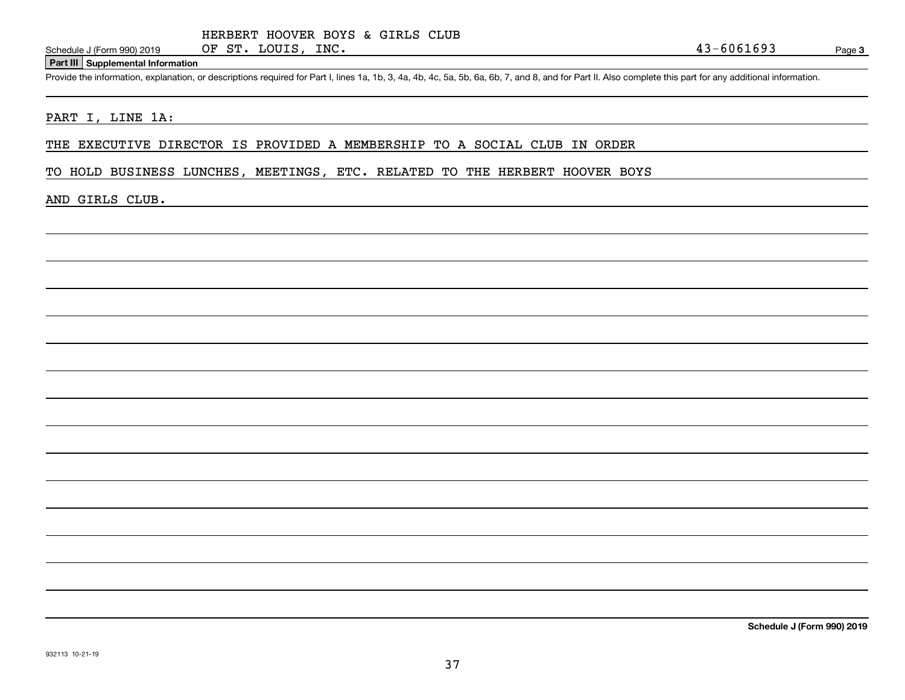Schedule J (Form 990) 2019 HERBERT HOOVER BOYS & GIRLS CLUB OF ST. LOUIS, INC. 43-6061693 Page **3**

## Part III Supplemental Information

Provide the information, explanation, or descriptions required for Part I, lines 1a, 1b, 3, 4a, 4b, 4c, 5a, 5b, 6a, 6b, 7, and 8, and for Part II. Also complete this part for any additional information.

PART I, LINE 1A:

THE EXECUTIVE DIRECTOR IS PROVIDED A MEMBERSHIP TO A SOCIAL CLUB IN ORDER TO HOLD BUSINESS LUNCHES, MEETINGS, ETC. RELATED TO THE HERBERT HOOVER BOYS AND GIRLS CLUB.

**Schedule J (Form 990) 2019**

932113 10-21-19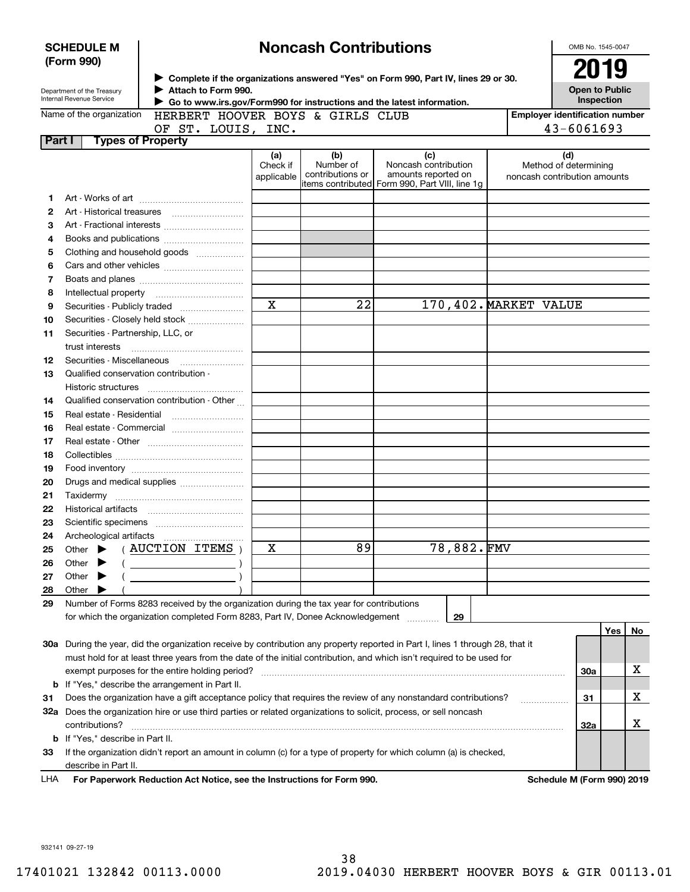# SCHEDULE M (Form 990)

## Noncash Contributions

OMB No. 1545-0047

**2019**

**Open to Public Inspection**

Department of the Treasury
Internal Revenue Service

▶ **Complete if the organizations answered "Yes" on Form 990, Part IV, lines 29 or 30.**
▶ **Attach to Form 990.**
▶ **Go to www.irs.gov/Form990 for instructions and the latest information.**

Name of the organization: HERBERT HOOVER BOYS & GIRLS CLUB OF ST. LOUIS, INC.

**Employer identification number:** 43-6061693

### Part I — Types of Property

| | | (a) Check if applicable | (b) Number of contributions or items contributed | (c) Noncash contribution amounts reported on Form 990, Part VIII, line 1g | (d) Method of determining noncash contribution amounts |
|---|---|---|---|---|---|
| 1 | Art - Works of art | | | | |
| 2 | Art - Historical treasures | | | | |
| 3 | Art - Fractional interests | | | | |
| 4 | Books and publications | | | | |
| 5 | Clothing and household goods | | | | |
| 6 | Cars and other vehicles | | | | |
| 7 | Boats and planes | | | | |
| 8 | Intellectual property | | | | |
| 9 | Securities - Publicly traded | X | 22 | 170,402. | MARKET VALUE |
| 10 | Securities - Closely held stock | | | | |
| 11 | Securities - Partnership, LLC, or trust interests | | | | |
| 12 | Securities - Miscellaneous | | | | |
| 13 | Qualified conservation contribution - Historic structures | | | | |
| 14 | Qualified conservation contribution - Other | | | | |
| 15 | Real estate - Residential | | | | |
| 16 | Real estate - Commercial | | | | |
| 17 | Real estate - Other | | | | |
| 18 | Collectibles | | | | |
| 19 | Food inventory | | | | |
| 20 | Drugs and medical supplies | | | | |
| 21 | Taxidermy | | | | |
| 22 | Historical artifacts | | | | |
| 23 | Scientific specimens | | | | |
| 24 | Archeological artifacts | | | | |
| 25 | Other ▶ ( AUCTION ITEMS ) | X | 89 | 78,882. | FMV |
| 26 | Other ▶ ( ) | | | | |
| 27 | Other ▶ ( ) | | | | |
| 28 | Other ▶ ( ) | | | | |

**29** Number of Forms 8283 received by the organization during the tax year for contributions for which the organization completed Form 8283, Part IV, Donee Acknowledgement ..... **29**

| | | | Yes | No |
|---|---|---|---|---|
| **30a** | During the year, did the organization receive by contribution any property reported in Part I, lines 1 through 28, that it must hold for at least three years from the date of the initial contribution, and which isn't required to be used for exempt purposes for the entire holding period? | 30a | | X |
| **b** | If "Yes," describe the arrangement in Part II. | | | |
| **31** | Does the organization have a gift acceptance policy that requires the review of any nonstandard contributions? | 31 | | X |
| **32a** | Does the organization hire or use third parties or related organizations to solicit, process, or sell noncash contributions? | 32a | | X |
| **b** | If "Yes," describe in Part II. | | | |
| **33** | If the organization didn't report an amount in column (c) for a type of property for which column (a) is checked, describe in Part II. | | | |

LHA **For Paperwork Reduction Act Notice, see the Instructions for Form 990.** **Schedule M (Form 990) 2019**

932141 09-27-19

17401021 132842 00113.0000 2019.04030 HERBERT HOOVER BOYS & GIR 00113.01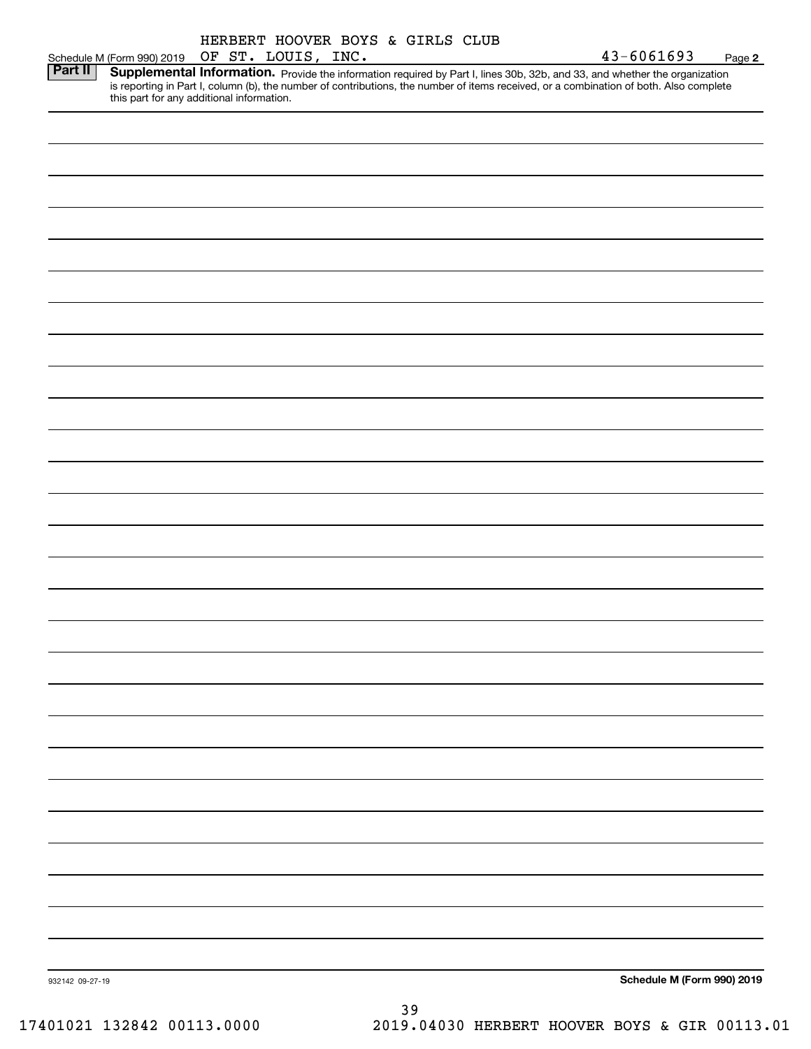Schedule M (Form 990) 2019 HERBERT HOOVER BOYS & GIRLS CLUB OF ST. LOUIS, INC. 43-6061693 Page **2**

**Part II** **Supplemental Information.** Provide the information required by Part I, lines 30b, 32b, and 33, and whether the organization is reporting in Part I, column (b), the number of contributions, the number of items received, or a combination of both. Also complete this part for any additional information.

932142 09-27-19 **Schedule M (Form 990) 2019**

17401021 132842 00113.0000 2019.04030 HERBERT HOOVER BOYS & GIR 00113.01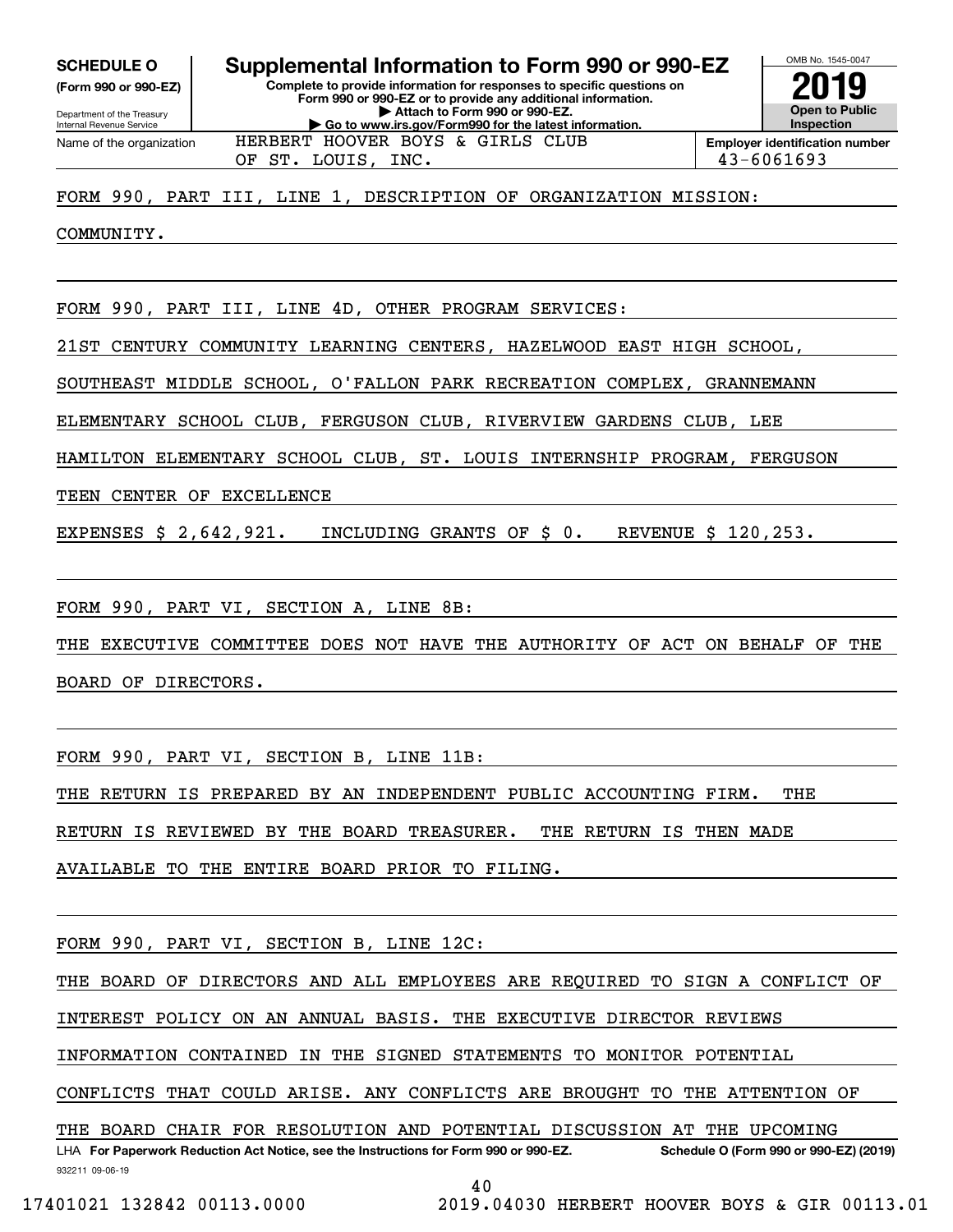**SCHEDULE O** **(Form 990 or 990-EZ)**

Department of the Treasury
Internal Revenue Service

# Supplemental Information to Form 990 or 990-EZ

**Complete to provide information for responses to specific questions on Form 990 or 990-EZ or to provide any additional information.**
**▶ Attach to Form 990 or 990-EZ.**
**▶ Go to www.irs.gov/Form990 for the latest information.**

OMB No. 1545-0047
**2019**
**Open to Public Inspection**

Name of the organization: HERBERT HOOVER BOYS & GIRLS CLUB OF ST. LOUIS, INC.

**Employer identification number** 43-6061693

FORM 990, PART III, LINE 1, DESCRIPTION OF ORGANIZATION MISSION:

COMMUNITY.

FORM 990, PART III, LINE 4D, OTHER PROGRAM SERVICES:

21ST CENTURY COMMUNITY LEARNING CENTERS, HAZELWOOD EAST HIGH SCHOOL, SOUTHEAST MIDDLE SCHOOL, O'FALLON PARK RECREATION COMPLEX, GRANNEMANN ELEMENTARY SCHOOL CLUB, FERGUSON CLUB, RIVERVIEW GARDENS CLUB, LEE HAMILTON ELEMENTARY SCHOOL CLUB, ST. LOUIS INTERNSHIP PROGRAM, FERGUSON TEEN CENTER OF EXCELLENCE

EXPENSES $ 2,642,921. INCLUDING GRANTS OF $ 0. REVENUE $ 120,253.

FORM 990, PART VI, SECTION A, LINE 8B:

THE EXECUTIVE COMMITTEE DOES NOT HAVE THE AUTHORITY OF ACT ON BEHALF OF THE BOARD OF DIRECTORS.

FORM 990, PART VI, SECTION B, LINE 11B:

THE RETURN IS PREPARED BY AN INDEPENDENT PUBLIC ACCOUNTING FIRM. THE RETURN IS REVIEWED BY THE BOARD TREASURER. THE RETURN IS THEN MADE AVAILABLE TO THE ENTIRE BOARD PRIOR TO FILING.

FORM 990, PART VI, SECTION B, LINE 12C:

THE BOARD OF DIRECTORS AND ALL EMPLOYEES ARE REQUIRED TO SIGN A CONFLICT OF INTEREST POLICY ON AN ANNUAL BASIS. THE EXECUTIVE DIRECTOR REVIEWS INFORMATION CONTAINED IN THE SIGNED STATEMENTS TO MONITOR POTENTIAL CONFLICTS THAT COULD ARISE. ANY CONFLICTS ARE BROUGHT TO THE ATTENTION OF THE BOARD CHAIR FOR RESOLUTION AND POTENTIAL DISCUSSION AT THE UPCOMING

LHA **For Paperwork Reduction Act Notice, see the Instructions for Form 990 or 990-EZ.** **Schedule O (Form 990 or 990-EZ) (2019)**

932211 09-06-19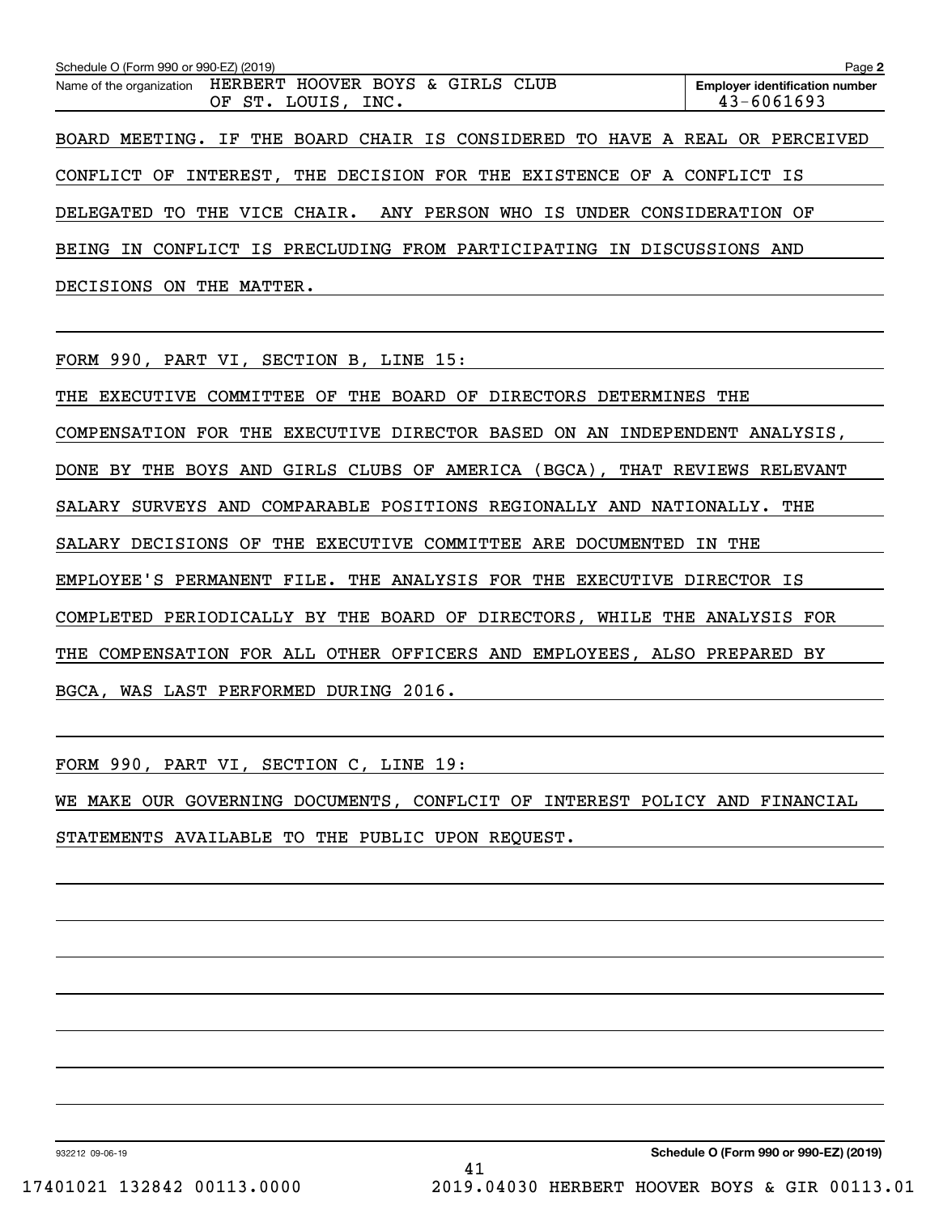Schedule O (Form 990 or 990-EZ) (2019) Page 2

Name of the organization: HERBERT HOOVER BOYS & GIRLS CLUB OF ST. LOUIS, INC.

Employer identification number: 43-6061693

BOARD MEETING. IF THE BOARD CHAIR IS CONSIDERED TO HAVE A REAL OR PERCEIVED CONFLICT OF INTEREST, THE DECISION FOR THE EXISTENCE OF A CONFLICT IS DELEGATED TO THE VICE CHAIR. ANY PERSON WHO IS UNDER CONSIDERATION OF BEING IN CONFLICT IS PRECLUDING FROM PARTICIPATING IN DISCUSSIONS AND DECISIONS ON THE MATTER.

FORM 990, PART VI, SECTION B, LINE 15:

THE EXECUTIVE COMMITTEE OF THE BOARD OF DIRECTORS DETERMINES THE COMPENSATION FOR THE EXECUTIVE DIRECTOR BASED ON AN INDEPENDENT ANALYSIS, DONE BY THE BOYS AND GIRLS CLUBS OF AMERICA (BGCA), THAT REVIEWS RELEVANT SALARY SURVEYS AND COMPARABLE POSITIONS REGIONALLY AND NATIONALLY. THE SALARY DECISIONS OF THE EXECUTIVE COMMITTEE ARE DOCUMENTED IN THE EMPLOYEE'S PERMANENT FILE. THE ANALYSIS FOR THE EXECUTIVE DIRECTOR IS COMPLETED PERIODICALLY BY THE BOARD OF DIRECTORS, WHILE THE ANALYSIS FOR THE COMPENSATION FOR ALL OTHER OFFICERS AND EMPLOYEES, ALSO PREPARED BY BGCA, WAS LAST PERFORMED DURING 2016.

FORM 990, PART VI, SECTION C, LINE 19:

WE MAKE OUR GOVERNING DOCUMENTS, CONFLCIT OF INTEREST POLICY AND FINANCIAL STATEMENTS AVAILABLE TO THE PUBLIC UPON REQUEST.

932212 09-06-19 Schedule O (Form 990 or 990-EZ) (2019)

17401021 132842 00113.0000 2019.04030 HERBERT HOOVER BOYS & GIR 00113.01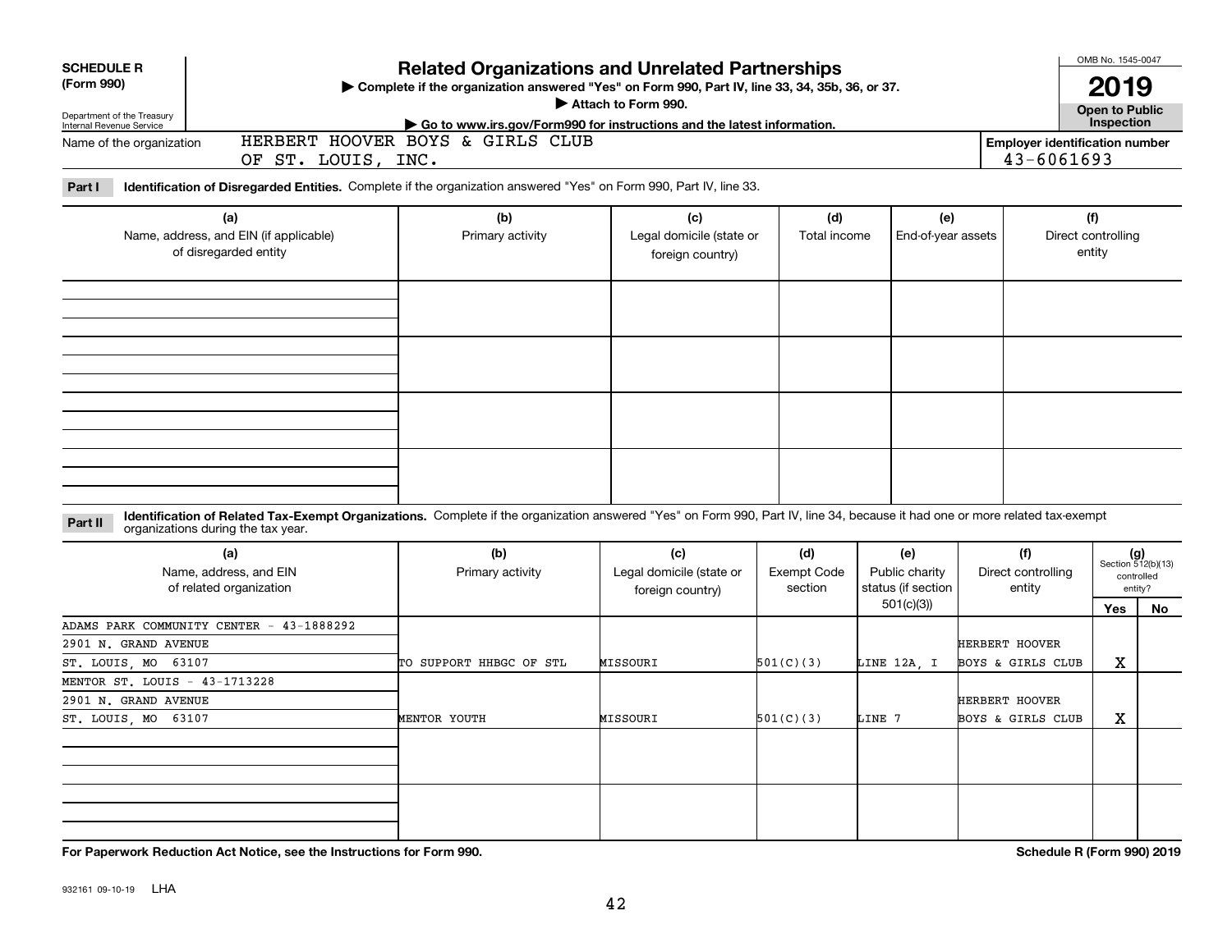**SCHEDULE R (Form 990)**

Department of the Treasury
Internal Revenue Service

# Related Organizations and Unrelated Partnerships

▶ Complete if the organization answered "Yes" on Form 990, Part IV, line 33, 34, 35b, 36, or 37.
▶ Attach to Form 990.
▶ Go to www.irs.gov/Form990 for instructions and the latest information.

OMB No. 1545-0047

**2019**

**Open to Public Inspection**

Name of the organization: HERBERT HOOVER BOYS & GIRLS CLUB OF ST. LOUIS, INC.

Employer identification number: 43-6061693

**Part I** **Identification of Disregarded Entities.** Complete if the organization answered "Yes" on Form 990, Part IV, line 33.

| (a) Name, address, and EIN (if applicable) of disregarded entity | (b) Primary activity | (c) Legal domicile (state or foreign country) | (d) Total income | (e) End-of-year assets | (f) Direct controlling entity |
|---|---|---|---|---|---|
| | | | | | |
| | | | | | |
| | | | | | |
| | | | | | |

**Part II** **Identification of Related Tax-Exempt Organizations.** Complete if the organization answered "Yes" on Form 990, Part IV, line 34, because it had one or more related tax-exempt organizations during the tax year.

| (a) Name, address, and EIN of related organization | (b) Primary activity | (c) Legal domicile (state or foreign country) | (d) Exempt Code section | (e) Public charity status (if section 501(c)(3)) | (f) Direct controlling entity | (g) Section 512(b)(13) controlled entity? Yes | No |
|---|---|---|---|---|---|---|---|
| ADAMS PARK COMMUNITY CENTER - 43-1888292<br>2901 N. GRAND AVENUE<br>ST. LOUIS, MO 63107 | TO SUPPORT HHBGC OF STL | MISSOURI | 501(C)(3) | LINE 12A, I | HERBERT HOOVER BOYS & GIRLS CLUB | X | |
| MENTOR ST. LOUIS - 43-1713228<br>2901 N. GRAND AVENUE<br>ST. LOUIS, MO 63107 | MENTOR YOUTH | MISSOURI | 501(C)(3) | LINE 7 | HERBERT HOOVER BOYS & GIRLS CLUB | X | |
| | | | | | | | |
| | | | | | | | |

**For Paperwork Reduction Act Notice, see the Instructions for Form 990.**

**Schedule R (Form 990) 2019**

932161 09-10-19 LHA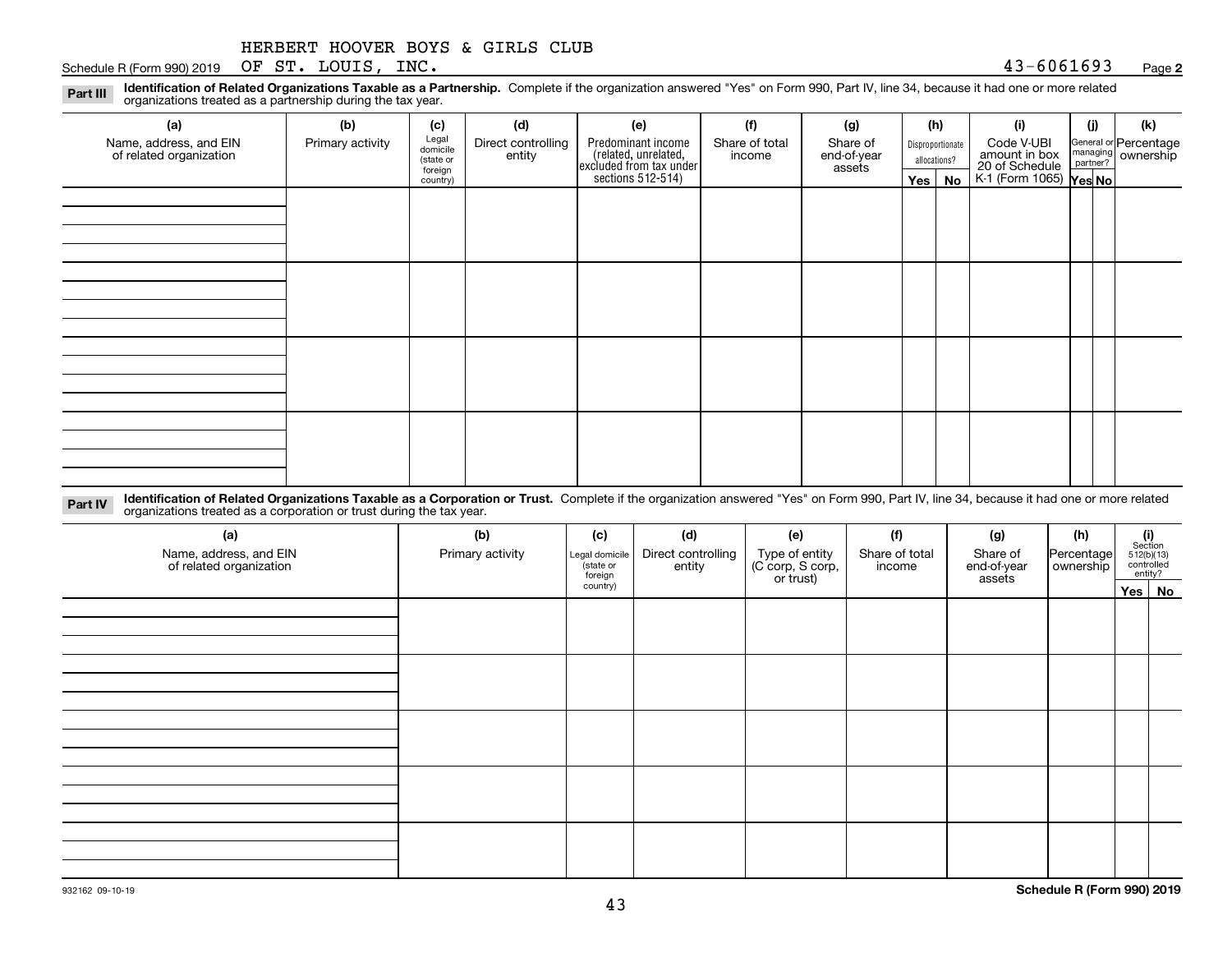HERBERT HOOVER BOYS & GIRLS CLUB

Schedule R (Form 990) 2019 OF ST. LOUIS, INC. 43-6061693 Page **2**

**Part III** **Identification of Related Organizations Taxable as a Partnership.** Complete if the organization answered "Yes" on Form 990, Part IV, line 34, because it had one or more related organizations treated as a partnership during the tax year.

| (a) Name, address, and EIN of related organization | (b) Primary activity | (c) Legal domicile (state or foreign country) | (d) Direct controlling entity | (e) Predominant income (related, unrelated, excluded from tax under sections 512-514) | (f) Share of total income | (g) Share of end-of-year assets | (h) Disproportionate allocations? Yes | No | (i) Code V-UBI amount in box 20 of Schedule K-1 (Form 1065) | (j) General or managing partner? Yes | No | (k) Percentage ownership |
|---|---|---|---|---|---|---|---|---|---|---|---|---|
| | | | | | | | | | | | | |
| | | | | | | | | | | | | |
| | | | | | | | | | | | | |
| | | | | | | | | | | | | |

**Part IV** **Identification of Related Organizations Taxable as a Corporation or Trust.** Complete if the organization answered "Yes" on Form 990, Part IV, line 34, because it had one or more related organizations treated as a corporation or trust during the tax year.

| (a) Name, address, and EIN of related organization | (b) Primary activity | (c) Legal domicile (state or foreign country) | (d) Direct controlling entity | (e) Type of entity (C corp, S corp, or trust) | (f) Share of total income | (g) Share of end-of-year assets | (h) Percentage ownership | (i) Section 512(b)(13) controlled entity? Yes | No |
|---|---|---|---|---|---|---|---|---|---|
| | | | | | | | | | |
| | | | | | | | | | |
| | | | | | | | | | |
| | | | | | | | | | |
| | | | | | | | | | |

932162 09-10-19 **Schedule R (Form 990) 2019**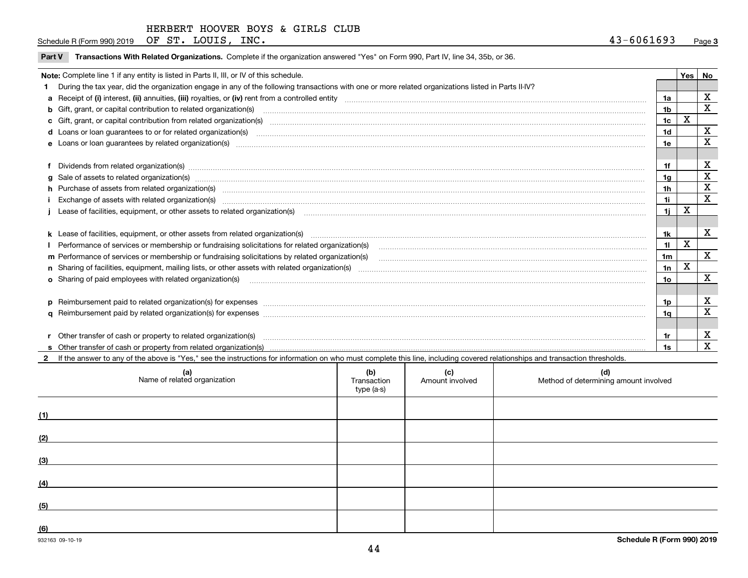HERBERT HOOVER BOYS & GIRLS CLUB

Schedule R (Form 990) 2019 OF ST. LOUIS, INC. 43-6061693 Page 3

**Part V Transactions With Related Organizations.** Complete if the organization answered "Yes" on Form 990, Part IV, line 34, 35b, or 36.

| Note: Complete line 1 if any entity is listed in Parts II, III, or IV of this schedule. | | Yes | No |
|---|---|---|---|
| **1** During the tax year, did the organization engage in any of the following transactions with one or more related organizations listed in Parts II-IV? | | | |
| **a** Receipt of **(i)** interest, **(ii)** annuities, **(iii)** royalties, or **(iv)** rent from a controlled entity | 1a | | X |
| **b** Gift, grant, or capital contribution to related organization(s) | 1b | | X |
| **c** Gift, grant, or capital contribution from related organization(s) | 1c | X | |
| **d** Loans or loan guarantees to or for related organization(s) | 1d | | X |
| **e** Loans or loan guarantees by related organization(s) | 1e | | X |
| **f** Dividends from related organization(s) | 1f | | X |
| **g** Sale of assets to related organization(s) | 1g | | X |
| **h** Purchase of assets from related organization(s) | 1h | | X |
| **i** Exchange of assets with related organization(s) | 1i | | X |
| **j** Lease of facilities, equipment, or other assets to related organization(s) | 1j | X | |
| **k** Lease of facilities, equipment, or other assets from related organization(s) | 1k | | X |
| **l** Performance of services or membership or fundraising solicitations for related organization(s) | 1l | X | |
| **m** Performance of services or membership or fundraising solicitations by related organization(s) | 1m | | X |
| **n** Sharing of facilities, equipment, mailing lists, or other assets with related organization(s) | 1n | X | |
| **o** Sharing of paid employees with related organization(s) | 1o | | X |
| **p** Reimbursement paid to related organization(s) for expenses | 1p | | X |
| **q** Reimbursement paid by related organization(s) for expenses | 1q | | X |
| **r** Other transfer of cash or property to related organization(s) | 1r | | X |
| **s** Other transfer of cash or property from related organization(s) | 1s | | X |

**2** If the answer to any of the above is "Yes," see the instructions for information on who must complete this line, including covered relationships and transaction thresholds.

| | (a) Name of related organization | (b) Transaction type (a-s) | (c) Amount involved | (d) Method of determining amount involved |
|---|---|---|---|---|
| (1) | | | | |
| (2) | | | | |
| (3) | | | | |
| (4) | | | | |
| (5) | | | | |
| (6) | | | | |

932163 09-10-19 Schedule R (Form 990) 2019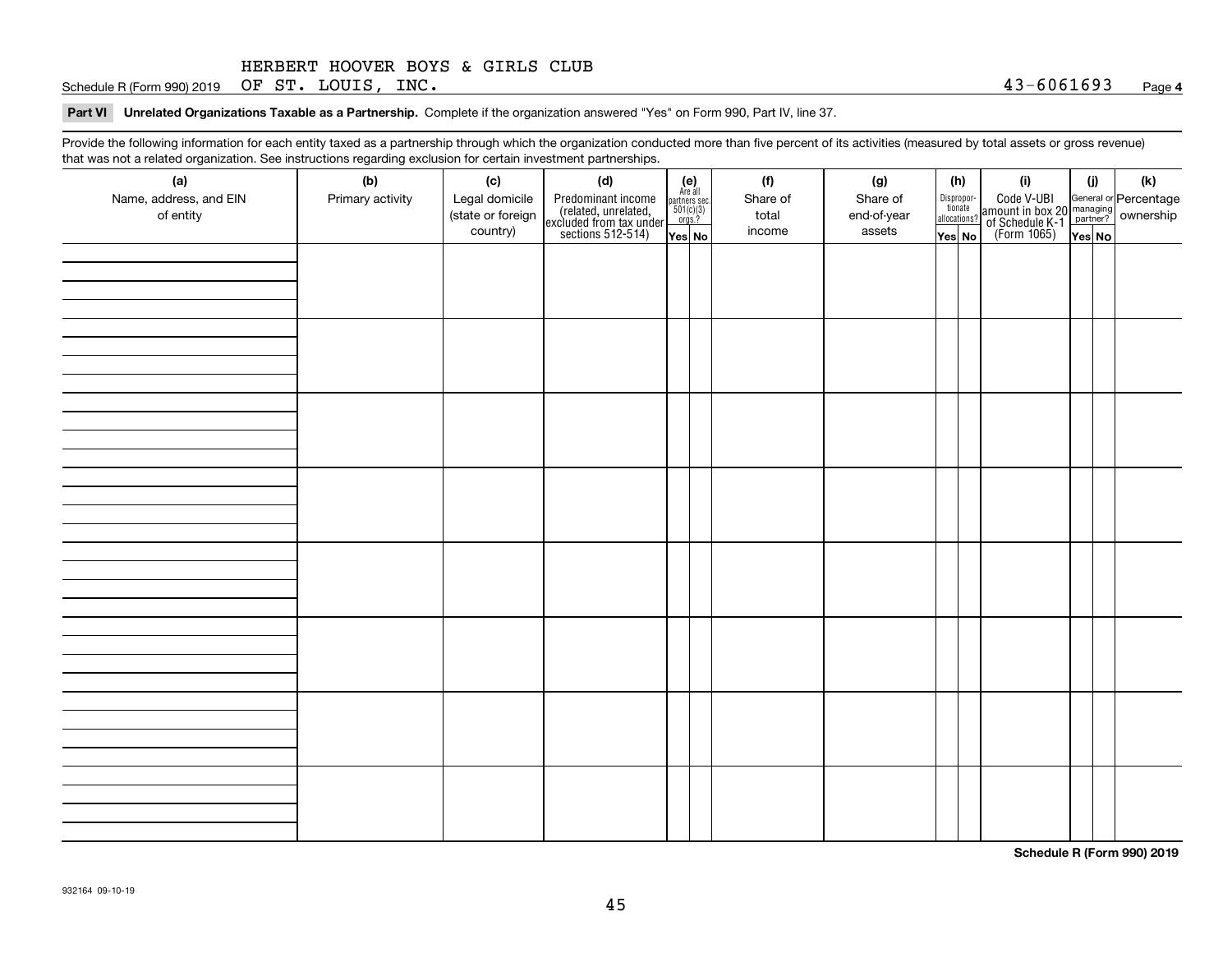HERBERT HOOVER BOYS & GIRLS CLUB

Schedule R (Form 990) 2019 OF ST. LOUIS, INC. 43-6061693 Page **4**

**Part VI Unrelated Organizations Taxable as a Partnership.** Complete if the organization answered "Yes" on Form 990, Part IV, line 37.

Provide the following information for each entity taxed as a partnership through which the organization conducted more than five percent of its activities (measured by total assets or gross revenue) that was not a related organization. See instructions regarding exclusion for certain investment partnerships.

| (a) Name, address, and EIN of entity | (b) Primary activity | (c) Legal domicile (state or foreign country) | (d) Predominant income (related, unrelated, excluded from tax under sections 512-514) | (e) Are all partners sec. 501(c)(3) orgs.? | | (f) Share of total income | (g) Share of end-of-year assets | (h) Disproportionate allocations? | | (i) Code V-UBI amount in box 20 of Schedule K-1 (Form 1065) | (j) General or managing partner? | | (k) Percentage ownership |
|---|---|---|---|---|---|---|---|---|---|---|---|---|---|
| | | | | Yes | No | | | Yes | No | | Yes | No | |
| | | | | | | | | | | | | | |
| | | | | | | | | | | | | | |
| | | | | | | | | | | | | | |
| | | | | | | | | | | | | | |
| | | | | | | | | | | | | | |
| | | | | | | | | | | | | | |
| | | | | | | | | | | | | | |
| | | | | | | | | | | | | | |

**Schedule R (Form 990) 2019**

932164 09-10-19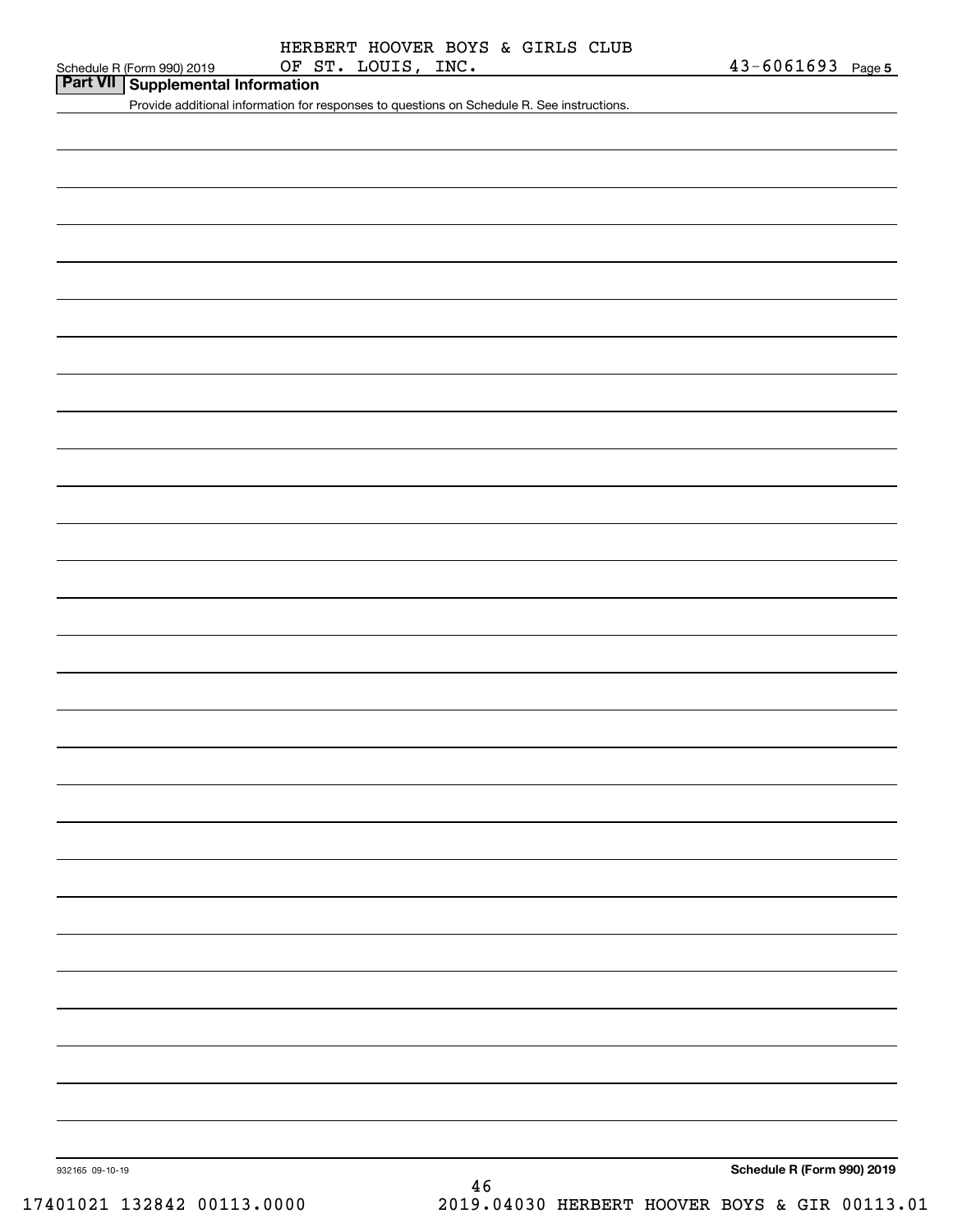HERBERT HOOVER BOYS & GIRLS CLUB OF ST. LOUIS, INC. 43-6061693

## Part VII Supplemental Information

Provide additional information for responses to questions on Schedule R. See instructions.

932165 09-10-19

17401021 132842 00113.0000 2019.04030 HERBERT HOOVER BOYS & GIR 00113.01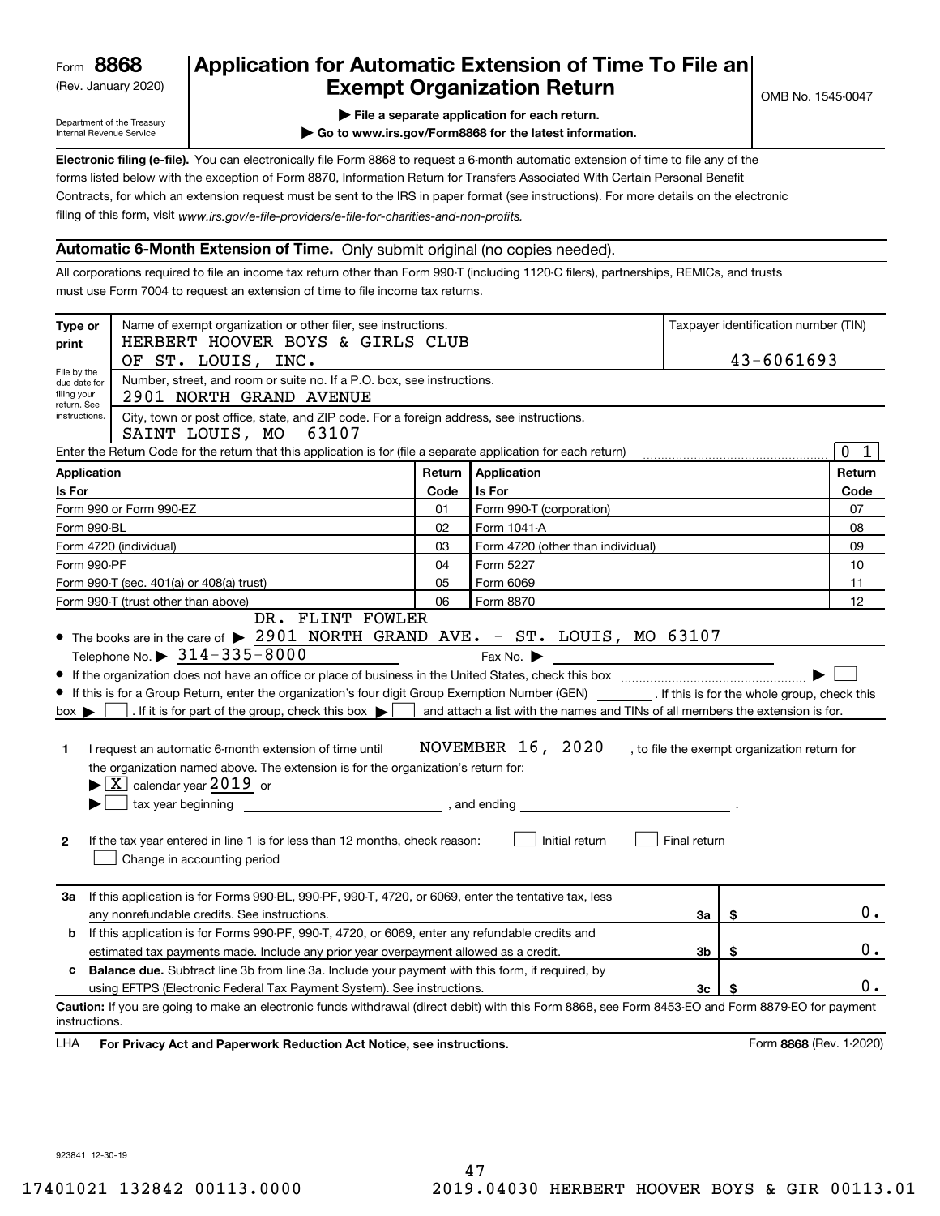Form **8868**
(Rev. January 2020)

Department of the Treasury
Internal Revenue Service

# Application for Automatic Extension of Time To File an Exempt Organization Return

▶ File a separate application for each return.
▶ Go to www.irs.gov/Form8868 for the latest information.

OMB No. 1545-0047

**Electronic filing (e-file).** You can electronically file Form 8868 to request a 6-month automatic extension of time to file any of the forms listed below with the exception of Form 8870, Information Return for Transfers Associated With Certain Personal Benefit Contracts, for which an extension request must be sent to the IRS in paper format (see instructions). For more details on the electronic filing of this form, visit *www.irs.gov/e-file-providers/e-file-for-charities-and-non-profits.*

## Automatic 6-Month Extension of Time. Only submit original (no copies needed).

All corporations required to file an income tax return other than Form 990-T (including 1120-C filers), partnerships, REMICs, and trusts must use Form 7004 to request an extension of time to file income tax returns.

| Type or print | Name of exempt organization or other filer, see instructions. | Taxpayer identification number (TIN) |
|---|---|---|
| File by the due date for filing your return. See instructions. | HERBERT HOOVER BOYS & GIRLS CLUB OF ST. LOUIS, INC. | 43-6061693 |
| | Number, street, and room or suite no. If a P.O. box, see instructions. 2901 NORTH GRAND AVENUE | |
| | City, town or post office, state, and ZIP code. For a foreign address, see instructions. SAINT LOUIS, MO 63107 | |

Enter the Return Code for the return that this application is for (file a separate application for each return) ..... 0 1

| Application Is For | Return Code | Application Is For | Return Code |
|---|---|---|---|
| Form 990 or Form 990-EZ | 01 | Form 990-T (corporation) | 07 |
| Form 990-BL | 02 | Form 1041-A | 08 |
| Form 4720 (individual) | 03 | Form 4720 (other than individual) | 09 |
| Form 990-PF | 04 | Form 5227 | 10 |
| Form 990-T (sec. 401(a) or 408(a) trust) | 05 | Form 6069 | 11 |
| Form 990-T (trust other than above) | 06 | Form 8870 | 12 |

- The books are in the care of ▶ DR. FLINT FOWLER 2901 NORTH GRAND AVE. - ST. LOUIS, MO 63107
  Telephone No. ▶ 314-335-8000     Fax No. ▶
- If the organization does not have an office or place of business in the United States, check this box ..... ▶ ☐
- If this is for a Group Return, enter the organization's four digit Group Exemption Number (GEN) ______ . If this is for the whole group, check this box ▶ ☐ . If it is for part of the group, check this box ▶ ☐ and attach a list with the names and TINs of all members the extension is for.

**1** I request an automatic 6-month extension of time until NOVEMBER 16, 2020 , to file the exempt organization return for the organization named above. The extension is for the organization's return for:
▶ ☒ calendar year 2019 or
▶ ☐ tax year beginning ______________ , and ending ______________ .

**2** If the tax year entered in line 1 is for less than 12 months, check reason: ☐ Initial return ☐ Final return ☐ Change in accounting period

| | | | |
|---|---|---|---|
| **3a** | If this application is for Forms 990-BL, 990-PF, 990-T, 4720, or 6069, enter the tentative tax, less any nonrefundable credits. See instructions. | 3a | $ 0. |
| **b** | If this application is for Forms 990-PF, 990-T, 4720, or 6069, enter any refundable credits and estimated tax payments made. Include any prior year overpayment allowed as a credit. | 3b | $ 0. |
| **c** | **Balance due.** Subtract line 3b from line 3a. Include your payment with this form, if required, by using EFTPS (Electronic Federal Tax Payment System). See instructions. | 3c | $ 0. |

**Caution:** If you are going to make an electronic funds withdrawal (direct debit) with this Form 8868, see Form 8453-EO and Form 8879-EO for payment instructions.

LHA **For Privacy Act and Paperwork Reduction Act Notice, see instructions.** Form **8868** (Rev. 1-2020)

923841 12-30-19

17401021 132842 00113.0000 2019.04030 HERBERT HOOVER BOYS & GIR 00113.01